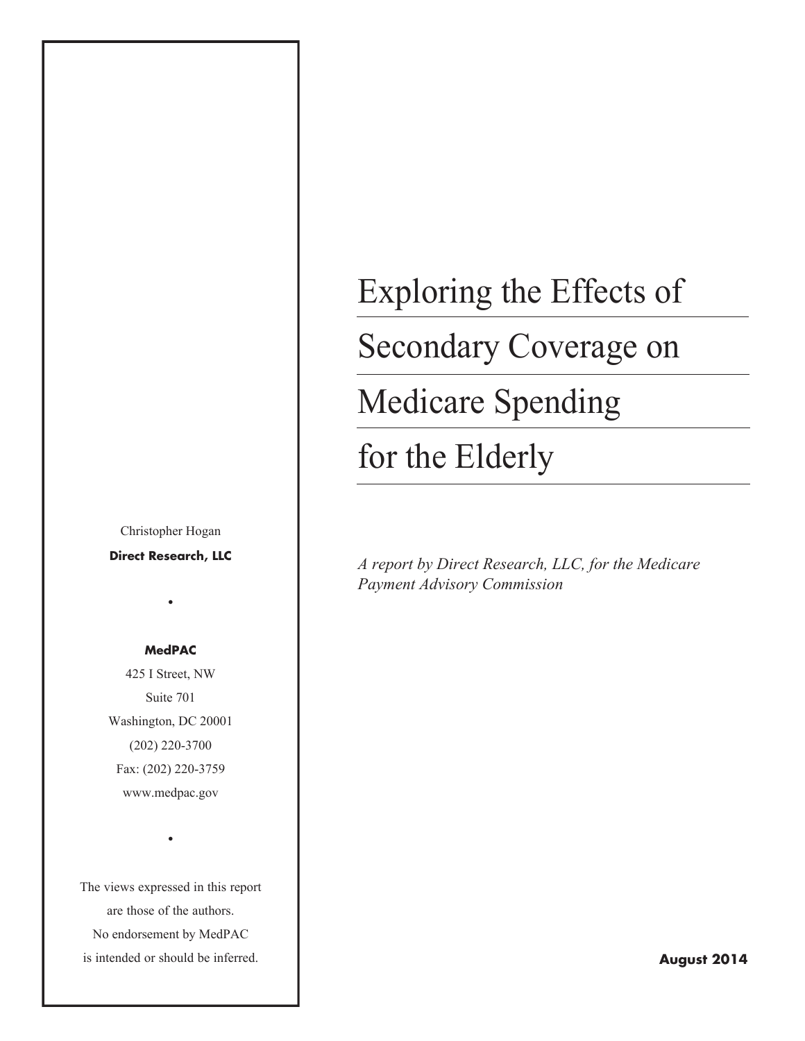# Exploring the Effects of Secondary Coverage on Medicare Spending for the Elderly

*A report by Direct Research, LLC, for the Medicare Payment Advisory Commission*

Christopher Hogan

**Direct Research, LLC**

•

**MedPAC**

425 I Street, NW

Suite 701

Washington, DC 20001

(202) 220-3700

Fax: (202) 220-3759

www.medpac.gov

•

The views expressed in this report are those of the authors. No endorsement by MedPAC is intended or should be inferred.

**August 2014**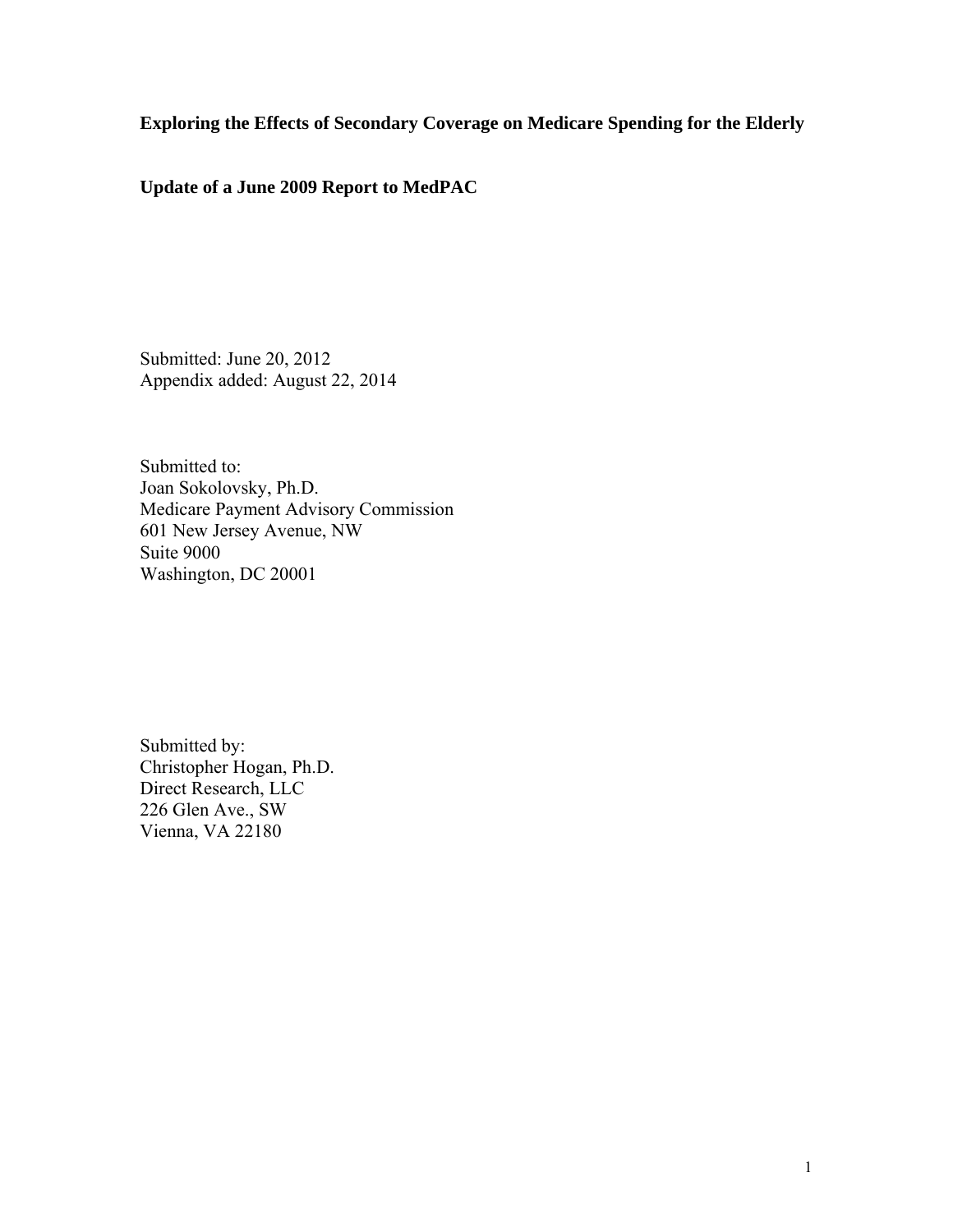**Exploring the Effects of Secondary Coverage on Medicare Spending for the Elderly**

**Update of a June 2009 Report to MedPAC**

Submitted: June 20, 2012
Appendix added: August 22, 2014

Submitted to:
Joan Sokolovsky, Ph.D.
Medicare Payment Advisory Commission
601 New Jersey Avenue, NW
Suite 9000
Washington, DC 20001

Submitted by:
Christopher Hogan, Ph.D.
Direct Research, LLC
226 Glen Ave., SW
Vienna, VA 22180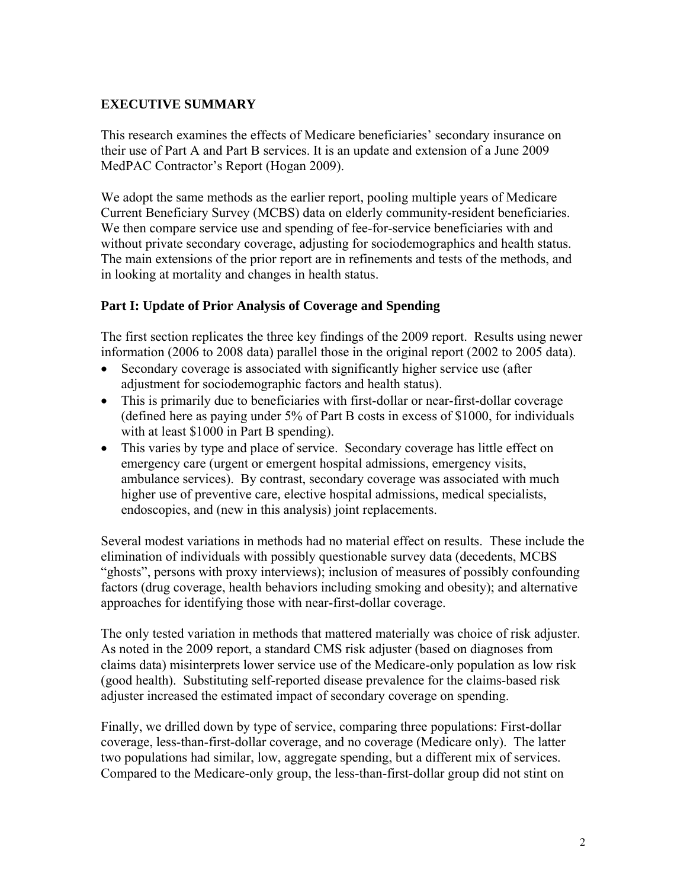## EXECUTIVE SUMMARY

This research examines the effects of Medicare beneficiaries' secondary insurance on their use of Part A and Part B services. It is an update and extension of a June 2009 MedPAC Contractor's Report (Hogan 2009).

We adopt the same methods as the earlier report, pooling multiple years of Medicare Current Beneficiary Survey (MCBS) data on elderly community-resident beneficiaries. We then compare service use and spending of fee-for-service beneficiaries with and without private secondary coverage, adjusting for sociodemographics and health status. The main extensions of the prior report are in refinements and tests of the methods, and in looking at mortality and changes in health status.

### Part I: Update of Prior Analysis of Coverage and Spending

The first section replicates the three key findings of the 2009 report. Results using newer information (2006 to 2008 data) parallel those in the original report (2002 to 2005 data).

- Secondary coverage is associated with significantly higher service use (after adjustment for sociodemographic factors and health status).
- This is primarily due to beneficiaries with first-dollar or near-first-dollar coverage (defined here as paying under 5% of Part B costs in excess of $1000, for individuals with at least $1000 in Part B spending).
- This varies by type and place of service. Secondary coverage has little effect on emergency care (urgent or emergent hospital admissions, emergency visits, ambulance services). By contrast, secondary coverage was associated with much higher use of preventive care, elective hospital admissions, medical specialists, endoscopies, and (new in this analysis) joint replacements.

Several modest variations in methods had no material effect on results. These include the elimination of individuals with possibly questionable survey data (decedents, MCBS "ghosts", persons with proxy interviews); inclusion of measures of possibly confounding factors (drug coverage, health behaviors including smoking and obesity); and alternative approaches for identifying those with near-first-dollar coverage.

The only tested variation in methods that mattered materially was choice of risk adjuster. As noted in the 2009 report, a standard CMS risk adjuster (based on diagnoses from claims data) misinterprets lower service use of the Medicare-only population as low risk (good health). Substituting self-reported disease prevalence for the claims-based risk adjuster increased the estimated impact of secondary coverage on spending.

Finally, we drilled down by type of service, comparing three populations: First-dollar coverage, less-than-first-dollar coverage, and no coverage (Medicare only). The latter two populations had similar, low, aggregate spending, but a different mix of services. Compared to the Medicare-only group, the less-than-first-dollar group did not stint on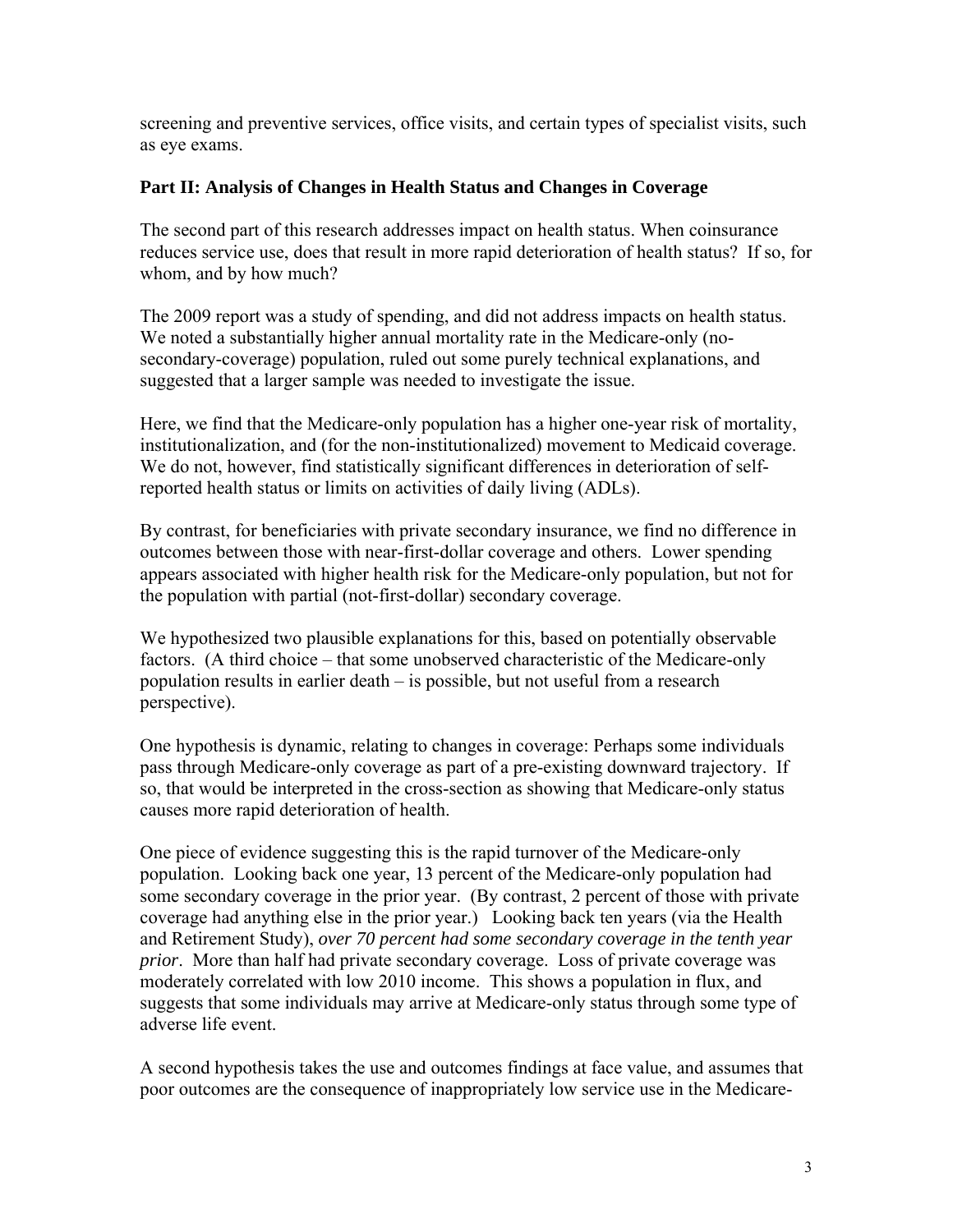screening and preventive services, office visits, and certain types of specialist visits, such as eye exams.

### Part II: Analysis of Changes in Health Status and Changes in Coverage

The second part of this research addresses impact on health status. When coinsurance reduces service use, does that result in more rapid deterioration of health status? If so, for whom, and by how much?

The 2009 report was a study of spending, and did not address impacts on health status. We noted a substantially higher annual mortality rate in the Medicare-only (no-secondary-coverage) population, ruled out some purely technical explanations, and suggested that a larger sample was needed to investigate the issue.

Here, we find that the Medicare-only population has a higher one-year risk of mortality, institutionalization, and (for the non-institutionalized) movement to Medicaid coverage. We do not, however, find statistically significant differences in deterioration of self-reported health status or limits on activities of daily living (ADLs).

By contrast, for beneficiaries with private secondary insurance, we find no difference in outcomes between those with near-first-dollar coverage and others. Lower spending appears associated with higher health risk for the Medicare-only population, but not for the population with partial (not-first-dollar) secondary coverage.

We hypothesized two plausible explanations for this, based on potentially observable factors. (A third choice – that some unobserved characteristic of the Medicare-only population results in earlier death – is possible, but not useful from a research perspective).

One hypothesis is dynamic, relating to changes in coverage: Perhaps some individuals pass through Medicare-only coverage as part of a pre-existing downward trajectory. If so, that would be interpreted in the cross-section as showing that Medicare-only status causes more rapid deterioration of health.

One piece of evidence suggesting this is the rapid turnover of the Medicare-only population. Looking back one year, 13 percent of the Medicare-only population had some secondary coverage in the prior year. (By contrast, 2 percent of those with private coverage had anything else in the prior year.) Looking back ten years (via the Health and Retirement Study), *over 70 percent had some secondary coverage in the tenth year prior*. More than half had private secondary coverage. Loss of private coverage was moderately correlated with low 2010 income. This shows a population in flux, and suggests that some individuals may arrive at Medicare-only status through some type of adverse life event.

A second hypothesis takes the use and outcomes findings at face value, and assumes that poor outcomes are the consequence of inappropriately low service use in the Medicare-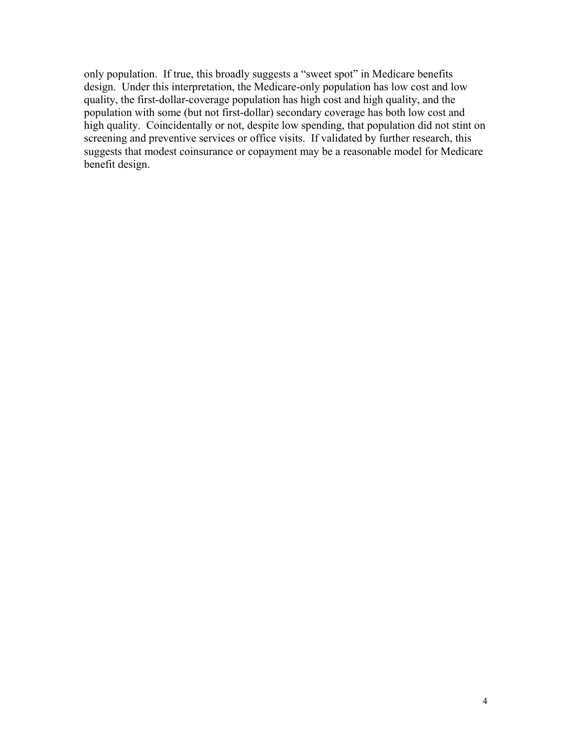only population. If true, this broadly suggests a "sweet spot" in Medicare benefits design. Under this interpretation, the Medicare-only population has low cost and low quality, the first-dollar-coverage population has high cost and high quality, and the population with some (but not first-dollar) secondary coverage has both low cost and high quality. Coincidentally or not, despite low spending, that population did not stint on screening and preventive services or office visits. If validated by further research, this suggests that modest coinsurance or copayment may be a reasonable model for Medicare benefit design.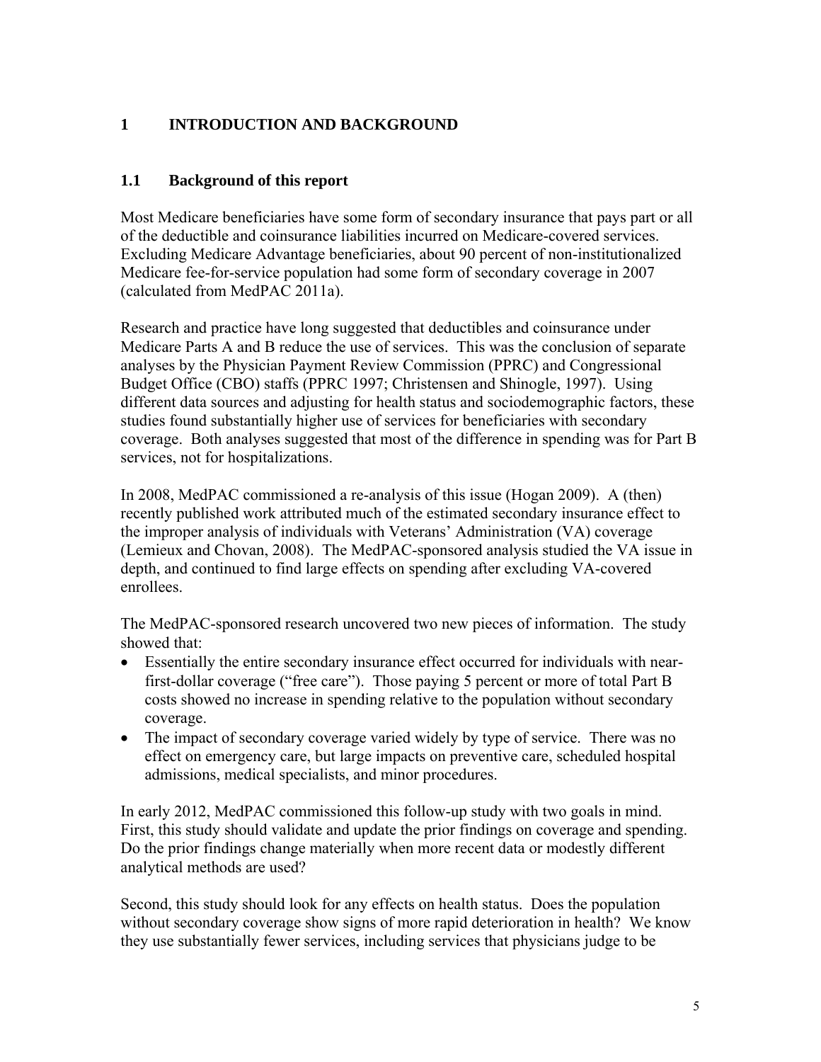# 1 INTRODUCTION AND BACKGROUND

## 1.1 Background of this report

Most Medicare beneficiaries have some form of secondary insurance that pays part or all of the deductible and coinsurance liabilities incurred on Medicare-covered services. Excluding Medicare Advantage beneficiaries, about 90 percent of non-institutionalized Medicare fee-for-service population had some form of secondary coverage in 2007 (calculated from MedPAC 2011a).

Research and practice have long suggested that deductibles and coinsurance under Medicare Parts A and B reduce the use of services. This was the conclusion of separate analyses by the Physician Payment Review Commission (PPRC) and Congressional Budget Office (CBO) staffs (PPRC 1997; Christensen and Shinogle, 1997). Using different data sources and adjusting for health status and sociodemographic factors, these studies found substantially higher use of services for beneficiaries with secondary coverage. Both analyses suggested that most of the difference in spending was for Part B services, not for hospitalizations.

In 2008, MedPAC commissioned a re-analysis of this issue (Hogan 2009). A (then) recently published work attributed much of the estimated secondary insurance effect to the improper analysis of individuals with Veterans' Administration (VA) coverage (Lemieux and Chovan, 2008). The MedPAC-sponsored analysis studied the VA issue in depth, and continued to find large effects on spending after excluding VA-covered enrollees.

The MedPAC-sponsored research uncovered two new pieces of information. The study showed that:

- Essentially the entire secondary insurance effect occurred for individuals with near-first-dollar coverage ("free care"). Those paying 5 percent or more of total Part B costs showed no increase in spending relative to the population without secondary coverage.
- The impact of secondary coverage varied widely by type of service. There was no effect on emergency care, but large impacts on preventive care, scheduled hospital admissions, medical specialists, and minor procedures.

In early 2012, MedPAC commissioned this follow-up study with two goals in mind. First, this study should validate and update the prior findings on coverage and spending. Do the prior findings change materially when more recent data or modestly different analytical methods are used?

Second, this study should look for any effects on health status. Does the population without secondary coverage show signs of more rapid deterioration in health? We know they use substantially fewer services, including services that physicians judge to be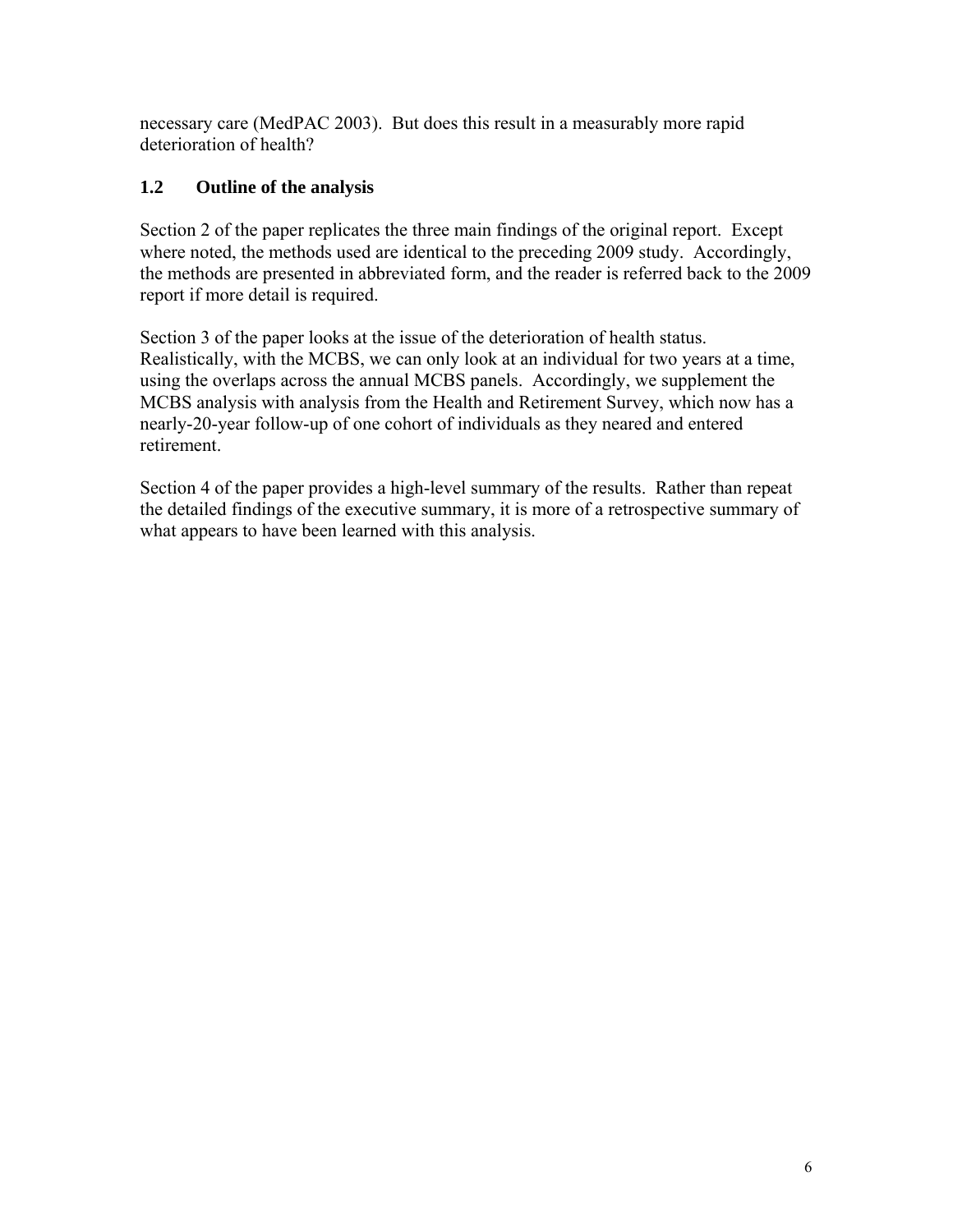necessary care (MedPAC 2003). But does this result in a measurably more rapid deterioration of health?

## 1.2 Outline of the analysis

Section 2 of the paper replicates the three main findings of the original report. Except where noted, the methods used are identical to the preceding 2009 study. Accordingly, the methods are presented in abbreviated form, and the reader is referred back to the 2009 report if more detail is required.

Section 3 of the paper looks at the issue of the deterioration of health status. Realistically, with the MCBS, we can only look at an individual for two years at a time, using the overlaps across the annual MCBS panels. Accordingly, we supplement the MCBS analysis with analysis from the Health and Retirement Survey, which now has a nearly-20-year follow-up of one cohort of individuals as they neared and entered retirement.

Section 4 of the paper provides a high-level summary of the results. Rather than repeat the detailed findings of the executive summary, it is more of a retrospective summary of what appears to have been learned with this analysis.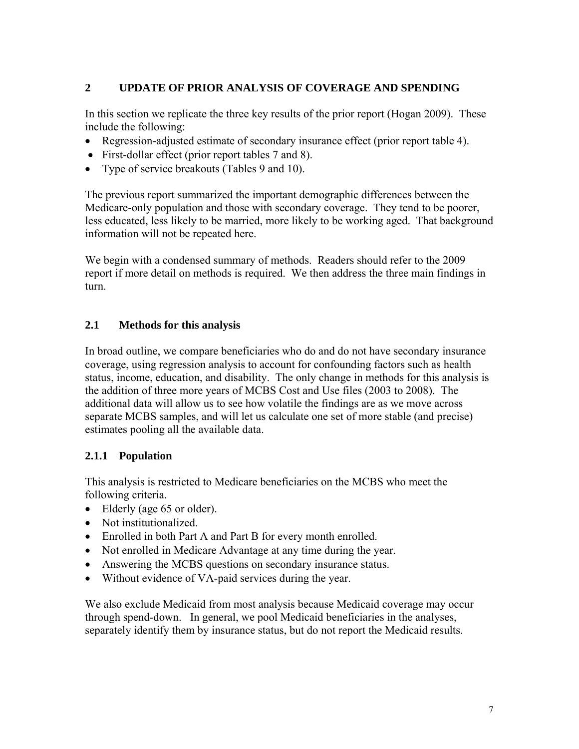## 2 UPDATE OF PRIOR ANALYSIS OF COVERAGE AND SPENDING

In this section we replicate the three key results of the prior report (Hogan 2009). These include the following:

- Regression-adjusted estimate of secondary insurance effect (prior report table 4).
- First-dollar effect (prior report tables 7 and 8).
- Type of service breakouts (Tables 9 and 10).

The previous report summarized the important demographic differences between the Medicare-only population and those with secondary coverage. They tend to be poorer, less educated, less likely to be married, more likely to be working aged. That background information will not be repeated here.

We begin with a condensed summary of methods. Readers should refer to the 2009 report if more detail on methods is required. We then address the three main findings in turn.

### 2.1 Methods for this analysis

In broad outline, we compare beneficiaries who do and do not have secondary insurance coverage, using regression analysis to account for confounding factors such as health status, income, education, and disability. The only change in methods for this analysis is the addition of three more years of MCBS Cost and Use files (2003 to 2008). The additional data will allow us to see how volatile the findings are as we move across separate MCBS samples, and will let us calculate one set of more stable (and precise) estimates pooling all the available data.

#### 2.1.1 Population

This analysis is restricted to Medicare beneficiaries on the MCBS who meet the following criteria.

- Elderly (age 65 or older).
- Not institutionalized.
- Enrolled in both Part A and Part B for every month enrolled.
- Not enrolled in Medicare Advantage at any time during the year.
- Answering the MCBS questions on secondary insurance status.
- Without evidence of VA-paid services during the year.

We also exclude Medicaid from most analysis because Medicaid coverage may occur through spend-down. In general, we pool Medicaid beneficiaries in the analyses, separately identify them by insurance status, but do not report the Medicaid results.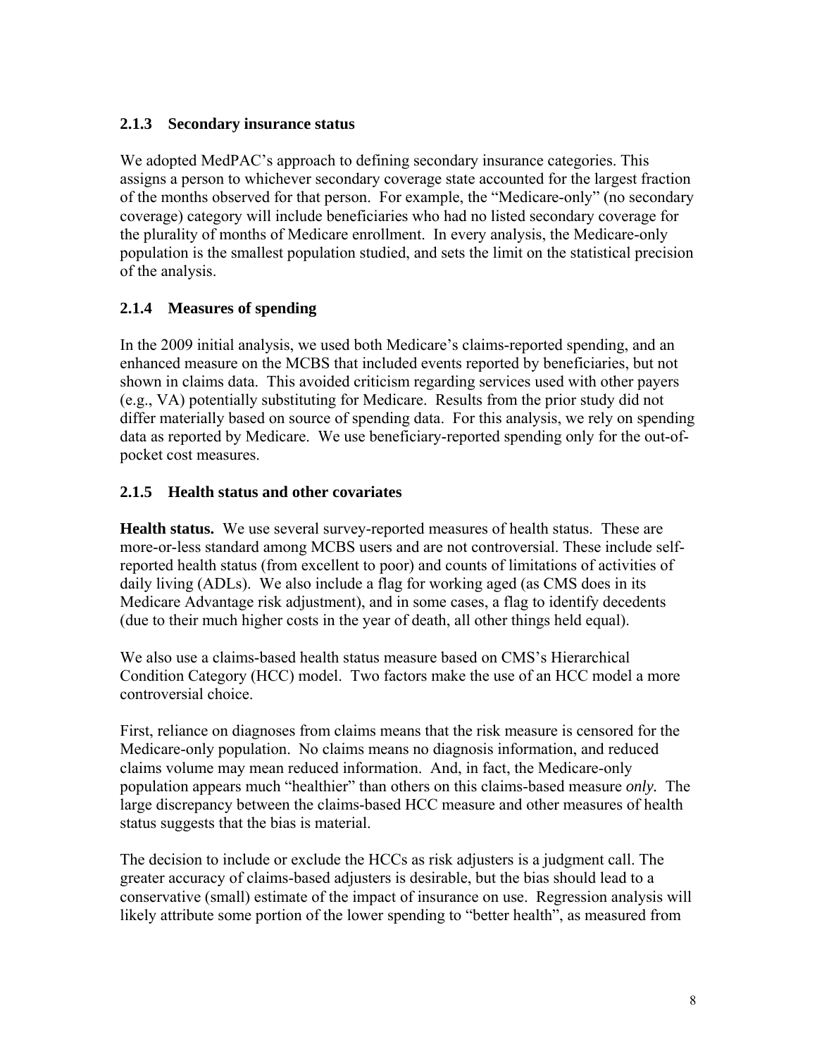### 2.1.3 Secondary insurance status

We adopted MedPAC's approach to defining secondary insurance categories. This assigns a person to whichever secondary coverage state accounted for the largest fraction of the months observed for that person. For example, the "Medicare-only" (no secondary coverage) category will include beneficiaries who had no listed secondary coverage for the plurality of months of Medicare enrollment. In every analysis, the Medicare-only population is the smallest population studied, and sets the limit on the statistical precision of the analysis.

### 2.1.4 Measures of spending

In the 2009 initial analysis, we used both Medicare's claims-reported spending, and an enhanced measure on the MCBS that included events reported by beneficiaries, but not shown in claims data. This avoided criticism regarding services used with other payers (e.g., VA) potentially substituting for Medicare. Results from the prior study did not differ materially based on source of spending data. For this analysis, we rely on spending data as reported by Medicare. We use beneficiary-reported spending only for the out-of-pocket cost measures.

### 2.1.5 Health status and other covariates

**Health status.** We use several survey-reported measures of health status. These are more-or-less standard among MCBS users and are not controversial. These include self-reported health status (from excellent to poor) and counts of limitations of activities of daily living (ADLs). We also include a flag for working aged (as CMS does in its Medicare Advantage risk adjustment), and in some cases, a flag to identify decedents (due to their much higher costs in the year of death, all other things held equal).

We also use a claims-based health status measure based on CMS's Hierarchical Condition Category (HCC) model. Two factors make the use of an HCC model a more controversial choice.

First, reliance on diagnoses from claims means that the risk measure is censored for the Medicare-only population. No claims means no diagnosis information, and reduced claims volume may mean reduced information. And, in fact, the Medicare-only population appears much "healthier" than others on this claims-based measure *only.* The large discrepancy between the claims-based HCC measure and other measures of health status suggests that the bias is material.

The decision to include or exclude the HCCs as risk adjusters is a judgment call. The greater accuracy of claims-based adjusters is desirable, but the bias should lead to a conservative (small) estimate of the impact of insurance on use. Regression analysis will likely attribute some portion of the lower spending to "better health", as measured from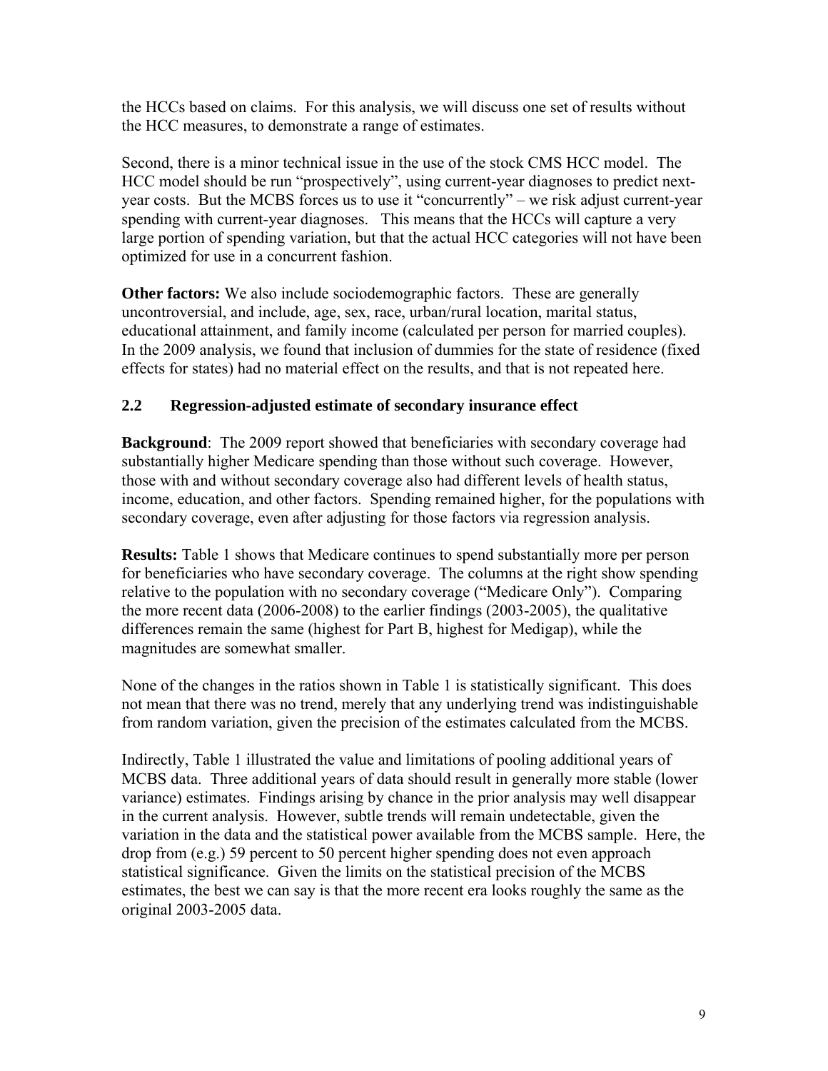the HCCs based on claims. For this analysis, we will discuss one set of results without the HCC measures, to demonstrate a range of estimates.

Second, there is a minor technical issue in the use of the stock CMS HCC model. The HCC model should be run "prospectively", using current-year diagnoses to predict next-year costs. But the MCBS forces us to use it "concurrently" – we risk adjust current-year spending with current-year diagnoses. This means that the HCCs will capture a very large portion of spending variation, but that the actual HCC categories will not have been optimized for use in a concurrent fashion.

**Other factors:** We also include sociodemographic factors. These are generally uncontroversial, and include, age, sex, race, urban/rural location, marital status, educational attainment, and family income (calculated per person for married couples). In the 2009 analysis, we found that inclusion of dummies for the state of residence (fixed effects for states) had no material effect on the results, and that is not repeated here.

### 2.2 Regression-adjusted estimate of secondary insurance effect

**Background**: The 2009 report showed that beneficiaries with secondary coverage had substantially higher Medicare spending than those without such coverage. However, those with and without secondary coverage also had different levels of health status, income, education, and other factors. Spending remained higher, for the populations with secondary coverage, even after adjusting for those factors via regression analysis.

**Results:** Table 1 shows that Medicare continues to spend substantially more per person for beneficiaries who have secondary coverage. The columns at the right show spending relative to the population with no secondary coverage ("Medicare Only"). Comparing the more recent data (2006-2008) to the earlier findings (2003-2005), the qualitative differences remain the same (highest for Part B, highest for Medigap), while the magnitudes are somewhat smaller.

None of the changes in the ratios shown in Table 1 is statistically significant. This does not mean that there was no trend, merely that any underlying trend was indistinguishable from random variation, given the precision of the estimates calculated from the MCBS.

Indirectly, Table 1 illustrated the value and limitations of pooling additional years of MCBS data. Three additional years of data should result in generally more stable (lower variance) estimates. Findings arising by chance in the prior analysis may well disappear in the current analysis. However, subtle trends will remain undetectable, given the variation in the data and the statistical power available from the MCBS sample. Here, the drop from (e.g.) 59 percent to 50 percent higher spending does not even approach statistical significance. Given the limits on the statistical precision of the MCBS estimates, the best we can say is that the more recent era looks roughly the same as the original 2003-2005 data.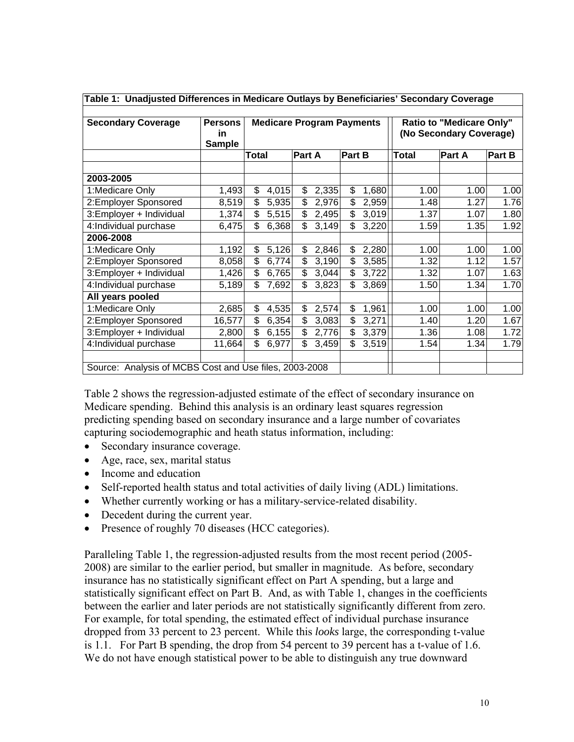| Table 1: Unadjusted Differences in Medicare Outlays by Beneficiaries' Secondary Coverage | | | | | | | |
|---|---|---|---|---|---|---|---|
| **Secondary Coverage** | **Persons in Sample** | **Medicare Program Payments** | | | **Ratio to "Medicare Only" (No Secondary Coverage)** | | |
| | | **Total** | **Part A** | **Part B** | **Total** | **Part A** | **Part B** |
| **2003-2005** | | | | | | | |
| 1:Medicare Only | 1,493 | $ 4,015 | $ 2,335 | $ 1,680 | 1.00 | 1.00 | 1.00 |
| 2:Employer Sponsored | 8,519 | $ 5,935 | $ 2,976 | $ 2,959 | 1.48 | 1.27 | 1.76 |
| 3:Employer + Individual | 1,374 | $ 5,515 | $ 2,495 | $ 3,019 | 1.37 | 1.07 | 1.80 |
| 4:Individual purchase | 6,475 | $ 6,368 | $ 3,149 | $ 3,220 | 1.59 | 1.35 | 1.92 |
| **2006-2008** | | | | | | | |
| 1:Medicare Only | 1,192 | $ 5,126 | $ 2,846 | $ 2,280 | 1.00 | 1.00 | 1.00 |
| 2:Employer Sponsored | 8,058 | $ 6,774 | $ 3,190 | $ 3,585 | 1.32 | 1.12 | 1.57 |
| 3:Employer + Individual | 1,426 | $ 6,765 | $ 3,044 | $ 3,722 | 1.32 | 1.07 | 1.63 |
| 4:Individual purchase | 5,189 | $ 7,692 | $ 3,823 | $ 3,869 | 1.50 | 1.34 | 1.70 |
| **All years pooled** | | | | | | | |
| 1:Medicare Only | 2,685 | $ 4,535 | $ 2,574 | $ 1,961 | 1.00 | 1.00 | 1.00 |
| 2:Employer Sponsored | 16,577 | $ 6,354 | $ 3,083 | $ 3,271 | 1.40 | 1.20 | 1.67 |
| 3:Employer + Individual | 2,800 | $ 6,155 | $ 2,776 | $ 3,379 | 1.36 | 1.08 | 1.72 |
| 4:Individual purchase | 11,664 | $ 6,977 | $ 3,459 | $ 3,519 | 1.54 | 1.34 | 1.79 |
| Source: Analysis of MCBS Cost and Use files, 2003-2008 | | | | | | | |

Table 2 shows the regression-adjusted estimate of the effect of secondary insurance on Medicare spending. Behind this analysis is an ordinary least squares regression predicting spending based on secondary insurance and a large number of covariates capturing sociodemographic and heath status information, including:

- Secondary insurance coverage.
- Age, race, sex, marital status
- Income and education
- Self-reported health status and total activities of daily living (ADL) limitations.
- Whether currently working or has a military-service-related disability.
- Decedent during the current year.
- Presence of roughly 70 diseases (HCC categories).

Paralleling Table 1, the regression-adjusted results from the most recent period (2005-2008) are similar to the earlier period, but smaller in magnitude. As before, secondary insurance has no statistically significant effect on Part A spending, but a large and statistically significant effect on Part B. And, as with Table 1, changes in the coefficients between the earlier and later periods are not statistically significantly different from zero. For example, for total spending, the estimated effect of individual purchase insurance dropped from 33 percent to 23 percent. While this *looks* large, the corresponding t-value is 1.1. For Part B spending, the drop from 54 percent to 39 percent has a t-value of 1.6. We do not have enough statistical power to be able to distinguish any true downward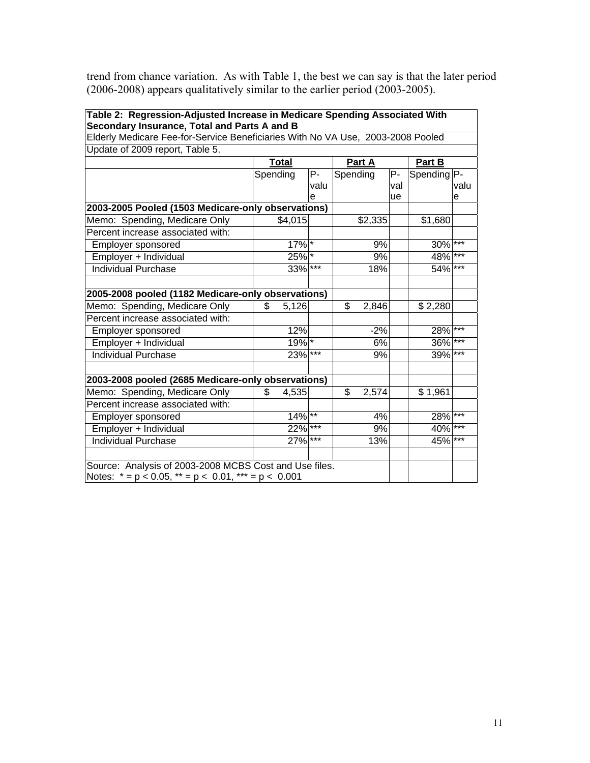trend from chance variation. As with Table 1, the best we can say is that the later period (2006-2008) appears qualitatively similar to the earlier period (2003-2005).

| **Table 2: Regression-Adjusted Increase in Medicare Spending Associated With Secondary Insurance, Total and Parts A and B** | | | | | | |
|---|---|---|---|---|---|---|
| Elderly Medicare Fee-for-Service Beneficiaries With No VA Use, 2003-2008 Pooled | | | | | | |
| Update of 2009 report, Table 5. | | | | | | |
| | **Total** | | **Part A** | | **Part B** | |
| | Spending | P-value | Spending | P-value | Spending | P-value |
| **2003-2005 Pooled (1503 Medicare-only observations)** | | | | | | |
| Memo: Spending, Medicare Only | $4,015 | | $2,335 | | $1,680 | |
| Percent increase associated with: | | | | | | |
| Employer sponsored | 17% | * | 9% | | 30% | *** |
| Employer + Individual | 25% | * | 9% | | 48% | *** |
| Individual Purchase | 33% | *** | 18% | | 54% | *** |
| | | | | | | |
| **2005-2008 pooled (1182 Medicare-only observations)** | | | | | | |
| Memo: Spending, Medicare Only | $ 5,126 | | $ 2,846 | | $ 2,280 | |
| Percent increase associated with: | | | | | | |
| Employer sponsored | 12% | | -2% | | 28% | *** |
| Employer + Individual | 19% | * | 6% | | 36% | *** |
| Individual Purchase | 23% | *** | 9% | | 39% | *** |
| | | | | | | |
| **2003-2008 pooled (2685 Medicare-only observations)** | | | | | | |
| Memo: Spending, Medicare Only | $ 4,535 | | $ 2,574 | | $ 1,961 | |
| Percent increase associated with: | | | | | | |
| Employer sponsored | 14% | ** | 4% | | 28% | *** |
| Employer + Individual | 22% | *** | 9% | | 40% | *** |
| Individual Purchase | 27% | *** | 13% | | 45% | *** |
| | | | | | | |
| Source: Analysis of 2003-2008 MCBS Cost and Use files. Notes: * = $p < 0.05$, ** = $p < 0.01$, *** = $p < 0.001$ | | | | | | |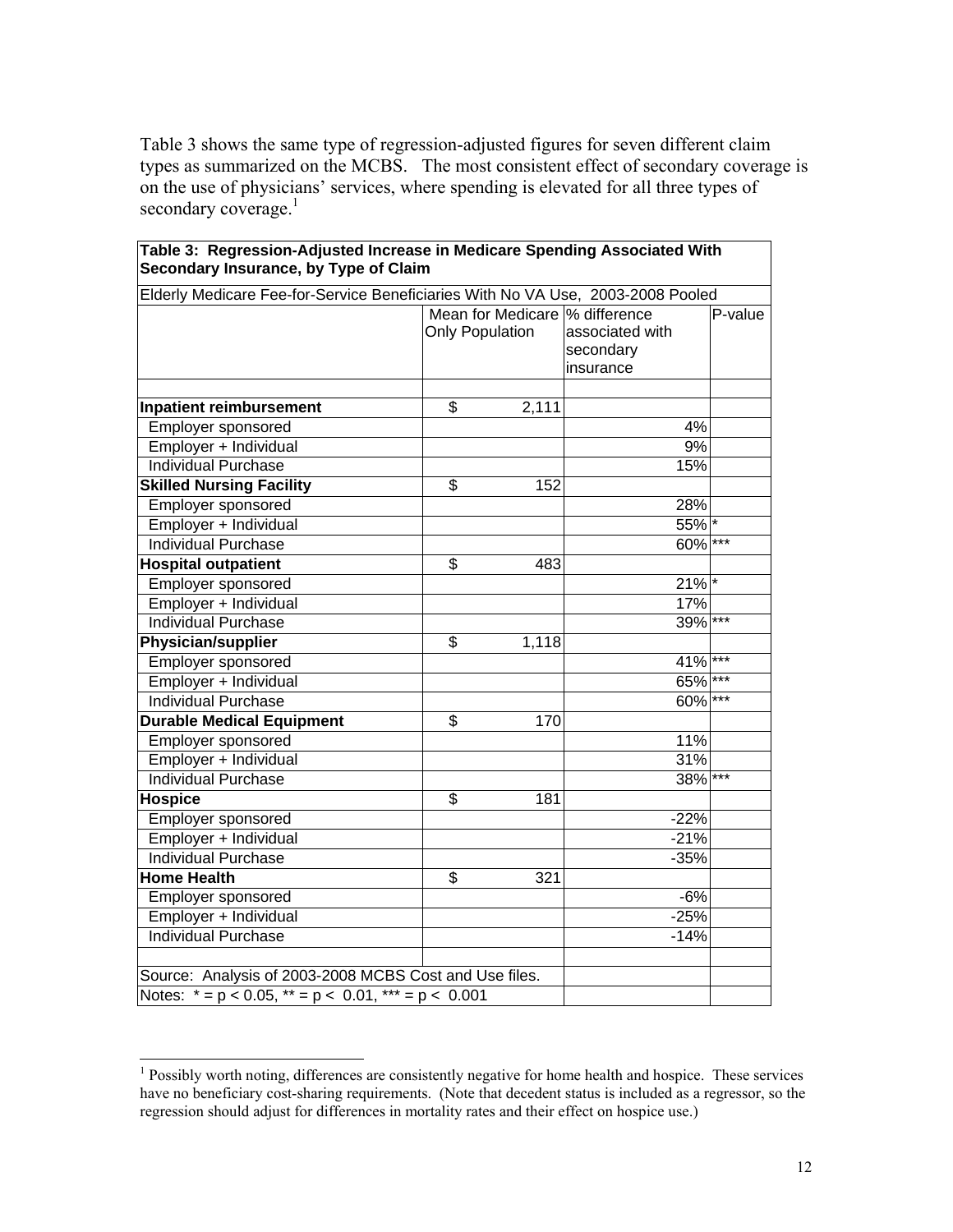Table 3 shows the same type of regression-adjusted figures for seven different claim types as summarized on the MCBS. The most consistent effect of secondary coverage is on the use of physicians' services, where spending is elevated for all three types of secondary coverage.[1]

| **Table 3: Regression-Adjusted Increase in Medicare Spending Associated With Secondary Insurance, by Type of Claim** | | | |
|---|---|---|---|
| Elderly Medicare Fee-for-Service Beneficiaries With No VA Use, 2003-2008 Pooled | | | |
| | Mean for Medicare Only Population | % difference associated with secondary insurance | P-value |
| **Inpatient reimbursement** | $ 2,111 | | |
| Employer sponsored | | 4% | |
| Employer + Individual | | 9% | |
| Individual Purchase | | 15% | |
| **Skilled Nursing Facility** | $ 152 | | |
| Employer sponsored | | 28% | |
| Employer + Individual | | 55% | * |
| Individual Purchase | | 60% | *** |
| **Hospital outpatient** | $ 483 | | |
| Employer sponsored | | 21% | * |
| Employer + Individual | | 17% | |
| Individual Purchase | | 39% | *** |
| **Physician/supplier** | $ 1,118 | | |
| Employer sponsored | | 41% | *** |
| Employer + Individual | | 65% | *** |
| Individual Purchase | | 60% | *** |
| **Durable Medical Equipment** | $ 170 | | |
| Employer sponsored | | 11% | |
| Employer + Individual | | 31% | |
| Individual Purchase | | 38% | *** |
| **Hospice** | $ 181 | | |
| Employer sponsored | | -22% | |
| Employer + Individual | | -21% | |
| Individual Purchase | | -35% | |
| **Home Health** | $ 321 | | |
| Employer sponsored | | -6% | |
| Employer + Individual | | -25% | |
| Individual Purchase | | -14% | |
| Source: Analysis of 2003-2008 MCBS Cost and Use files. | | | |
| Notes: * = $p < 0.05$, ** = $p < 0.01$, *** = $p < 0.001$ | | | |

[1] Possibly worth noting, differences are consistently negative for home health and hospice. These services have no beneficiary cost-sharing requirements. (Note that decedent status is included as a regressor, so the regression should adjust for differences in mortality rates and their effect on hospice use.)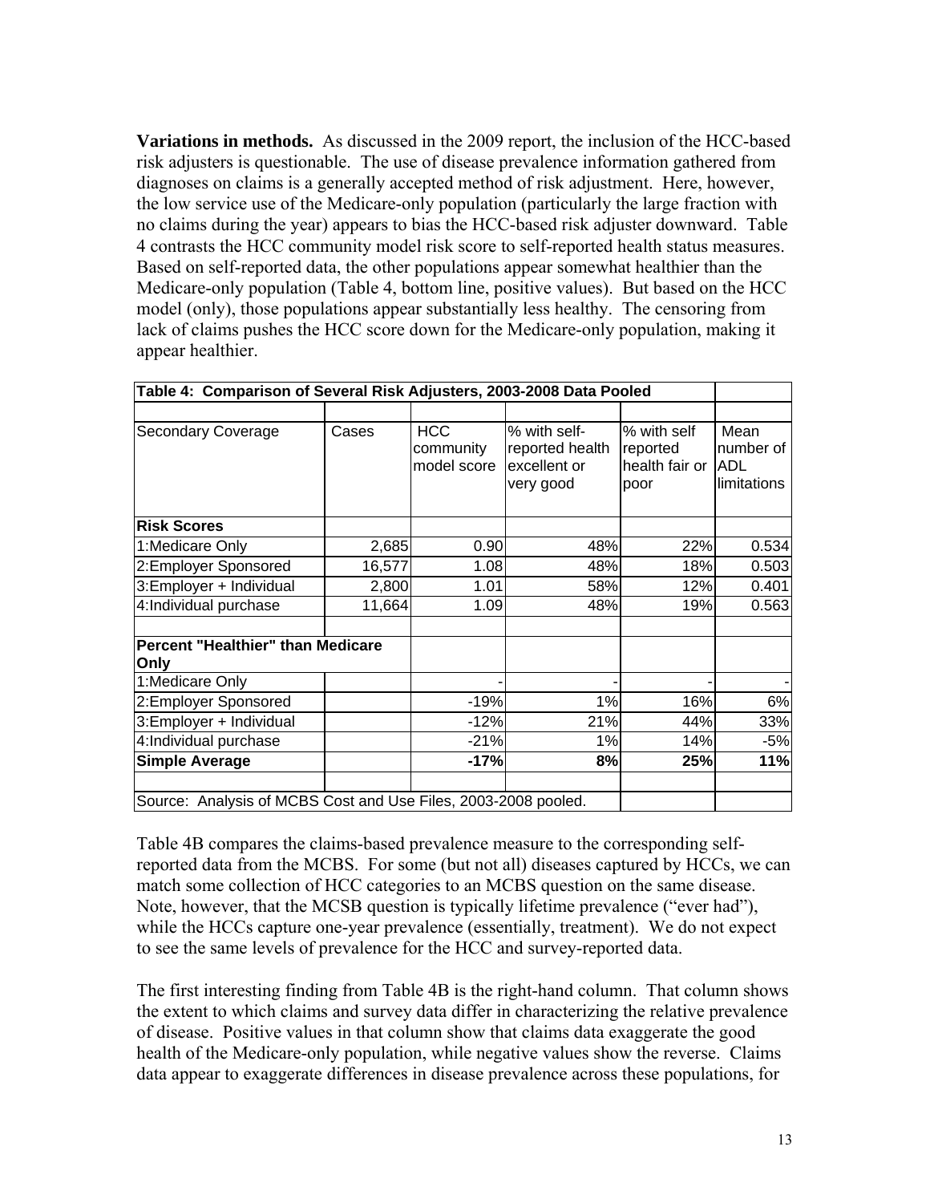**Variations in methods.** As discussed in the 2009 report, the inclusion of the HCC-based risk adjusters is questionable. The use of disease prevalence information gathered from diagnoses on claims is a generally accepted method of risk adjustment. Here, however, the low service use of the Medicare-only population (particularly the large fraction with no claims during the year) appears to bias the HCC-based risk adjuster downward. Table 4 contrasts the HCC community model risk score to self-reported health status measures. Based on self-reported data, the other populations appear somewhat healthier than the Medicare-only population (Table 4, bottom line, positive values). But based on the HCC model (only), those populations appear substantially less healthy. The censoring from lack of claims pushes the HCC score down for the Medicare-only population, making it appear healthier.

**Table 4: Comparison of Several Risk Adjusters, 2003-2008 Data Pooled**

| Secondary Coverage | Cases | HCC community model score | % with self-reported health excellent or very good | % with self reported health fair or poor | Mean number of ADL limitations |
|---|---|---|---|---|---|
| **Risk Scores** | | | | | |
| 1:Medicare Only | 2,685 | 0.90 | 48% | 22% | 0.534 |
| 2:Employer Sponsored | 16,577 | 1.08 | 48% | 18% | 0.503 |
| 3:Employer + Individual | 2,800 | 1.01 | 58% | 12% | 0.401 |
| 4:Individual purchase | 11,664 | 1.09 | 48% | 19% | 0.563 |
| | | | | | |
| **Percent "Healthier" than Medicare Only** | | | | | |
| 1:Medicare Only | | - | - | - | - |
| 2:Employer Sponsored | | -19% | 1% | 16% | 6% |
| 3:Employer + Individual | | -12% | 21% | 44% | 33% |
| 4:Individual purchase | | -21% | 1% | 14% | -5% |
| **Simple Average** | | **-17%** | **8%** | **25%** | **11%** |

Source: Analysis of MCBS Cost and Use Files, 2003-2008 pooled.

Table 4B compares the claims-based prevalence measure to the corresponding self-reported data from the MCBS. For some (but not all) diseases captured by HCCs, we can match some collection of HCC categories to an MCBS question on the same disease. Note, however, that the MCSB question is typically lifetime prevalence ("ever had"), while the HCCs capture one-year prevalence (essentially, treatment). We do not expect to see the same levels of prevalence for the HCC and survey-reported data.

The first interesting finding from Table 4B is the right-hand column. That column shows the extent to which claims and survey data differ in characterizing the relative prevalence of disease. Positive values in that column show that claims data exaggerate the good health of the Medicare-only population, while negative values show the reverse. Claims data appear to exaggerate differences in disease prevalence across these populations, for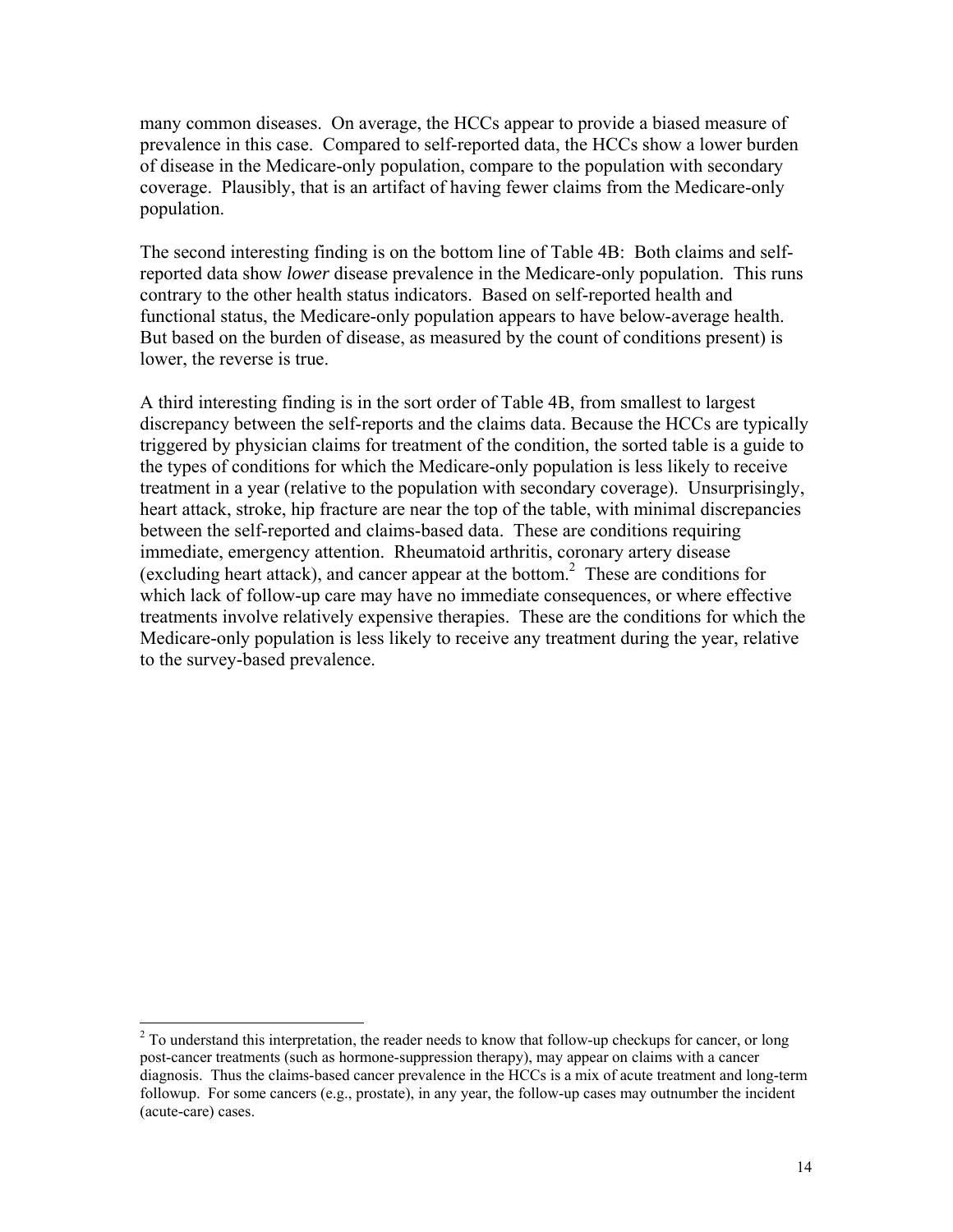many common diseases. On average, the HCCs appear to provide a biased measure of prevalence in this case. Compared to self-reported data, the HCCs show a lower burden of disease in the Medicare-only population, compare to the population with secondary coverage. Plausibly, that is an artifact of having fewer claims from the Medicare-only population.

The second interesting finding is on the bottom line of Table 4B: Both claims and self-reported data show *lower* disease prevalence in the Medicare-only population. This runs contrary to the other health status indicators. Based on self-reported health and functional status, the Medicare-only population appears to have below-average health. But based on the burden of disease, as measured by the count of conditions present) is lower, the reverse is true.

A third interesting finding is in the sort order of Table 4B, from smallest to largest discrepancy between the self-reports and the claims data. Because the HCCs are typically triggered by physician claims for treatment of the condition, the sorted table is a guide to the types of conditions for which the Medicare-only population is less likely to receive treatment in a year (relative to the population with secondary coverage). Unsurprisingly, heart attack, stroke, hip fracture are near the top of the table, with minimal discrepancies between the self-reported and claims-based data. These are conditions requiring immediate, emergency attention. Rheumatoid arthritis, coronary artery disease (excluding heart attack), and cancer appear at the bottom.[2] These are conditions for which lack of follow-up care may have no immediate consequences, or where effective treatments involve relatively expensive therapies. These are the conditions for which the Medicare-only population is less likely to receive any treatment during the year, relative to the survey-based prevalence.

[2] To understand this interpretation, the reader needs to know that follow-up checkups for cancer, or long post-cancer treatments (such as hormone-suppression therapy), may appear on claims with a cancer diagnosis. Thus the claims-based cancer prevalence in the HCCs is a mix of acute treatment and long-term followup. For some cancers (e.g., prostate), in any year, the follow-up cases may outnumber the incident (acute-care) cases.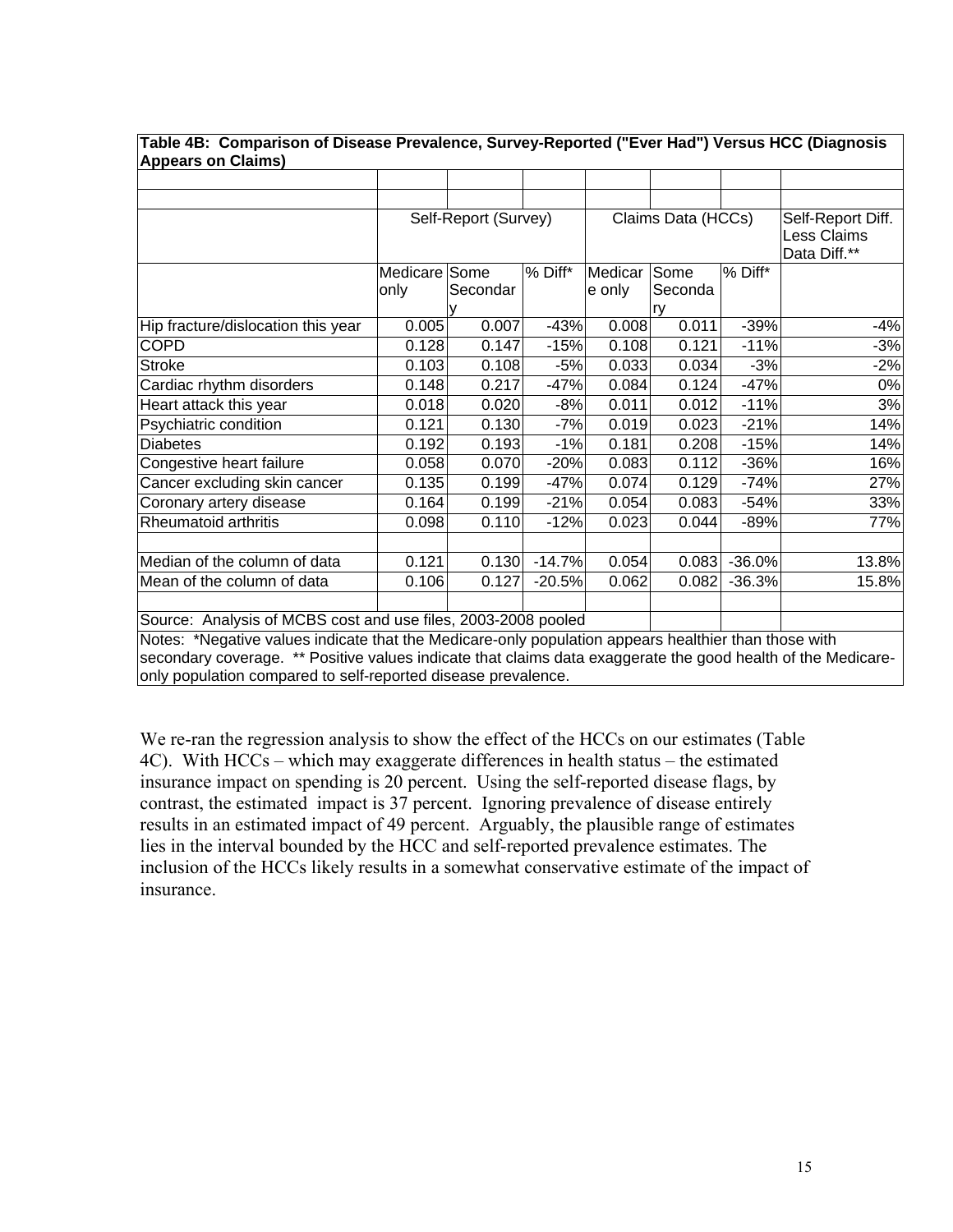**Table 4B: Comparison of Disease Prevalence, Survey-Reported ("Ever Had") Versus HCC (Diagnosis Appears on Claims)**

| | Self-Report (Survey) | | | Claims Data (HCCs) | | | Self-Report Diff. Less Claims Data Diff.** |
|---|---|---|---|---|---|---|---|
| | Medicare only | Some Secondary | % Diff* | Medicare only | Some Secondary | % Diff* | |
| Hip fracture/dislocation this year | 0.005 | 0.007 | -43% | 0.008 | 0.011 | -39% | -4% |
| COPD | 0.128 | 0.147 | -15% | 0.108 | 0.121 | -11% | -3% |
| Stroke | 0.103 | 0.108 | -5% | 0.033 | 0.034 | -3% | -2% |
| Cardiac rhythm disorders | 0.148 | 0.217 | -47% | 0.084 | 0.124 | -47% | 0% |
| Heart attack this year | 0.018 | 0.020 | -8% | 0.011 | 0.012 | -11% | 3% |
| Psychiatric condition | 0.121 | 0.130 | -7% | 0.019 | 0.023 | -21% | 14% |
| Diabetes | 0.192 | 0.193 | -1% | 0.181 | 0.208 | -15% | 14% |
| Congestive heart failure | 0.058 | 0.070 | -20% | 0.083 | 0.112 | -36% | 16% |
| Cancer excluding skin cancer | 0.135 | 0.199 | -47% | 0.074 | 0.129 | -74% | 27% |
| Coronary artery disease | 0.164 | 0.199 | -21% | 0.054 | 0.083 | -54% | 33% |
| Rheumatoid arthritis | 0.098 | 0.110 | -12% | 0.023 | 0.044 | -89% | 77% |
| | | | | | | | |
| Median of the column of data | 0.121 | 0.130 | -14.7% | 0.054 | 0.083 | -36.0% | 13.8% |
| Mean of the column of data | 0.106 | 0.127 | -20.5% | 0.062 | 0.082 | -36.3% | 15.8% |

Source: Analysis of MCBS cost and use files, 2003-2008 pooled

Notes: *Negative values indicate that the Medicare-only population appears healthier than those with secondary coverage. ** Positive values indicate that claims data exaggerate the good health of the Medicare-only population compared to self-reported disease prevalence.

We re-ran the regression analysis to show the effect of the HCCs on our estimates (Table 4C). With HCCs – which may exaggerate differences in health status – the estimated insurance impact on spending is 20 percent. Using the self-reported disease flags, by contrast, the estimated impact is 37 percent. Ignoring prevalence of disease entirely results in an estimated impact of 49 percent. Arguably, the plausible range of estimates lies in the interval bounded by the HCC and self-reported prevalence estimates. The inclusion of the HCCs likely results in a somewhat conservative estimate of the impact of insurance.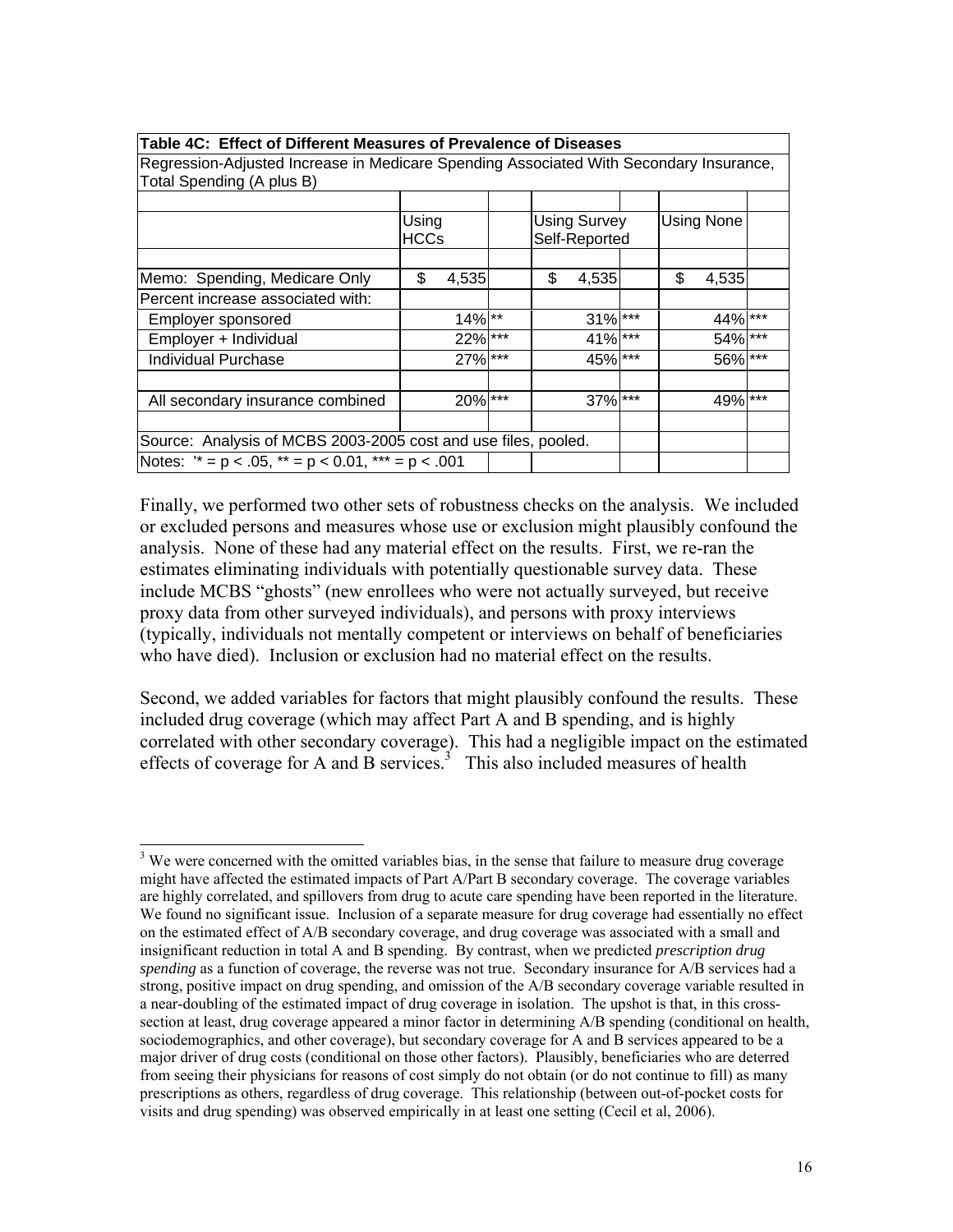| Table 4C: Effect of Different Measures of Prevalence of Diseases | | | | | | |
|---|---|---|---|---|---|---|
| Regression-Adjusted Increase in Medicare Spending Associated With Secondary Insurance, Total Spending (A plus B) | | | | | | |
| | Using HCCs | | Using Survey Self-Reported | | Using None | |
| Memo: Spending, Medicare Only | $ 4,535 | | $ 4,535 | | $ 4,535 | |
| Percent increase associated with: | | | | | | |
| Employer sponsored | 14% | ** | 31% | *** | 44% | *** |
| Employer + Individual | 22% | *** | 41% | *** | 54% | *** |
| Individual Purchase | 27% | *** | 45% | *** | 56% | *** |
| All secondary insurance combined | 20% | *** | 37% | *** | 49% | *** |
| Source: Analysis of MCBS 2003-2005 cost and use files, pooled. | | | | | | |
| Notes: '* = p < .05, ** = p < 0.01, *** = p < .001 | | | | | | |

Finally, we performed two other sets of robustness checks on the analysis. We included or excluded persons and measures whose use or exclusion might plausibly confound the analysis. None of these had any material effect on the results. First, we re-ran the estimates eliminating individuals with potentially questionable survey data. These include MCBS "ghosts" (new enrollees who were not actually surveyed, but receive proxy data from other surveyed individuals), and persons with proxy interviews (typically, individuals not mentally competent or interviews on behalf of beneficiaries who have died). Inclusion or exclusion had no material effect on the results.

Second, we added variables for factors that might plausibly confound the results. These included drug coverage (which may affect Part A and B spending, and is highly correlated with other secondary coverage). This had a negligible impact on the estimated effects of coverage for A and B services.[3] This also included measures of health

[3] We were concerned with the omitted variables bias, in the sense that failure to measure drug coverage might have affected the estimated impacts of Part A/Part B secondary coverage. The coverage variables are highly correlated, and spillovers from drug to acute care spending have been reported in the literature. We found no significant issue. Inclusion of a separate measure for drug coverage had essentially no effect on the estimated effect of A/B secondary coverage, and drug coverage was associated with a small and insignificant reduction in total A and B spending. By contrast, when we predicted *prescription drug spending* as a function of coverage, the reverse was not true. Secondary insurance for A/B services had a strong, positive impact on drug spending, and omission of the A/B secondary coverage variable resulted in a near-doubling of the estimated impact of drug coverage in isolation. The upshot is that, in this cross-section at least, drug coverage appeared a minor factor in determining A/B spending (conditional on health, sociodemographics, and other coverage), but secondary coverage for A and B services appeared to be a major driver of drug costs (conditional on those other factors). Plausibly, beneficiaries who are deterred from seeing their physicians for reasons of cost simply do not obtain (or do not continue to fill) as many prescriptions as others, regardless of drug coverage. This relationship (between out-of-pocket costs for visits and drug spending) was observed empirically in at least one setting (Cecil et al, 2006).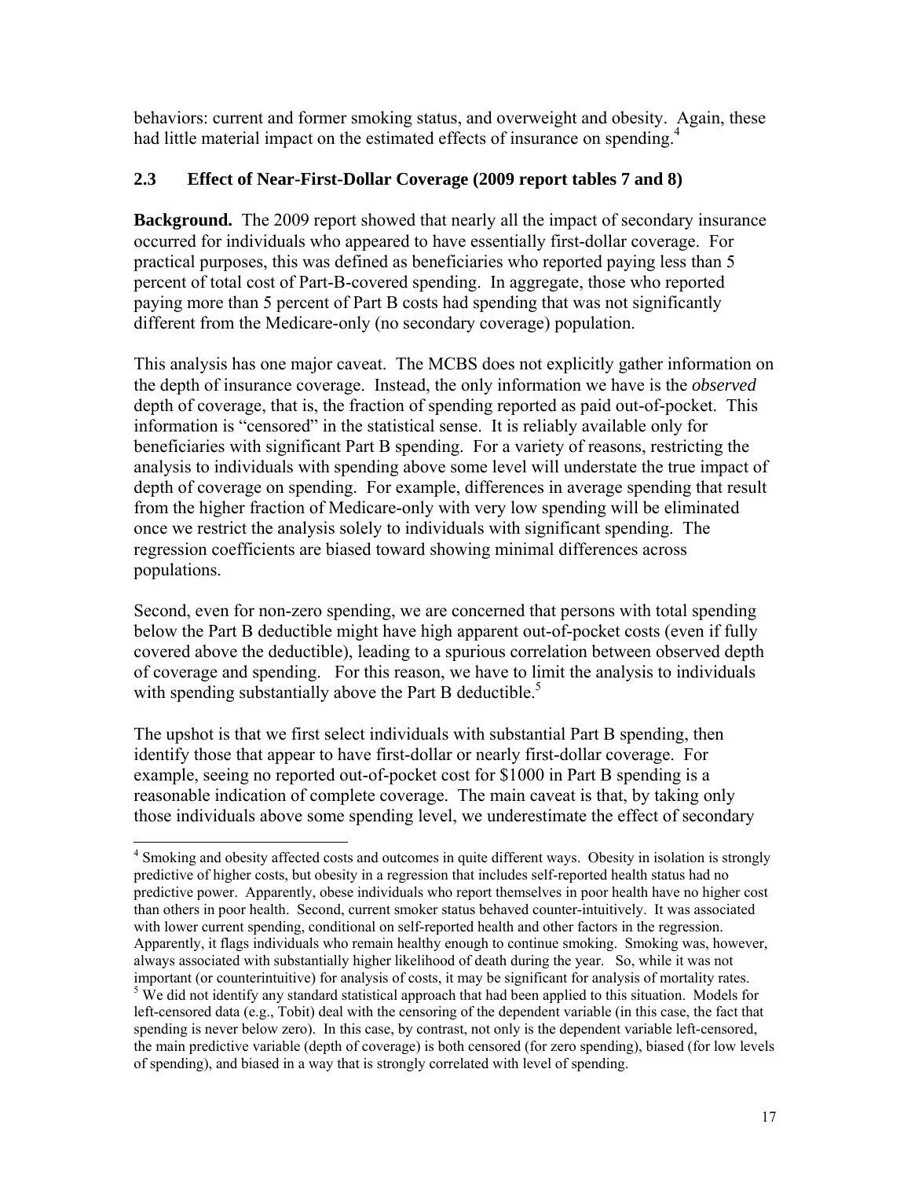behaviors: current and former smoking status, and overweight and obesity. Again, these had little material impact on the estimated effects of insurance on spending.[4]

### 2.3 Effect of Near-First-Dollar Coverage (2009 report tables 7 and 8)

**Background.** The 2009 report showed that nearly all the impact of secondary insurance occurred for individuals who appeared to have essentially first-dollar coverage. For practical purposes, this was defined as beneficiaries who reported paying less than 5 percent of total cost of Part-B-covered spending. In aggregate, those who reported paying more than 5 percent of Part B costs had spending that was not significantly different from the Medicare-only (no secondary coverage) population.

This analysis has one major caveat. The MCBS does not explicitly gather information on the depth of insurance coverage. Instead, the only information we have is the *observed* depth of coverage, that is, the fraction of spending reported as paid out-of-pocket. This information is "censored" in the statistical sense. It is reliably available only for beneficiaries with significant Part B spending. For a variety of reasons, restricting the analysis to individuals with spending above some level will understate the true impact of depth of coverage on spending. For example, differences in average spending that result from the higher fraction of Medicare-only with very low spending will be eliminated once we restrict the analysis solely to individuals with significant spending. The regression coefficients are biased toward showing minimal differences across populations.

Second, even for non-zero spending, we are concerned that persons with total spending below the Part B deductible might have high apparent out-of-pocket costs (even if fully covered above the deductible), leading to a spurious correlation between observed depth of coverage and spending. For this reason, we have to limit the analysis to individuals with spending substantially above the Part B deductible.[5]

The upshot is that we first select individuals with substantial Part B spending, then identify those that appear to have first-dollar or nearly first-dollar coverage. For example, seeing no reported out-of-pocket cost for $1000 in Part B spending is a reasonable indication of complete coverage. The main caveat is that, by taking only those individuals above some spending level, we underestimate the effect of secondary

---

[4] Smoking and obesity affected costs and outcomes in quite different ways. Obesity in isolation is strongly predictive of higher costs, but obesity in a regression that includes self-reported health status had no predictive power. Apparently, obese individuals who report themselves in poor health have no higher cost than others in poor health. Second, current smoker status behaved counter-intuitively. It was associated with lower current spending, conditional on self-reported health and other factors in the regression. Apparently, it flags individuals who remain healthy enough to continue smoking. Smoking was, however, always associated with substantially higher likelihood of death during the year. So, while it was not important (or counterintuitive) for analysis of costs, it may be significant for analysis of mortality rates.

[5] We did not identify any standard statistical approach that had been applied to this situation. Models for left-censored data (e.g., Tobit) deal with the censoring of the dependent variable (in this case, the fact that spending is never below zero). In this case, by contrast, not only is the dependent variable left-censored, the main predictive variable (depth of coverage) is both censored (for zero spending), biased (for low levels of spending), and biased in a way that is strongly correlated with level of spending.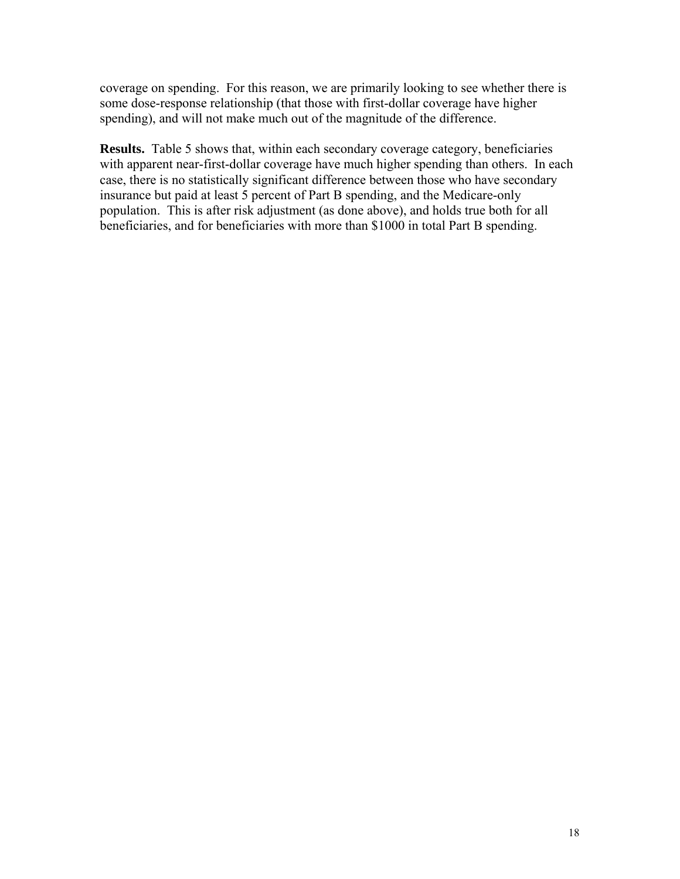coverage on spending. For this reason, we are primarily looking to see whether there is some dose-response relationship (that those with first-dollar coverage have higher spending), and will not make much out of the magnitude of the difference.

**Results.** Table 5 shows that, within each secondary coverage category, beneficiaries with apparent near-first-dollar coverage have much higher spending than others. In each case, there is no statistically significant difference between those who have secondary insurance but paid at least 5 percent of Part B spending, and the Medicare-only population. This is after risk adjustment (as done above), and holds true both for all beneficiaries, and for beneficiaries with more than $1000 in total Part B spending.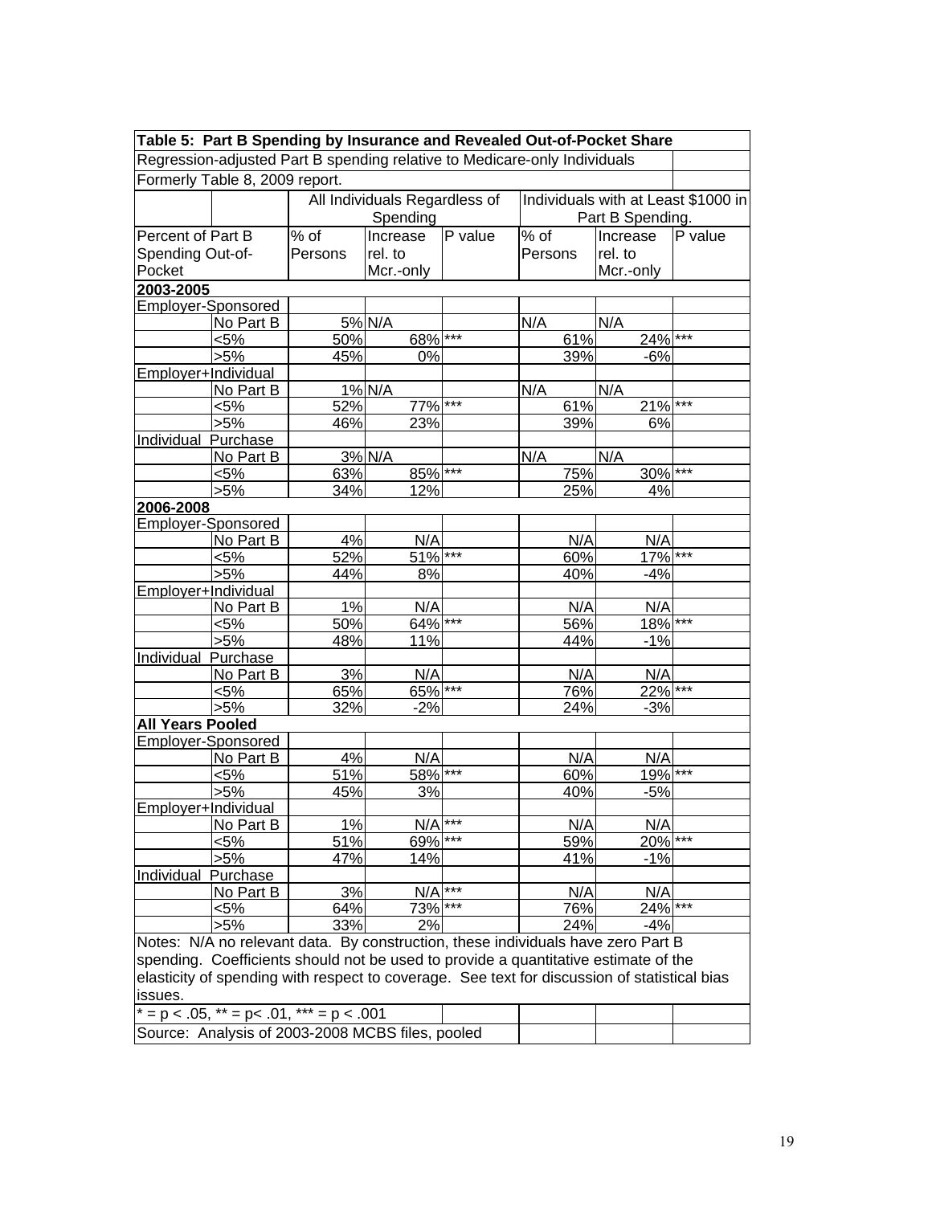**Table 5: Part B Spending by Insurance and Revealed Out-of-Pocket Share**

Regression-adjusted Part B spending relative to Medicare-only Individuals

Formerly Table 8, 2009 report.

| | | All Individuals Regardless of Spending | | | Individuals with at Least $1000 in Part B Spending. | | |
|---|---|---|---|---|---|---|---|
| Percent of Part B Spending Out-of-Pocket | | % of Persons | Increase rel. to Mcr.-only | P value | % of Persons | Increase rel. to Mcr.-only | P value |
| **2003-2005** | | | | | | | |
| Employer-Sponsored | | | | | | | |
| | No Part B | 5% | N/A | | N/A | N/A | |
| | <5% | 50% | 68% | *** | 61% | 24% | *** |
| | >5% | 45% | 0% | | 39% | -6% | |
| Employer+Individual | | | | | | | |
| | No Part B | 1% | N/A | | N/A | N/A | |
| | <5% | 52% | 77% | *** | 61% | 21% | *** |
| | >5% | 46% | 23% | | 39% | 6% | |
| Individual Purchase | | | | | | | |
| | No Part B | 3% | N/A | | N/A | N/A | |
| | <5% | 63% | 85% | *** | 75% | 30% | *** |
| | >5% | 34% | 12% | | 25% | 4% | |
| **2006-2008** | | | | | | | |
| Employer-Sponsored | | | | | | | |
| | No Part B | 4% | N/A | | N/A | N/A | |
| | <5% | 52% | 51% | *** | 60% | 17% | *** |
| | >5% | 44% | 8% | | 40% | -4% | |
| Employer+Individual | | | | | | | |
| | No Part B | 1% | N/A | | N/A | N/A | |
| | <5% | 50% | 64% | *** | 56% | 18% | *** |
| | >5% | 48% | 11% | | 44% | -1% | |
| Individual Purchase | | | | | | | |
| | No Part B | 3% | N/A | | N/A | N/A | |
| | <5% | 65% | 65% | *** | 76% | 22% | *** |
| | >5% | 32% | -2% | | 24% | -3% | |
| **All Years Pooled** | | | | | | | |
| Employer-Sponsored | | | | | | | |
| | No Part B | 4% | N/A | | N/A | N/A | |
| | <5% | 51% | 58% | *** | 60% | 19% | *** |
| | >5% | 45% | 3% | | 40% | -5% | |
| Employer+Individual | | | | | | | |
| | No Part B | 1% | N/A | *** | N/A | N/A | |
| | <5% | 51% | 69% | *** | 59% | 20% | *** |
| | >5% | 47% | 14% | | 41% | -1% | |
| Individual Purchase | | | | | | | |
| | No Part B | 3% | N/A | *** | N/A | N/A | |
| | <5% | 64% | 73% | *** | 76% | 24% | *** |
| | >5% | 33% | 2% | | 24% | -4% | |

Notes: N/A no relevant data. By construction, these individuals have zero Part B spending. Coefficients should not be used to provide a quantitative estimate of the elasticity of spending with respect to coverage. See text for discussion of statistical bias issues.

* = p < .05, ** = p< .01, *** = p < .001

Source: Analysis of 2003-2008 MCBS files, pooled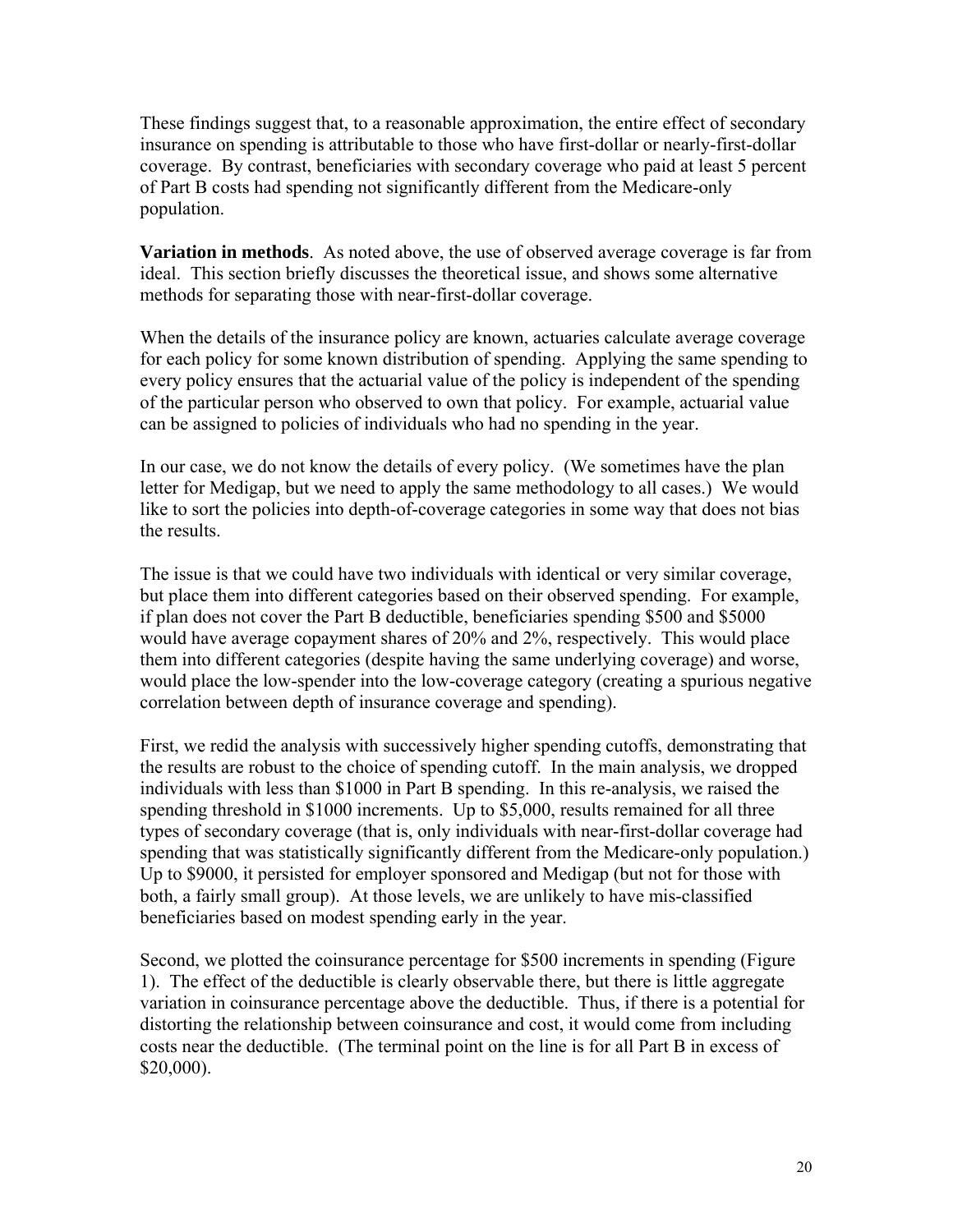These findings suggest that, to a reasonable approximation, the entire effect of secondary insurance on spending is attributable to those who have first-dollar or nearly-first-dollar coverage. By contrast, beneficiaries with secondary coverage who paid at least 5 percent of Part B costs had spending not significantly different from the Medicare-only population.

**Variation in methods**. As noted above, the use of observed average coverage is far from ideal. This section briefly discusses the theoretical issue, and shows some alternative methods for separating those with near-first-dollar coverage.

When the details of the insurance policy are known, actuaries calculate average coverage for each policy for some known distribution of spending. Applying the same spending to every policy ensures that the actuarial value of the policy is independent of the spending of the particular person who observed to own that policy. For example, actuarial value can be assigned to policies of individuals who had no spending in the year.

In our case, we do not know the details of every policy. (We sometimes have the plan letter for Medigap, but we need to apply the same methodology to all cases.) We would like to sort the policies into depth-of-coverage categories in some way that does not bias the results.

The issue is that we could have two individuals with identical or very similar coverage, but place them into different categories based on their observed spending. For example, if plan does not cover the Part B deductible, beneficiaries spending $500 and $5000 would have average copayment shares of 20% and 2%, respectively. This would place them into different categories (despite having the same underlying coverage) and worse, would place the low-spender into the low-coverage category (creating a spurious negative correlation between depth of insurance coverage and spending).

First, we redid the analysis with successively higher spending cutoffs, demonstrating that the results are robust to the choice of spending cutoff. In the main analysis, we dropped individuals with less than $1000 in Part B spending. In this re-analysis, we raised the spending threshold in $1000 increments. Up to $5,000, results remained for all three types of secondary coverage (that is, only individuals with near-first-dollar coverage had spending that was statistically significantly different from the Medicare-only population.) Up to $9000, it persisted for employer sponsored and Medigap (but not for those with both, a fairly small group). At those levels, we are unlikely to have mis-classified beneficiaries based on modest spending early in the year.

Second, we plotted the coinsurance percentage for $500 increments in spending (Figure 1). The effect of the deductible is clearly observable there, but there is little aggregate variation in coinsurance percentage above the deductible. Thus, if there is a potential for distorting the relationship between coinsurance and cost, it would come from including costs near the deductible. (The terminal point on the line is for all Part B in excess of $20,000).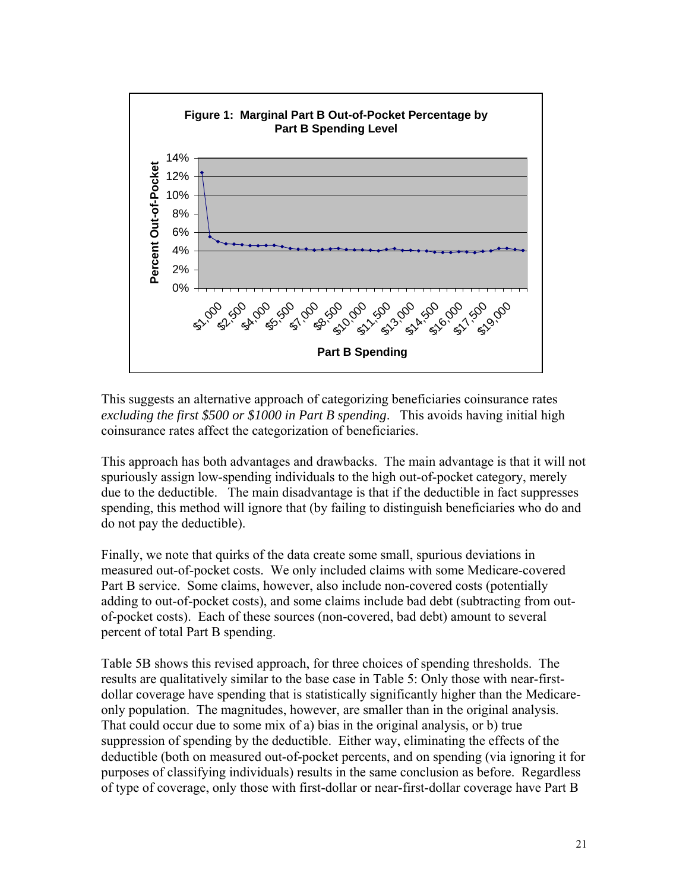**Figure 1: Marginal Part B Out-of-Pocket Percentage by Part B Spending Level**

This suggests an alternative approach of categorizing beneficiaries coinsurance rates *excluding the first $500 or $1000 in Part B spending*. This avoids having initial high coinsurance rates affect the categorization of beneficiaries.

This approach has both advantages and drawbacks. The main advantage is that it will not spuriously assign low-spending individuals to the high out-of-pocket category, merely due to the deductible. The main disadvantage is that if the deductible in fact suppresses spending, this method will ignore that (by failing to distinguish beneficiaries who do and do not pay the deductible).

Finally, we note that quirks of the data create some small, spurious deviations in measured out-of-pocket costs. We only included claims with some Medicare-covered Part B service. Some claims, however, also include non-covered costs (potentially adding to out-of-pocket costs), and some claims include bad debt (subtracting from out-of-pocket costs). Each of these sources (non-covered, bad debt) amount to several percent of total Part B spending.

Table 5B shows this revised approach, for three choices of spending thresholds. The results are qualitatively similar to the base case in Table 5: Only those with near-first-dollar coverage have spending that is statistically significantly higher than the Medicare-only population. The magnitudes, however, are smaller than in the original analysis. That could occur due to some mix of a) bias in the original analysis, or b) true suppression of spending by the deductible. Either way, eliminating the effects of the deductible (both on measured out-of-pocket percents, and on spending (via ignoring it for purposes of classifying individuals) results in the same conclusion as before. Regardless of type of coverage, only those with first-dollar or near-first-dollar coverage have Part B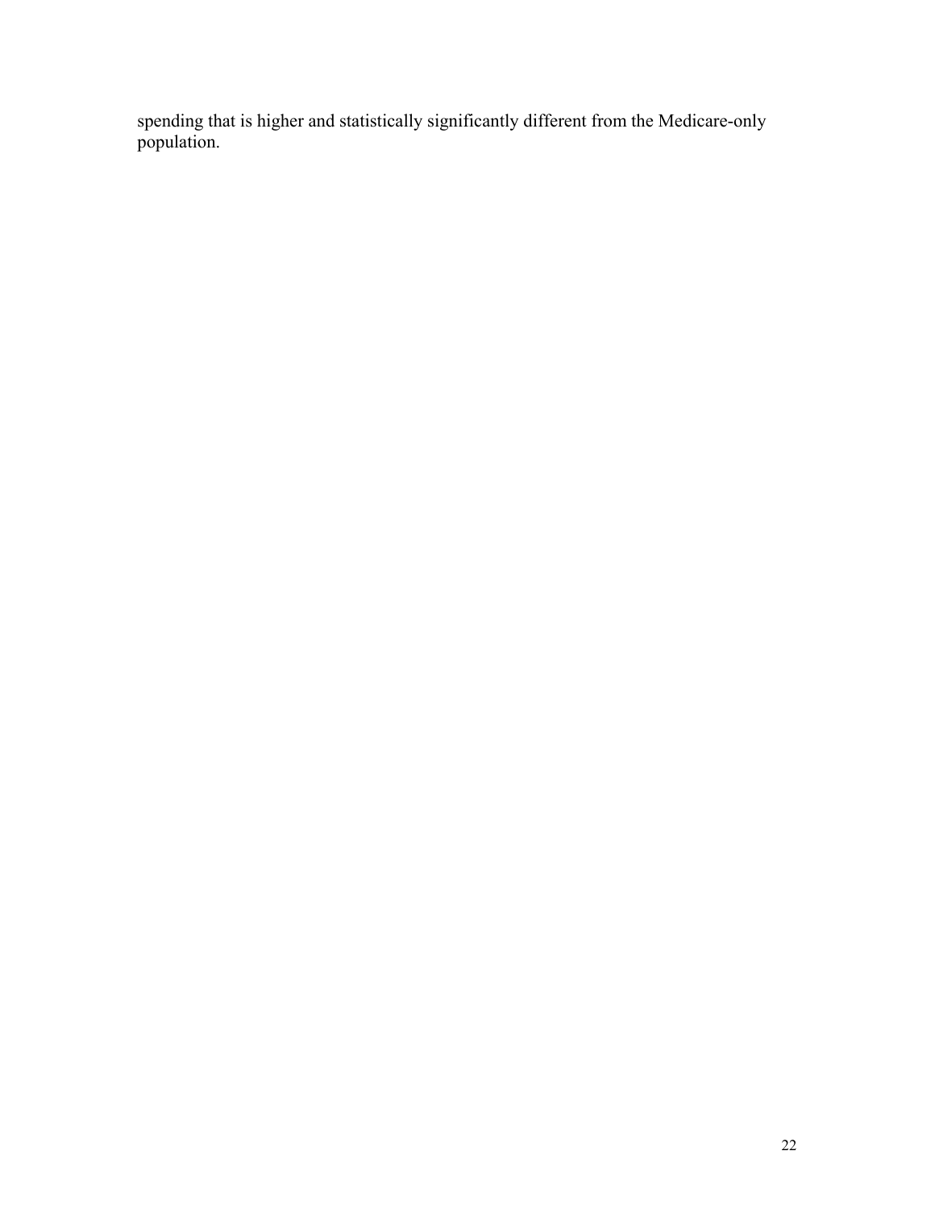spending that is higher and statistically significantly different from the Medicare-only population.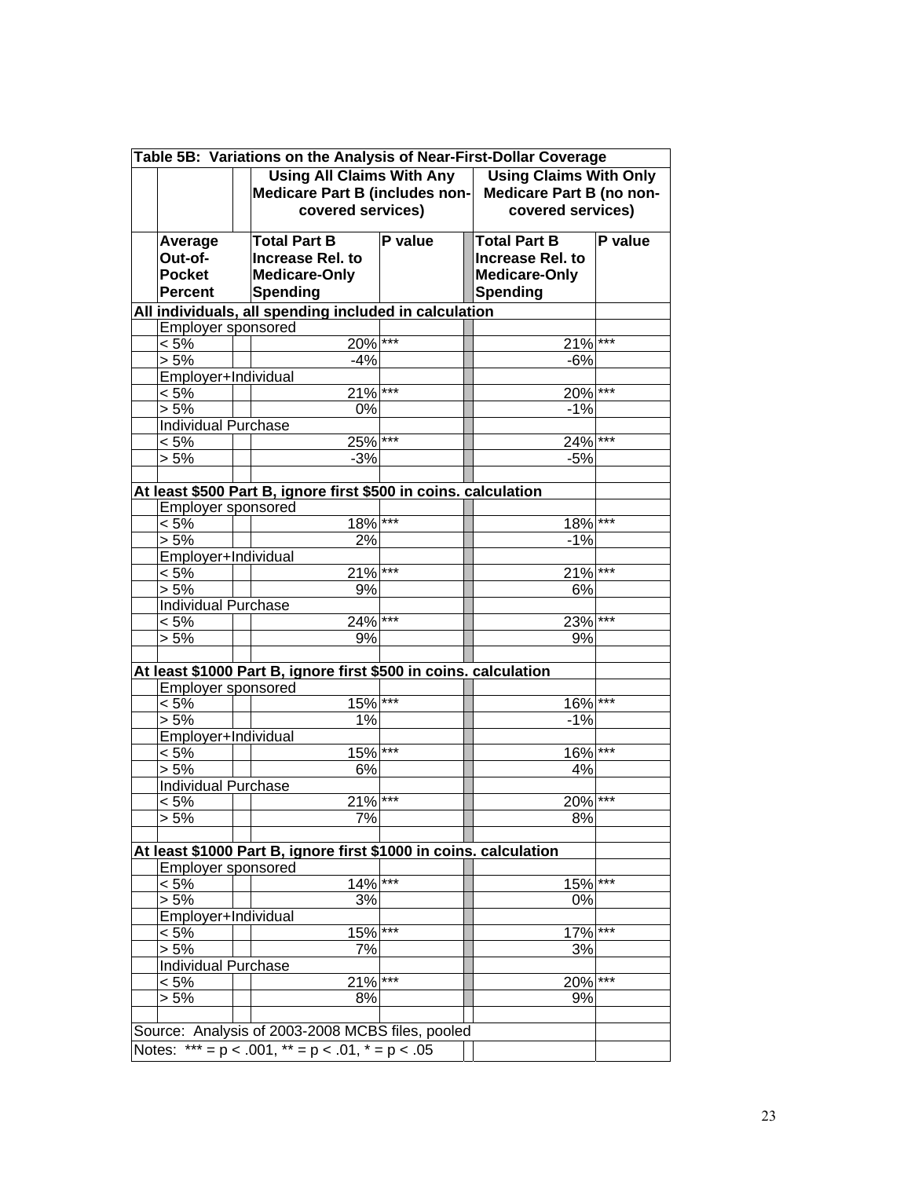**Table 5B: Variations on the Analysis of Near-First-Dollar Coverage**

| Average Out-of-Pocket Percent | Using All Claims With Any Medicare Part B (includes non-covered services): Total Part B Increase Rel. to Medicare-Only Spending | P value | Using Claims With Only Medicare Part B (no non-covered services): Total Part B Increase Rel. to Medicare-Only Spending | P value |
|---|---|---|---|---|
| **All individuals, all spending included in calculation** | | | | |
| Employer sponsored | | | | |
| < 5% | 20% | *** | 21% | *** |
| > 5% | -4% | | -6% | |
| Employer+Individual | | | | |
| < 5% | 21% | *** | 20% | *** |
| > 5% | 0% | | -1% | |
| Individual Purchase | | | | |
| < 5% | 25% | *** | 24% | *** |
| > 5% | -3% | | -5% | |
| **At least $500 Part B, ignore first $500 in coins. calculation** | | | | |
| Employer sponsored | | | | |
| < 5% | 18% | *** | 18% | *** |
| > 5% | 2% | | -1% | |
| Employer+Individual | | | | |
| < 5% | 21% | *** | 21% | *** |
| > 5% | 9% | | 6% | |
| Individual Purchase | | | | |
| < 5% | 24% | *** | 23% | *** |
| > 5% | 9% | | 9% | |
| **At least $1000 Part B, ignore first $500 in coins. calculation** | | | | |
| Employer sponsored | | | | |
| < 5% | 15% | *** | 16% | *** |
| > 5% | 1% | | -1% | |
| Employer+Individual | | | | |
| < 5% | 15% | *** | 16% | *** |
| > 5% | 6% | | 4% | |
| Individual Purchase | | | | |
| < 5% | 21% | *** | 20% | *** |
| > 5% | 7% | | 8% | |
| **At least $1000 Part B, ignore first $1000 in coins. calculation** | | | | |
| Employer sponsored | | | | |
| < 5% | 14% | *** | 15% | *** |
| > 5% | 3% | | 0% | |
| Employer+Individual | | | | |
| < 5% | 15% | *** | 17% | *** |
| > 5% | 7% | | 3% | |
| Individual Purchase | | | | |
| < 5% | 21% | *** | 20% | *** |
| > 5% | 8% | | 9% | |

Source: Analysis of 2003-2008 MCBS files, pooled

Notes: *** = $p < .001$, ** = $p < .01$, * = $p < .05$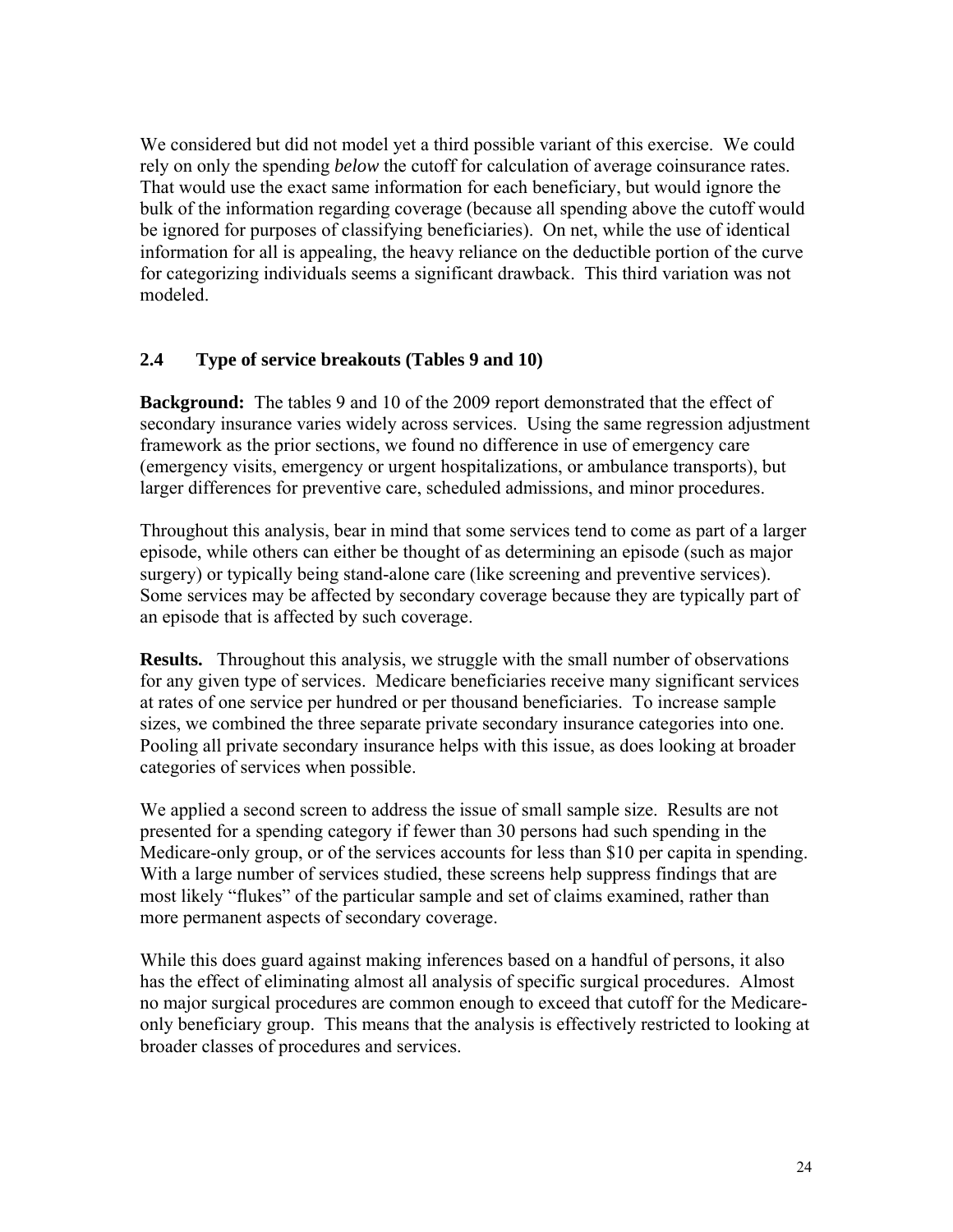We considered but did not model yet a third possible variant of this exercise. We could rely on only the spending *below* the cutoff for calculation of average coinsurance rates. That would use the exact same information for each beneficiary, but would ignore the bulk of the information regarding coverage (because all spending above the cutoff would be ignored for purposes of classifying beneficiaries). On net, while the use of identical information for all is appealing, the heavy reliance on the deductible portion of the curve for categorizing individuals seems a significant drawback. This third variation was not modeled.

### 2.4 Type of service breakouts (Tables 9 and 10)

**Background:** The tables 9 and 10 of the 2009 report demonstrated that the effect of secondary insurance varies widely across services. Using the same regression adjustment framework as the prior sections, we found no difference in use of emergency care (emergency visits, emergency or urgent hospitalizations, or ambulance transports), but larger differences for preventive care, scheduled admissions, and minor procedures.

Throughout this analysis, bear in mind that some services tend to come as part of a larger episode, while others can either be thought of as determining an episode (such as major surgery) or typically being stand-alone care (like screening and preventive services). Some services may be affected by secondary coverage because they are typically part of an episode that is affected by such coverage.

**Results.** Throughout this analysis, we struggle with the small number of observations for any given type of services. Medicare beneficiaries receive many significant services at rates of one service per hundred or per thousand beneficiaries. To increase sample sizes, we combined the three separate private secondary insurance categories into one. Pooling all private secondary insurance helps with this issue, as does looking at broader categories of services when possible.

We applied a second screen to address the issue of small sample size. Results are not presented for a spending category if fewer than 30 persons had such spending in the Medicare-only group, or of the services accounts for less than $10 per capita in spending. With a large number of services studied, these screens help suppress findings that are most likely "flukes" of the particular sample and set of claims examined, rather than more permanent aspects of secondary coverage.

While this does guard against making inferences based on a handful of persons, it also has the effect of eliminating almost all analysis of specific surgical procedures. Almost no major surgical procedures are common enough to exceed that cutoff for the Medicare-only beneficiary group. This means that the analysis is effectively restricted to looking at broader classes of procedures and services.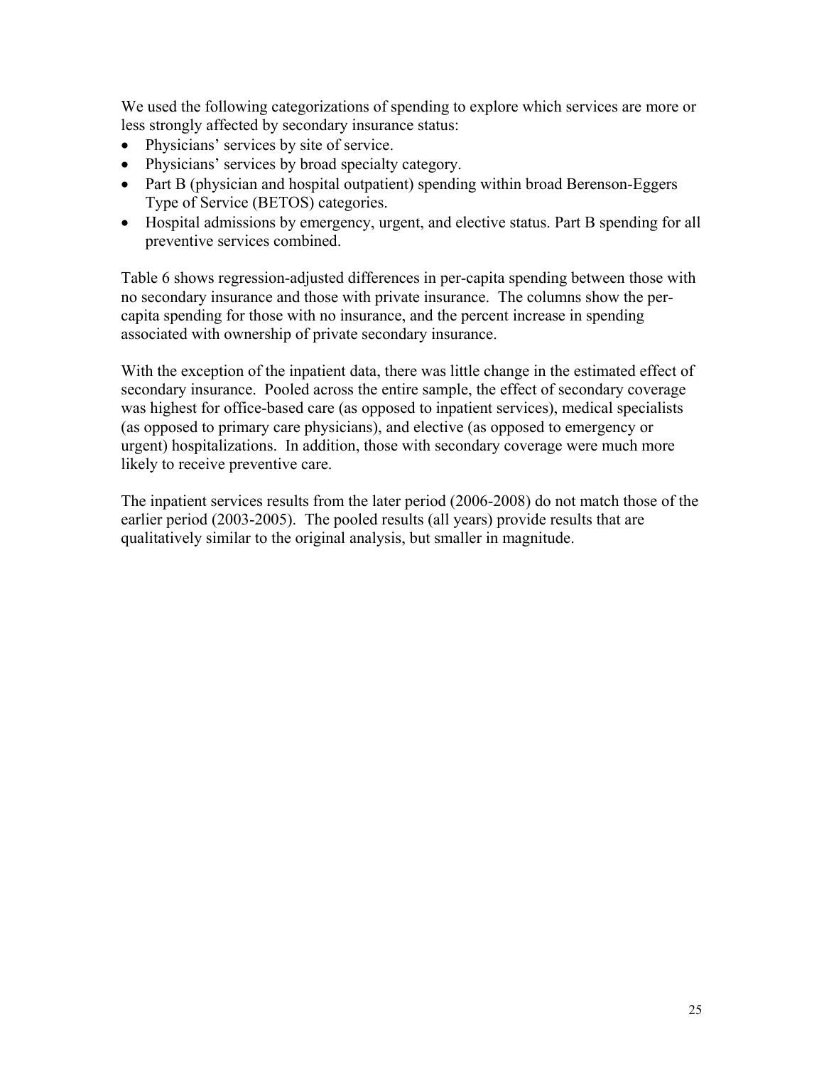We used the following categorizations of spending to explore which services are more or less strongly affected by secondary insurance status:

- Physicians' services by site of service.
- Physicians' services by broad specialty category.
- Part B (physician and hospital outpatient) spending within broad Berenson-Eggers Type of Service (BETOS) categories.
- Hospital admissions by emergency, urgent, and elective status. Part B spending for all preventive services combined.

Table 6 shows regression-adjusted differences in per-capita spending between those with no secondary insurance and those with private insurance. The columns show the per-capita spending for those with no insurance, and the percent increase in spending associated with ownership of private secondary insurance.

With the exception of the inpatient data, there was little change in the estimated effect of secondary insurance. Pooled across the entire sample, the effect of secondary coverage was highest for office-based care (as opposed to inpatient services), medical specialists (as opposed to primary care physicians), and elective (as opposed to emergency or urgent) hospitalizations. In addition, those with secondary coverage were much more likely to receive preventive care.

The inpatient services results from the later period (2006-2008) do not match those of the earlier period (2003-2005). The pooled results (all years) provide results that are qualitatively similar to the original analysis, but smaller in magnitude.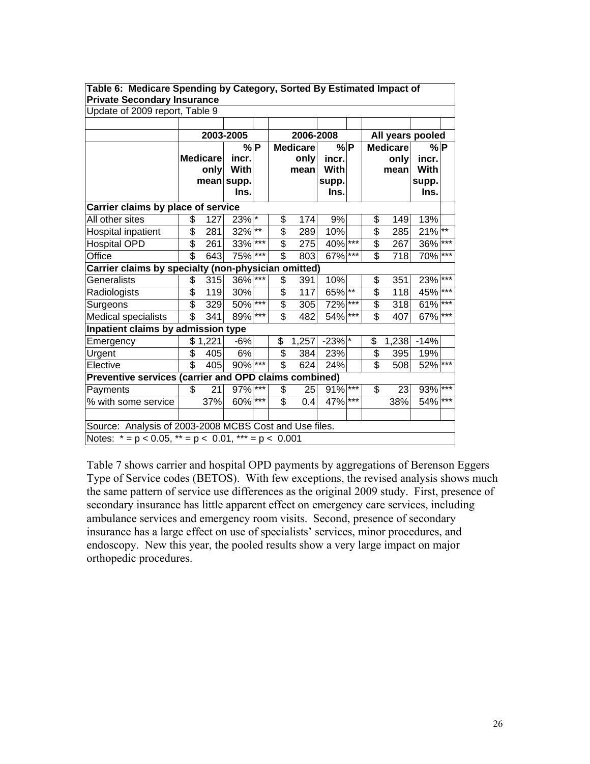**Table 6: Medicare Spending by Category, Sorted By Estimated Impact of Private Secondary Insurance**

Update of 2009 report, Table 9

| | 2003-2005 | | | 2006-2008 | | | All years pooled | | |
|---|---|---|---|---|---|---|---|---|---|
| | Medicare only mean | % incr. With supp. Ins. | P | Medicare only mean | % incr. With supp. Ins. | P | Medicare only mean | % incr. With supp. Ins. | P |
| **Carrier claims by place of service** | | | | | | | | | |
| All other sites | $ 127 | 23% | * | $ 174 | 9% | | $ 149 | 13% | |
| Hospital inpatient | $ 281 | 32% | ** | $ 289 | 10% | | $ 285 | 21% | ** |
| Hospital OPD | $ 261 | 33% | *** | $ 275 | 40% | *** | $ 267 | 36% | *** |
| Office | $ 643 | 75% | *** | $ 803 | 67% | *** | $ 718 | 70% | *** |
| **Carrier claims by specialty (non-physician omitted)** | | | | | | | | | |
| Generalists | $ 315 | 36% | *** | $ 391 | 10% | | $ 351 | 23% | *** |
| Radiologists | $ 119 | 30% | | $ 117 | 65% | ** | $ 118 | 45% | *** |
| Surgeons | $ 329 | 50% | *** | $ 305 | 72% | *** | $ 318 | 61% | *** |
| Medical specialists | $ 341 | 89% | *** | $ 482 | 54% | *** | $ 407 | 67% | *** |
| **Inpatient claims by admission type** | | | | | | | | | |
| Emergency | $ 1,221 | -6% | | $ 1,257 | -23% | * | $ 1,238 | -14% | |
| Urgent | $ 405 | 6% | | $ 384 | 23% | | $ 395 | 19% | |
| Elective | $ 405 | 90% | *** | $ 624 | 24% | | $ 508 | 52% | *** |
| **Preventive services (carrier and OPD claims combined)** | | | | | | | | | |
| Payments | $ 21 | 97% | *** | $ 25 | 91% | *** | $ 23 | 93% | *** |
| % with some service | 37% | 60% | *** | $ 0.4 | 47% | *** | 38% | 54% | *** |

Source: Analysis of 2003-2008 MCBS Cost and Use files.

Notes: * = p < 0.05, ** = p < 0.01, *** = p < 0.001

Table 7 shows carrier and hospital OPD payments by aggregations of Berenson Eggers Type of Service codes (BETOS). With few exceptions, the revised analysis shows much the same pattern of service use differences as the original 2009 study. First, presence of secondary insurance has little apparent effect on emergency care services, including ambulance services and emergency room visits. Second, presence of secondary insurance has a large effect on use of specialists' services, minor procedures, and endoscopy. New this year, the pooled results show a very large impact on major orthopedic procedures.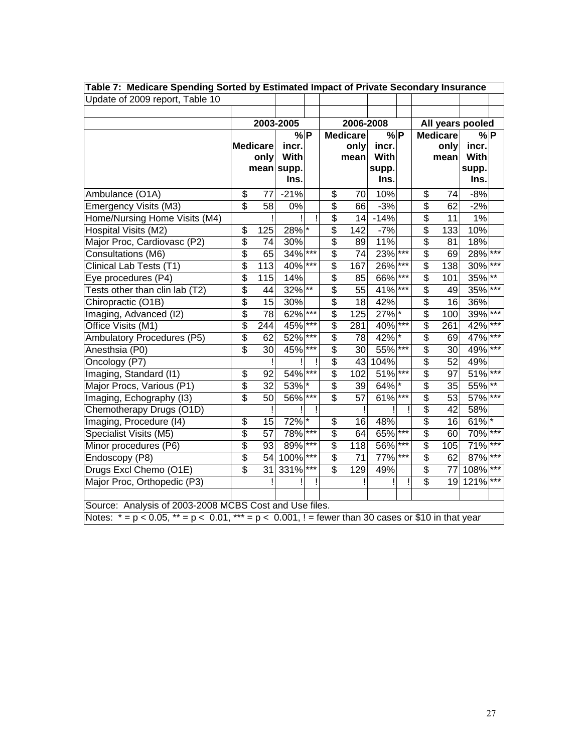**Table 7: Medicare Spending Sorted by Estimated Impact of Private Secondary Insurance**

Update of 2009 report, Table 10

| | 2003-2005 | | | 2006-2008 | | | All years pooled | | |
|---|---|---|---|---|---|---|---|---|---|
| | Medicare only mean | % incr. With supp. Ins. | P | Medicare only mean | % incr. With supp. Ins. | P | Medicare only mean | % incr. With supp. Ins. | P |
| Ambulance (O1A) | $ 77 | -21% | | $ 70 | 10% | | $ 74 | -8% | |
| Emergency Visits (M3) | $ 58 | 0% | | $ 66 | -3% | | $ 62 | -2% | |
| Home/Nursing Home Visits (M4) | ! | ! | ! | $ 14 | -14% | | $ 11 | 1% | |
| Hospital Visits (M2) | $ 125 | 28% | * | $ 142 | -7% | | $ 133 | 10% | |
| Major Proc, Cardiovasc (P2) | $ 74 | 30% | | $ 89 | 11% | | $ 81 | 18% | |
| Consultations (M6) | $ 65 | 34% | *** | $ 74 | 23% | *** | $ 69 | 28% | *** |
| Clinical Lab Tests (T1) | $ 113 | 40% | *** | $ 167 | 26% | *** | $ 138 | 30% | *** |
| Eye procedures (P4) | $ 115 | 14% | | $ 85 | 66% | *** | $ 101 | 35% | ** |
| Tests other than clin lab (T2) | $ 44 | 32% | ** | $ 55 | 41% | *** | $ 49 | 35% | *** |
| Chiropractic (O1B) | $ 15 | 30% | | $ 18 | 42% | | $ 16 | 36% | |
| Imaging, Advanced (I2) | $ 78 | 62% | *** | $ 125 | 27% | * | $ 100 | 39% | *** |
| Office Visits (M1) | $ 244 | 45% | *** | $ 281 | 40% | *** | $ 261 | 42% | *** |
| Ambulatory Procedures (P5) | $ 62 | 52% | *** | $ 78 | 42% | * | $ 69 | 47% | *** |
| Anesthsia (P0) | $ 30 | 45% | *** | $ 30 | 55% | *** | $ 30 | 49% | *** |
| Oncology (P7) | ! | ! | ! | $ 43 | 104% | | $ 52 | 49% | |
| Imaging, Standard (I1) | $ 92 | 54% | *** | $ 102 | 51% | *** | $ 97 | 51% | *** |
| Major Procs, Various (P1) | $ 32 | 53% | * | $ 39 | 64% | * | $ 35 | 55% | ** |
| Imaging, Echography (I3) | $ 50 | 56% | *** | $ 57 | 61% | *** | $ 53 | 57% | *** |
| Chemotherapy Drugs (O1D) | ! | ! | ! | ! | ! | ! | $ 42 | 58% | |
| Imaging, Procedure (I4) | $ 15 | 72% | * | $ 16 | 48% | | $ 16 | 61% | * |
| Specialist Visits (M5) | $ 57 | 78% | *** | $ 64 | 65% | *** | $ 60 | 70% | *** |
| Minor procedures (P6) | $ 93 | 89% | *** | $ 118 | 56% | *** | $ 105 | 71% | *** |
| Endoscopy (P8) | $ 54 | 100% | *** | $ 71 | 77% | *** | $ 62 | 87% | *** |
| Drugs Excl Chemo (O1E) | $ 31 | 331% | *** | $ 129 | 49% | | $ 77 | 108% | *** |
| Major Proc, Orthopedic (P3) | ! | ! | ! | ! | ! | ! | $ 19 | 121% | *** |

Source: Analysis of 2003-2008 MCBS Cost and Use files.

Notes: * = $p < 0.05$, ** = $p < 0.01$, *** = $p < 0.001$, ! = fewer than 30 cases or $10 in that year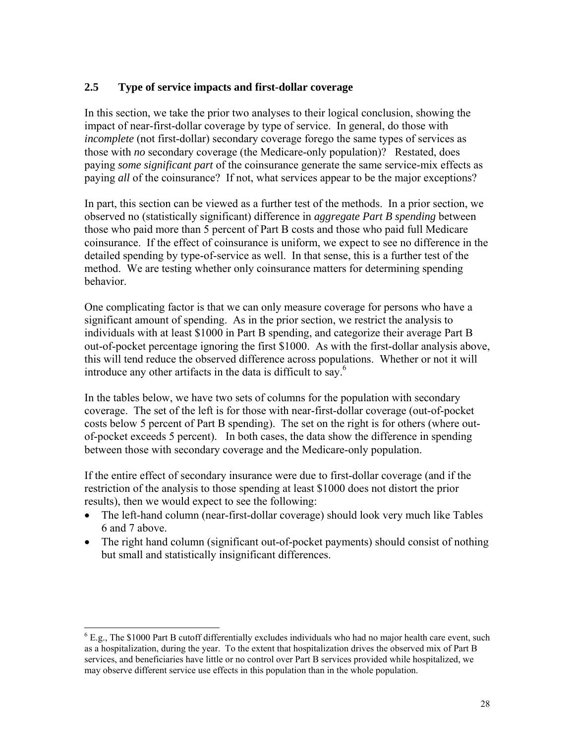## 2.5 Type of service impacts and first-dollar coverage

In this section, we take the prior two analyses to their logical conclusion, showing the impact of near-first-dollar coverage by type of service. In general, do those with *incomplete* (not first-dollar) secondary coverage forego the same types of services as those with *no* secondary coverage (the Medicare-only population)? Restated, does paying *some significant part* of the coinsurance generate the same service-mix effects as paying *all* of the coinsurance? If not, what services appear to be the major exceptions?

In part, this section can be viewed as a further test of the methods. In a prior section, we observed no (statistically significant) difference in *aggregate Part B spending* between those who paid more than 5 percent of Part B costs and those who paid full Medicare coinsurance. If the effect of coinsurance is uniform, we expect to see no difference in the detailed spending by type-of-service as well. In that sense, this is a further test of the method. We are testing whether only coinsurance matters for determining spending behavior.

One complicating factor is that we can only measure coverage for persons who have a significant amount of spending. As in the prior section, we restrict the analysis to individuals with at least $1000 in Part B spending, and categorize their average Part B out-of-pocket percentage ignoring the first $1000. As with the first-dollar analysis above, this will tend reduce the observed difference across populations. Whether or not it will introduce any other artifacts in the data is difficult to say.[6]

In the tables below, we have two sets of columns for the population with secondary coverage. The set of the left is for those with near-first-dollar coverage (out-of-pocket costs below 5 percent of Part B spending). The set on the right is for others (where out-of-pocket exceeds 5 percent). In both cases, the data show the difference in spending between those with secondary coverage and the Medicare-only population.

If the entire effect of secondary insurance were due to first-dollar coverage (and if the restriction of the analysis to those spending at least $1000 does not distort the prior results), then we would expect to see the following:

- The left-hand column (near-first-dollar coverage) should look very much like Tables 6 and 7 above.
- The right hand column (significant out-of-pocket payments) should consist of nothing but small and statistically insignificant differences.

---

[6] E.g., The $1000 Part B cutoff differentially excludes individuals who had no major health care event, such as a hospitalization, during the year. To the extent that hospitalization drives the observed mix of Part B services, and beneficiaries have little or no control over Part B services provided while hospitalized, we may observe different service use effects in this population than in the whole population.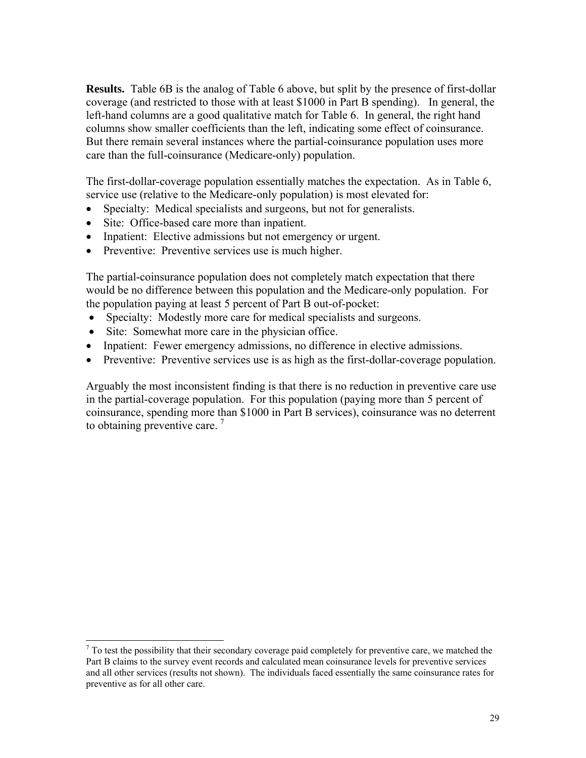**Results.** Table 6B is the analog of Table 6 above, but split by the presence of first-dollar coverage (and restricted to those with at least $1000 in Part B spending). In general, the left-hand columns are a good qualitative match for Table 6. In general, the right hand columns show smaller coefficients than the left, indicating some effect of coinsurance. But there remain several instances where the partial-coinsurance population uses more care than the full-coinsurance (Medicare-only) population.

The first-dollar-coverage population essentially matches the expectation. As in Table 6, service use (relative to the Medicare-only population) is most elevated for:

- Specialty: Medical specialists and surgeons, but not for generalists.
- Site: Office-based care more than inpatient.
- Inpatient: Elective admissions but not emergency or urgent.
- Preventive: Preventive services use is much higher.

The partial-coinsurance population does not completely match expectation that there would be no difference between this population and the Medicare-only population. For the population paying at least 5 percent of Part B out-of-pocket:

- Specialty: Modestly more care for medical specialists and surgeons.
- Site: Somewhat more care in the physician office.
- Inpatient: Fewer emergency admissions, no difference in elective admissions.
- Preventive: Preventive services use is as high as the first-dollar-coverage population.

Arguably the most inconsistent finding is that there is no reduction in preventive care use in the partial-coverage population. For this population (paying more than 5 percent of coinsurance, spending more than $1000 in Part B services), coinsurance was no deterrent to obtaining preventive care. [7]

[7] To test the possibility that their secondary coverage paid completely for preventive care, we matched the Part B claims to the survey event records and calculated mean coinsurance levels for preventive services and all other services (results not shown). The individuals faced essentially the same coinsurance rates for preventive as for all other care.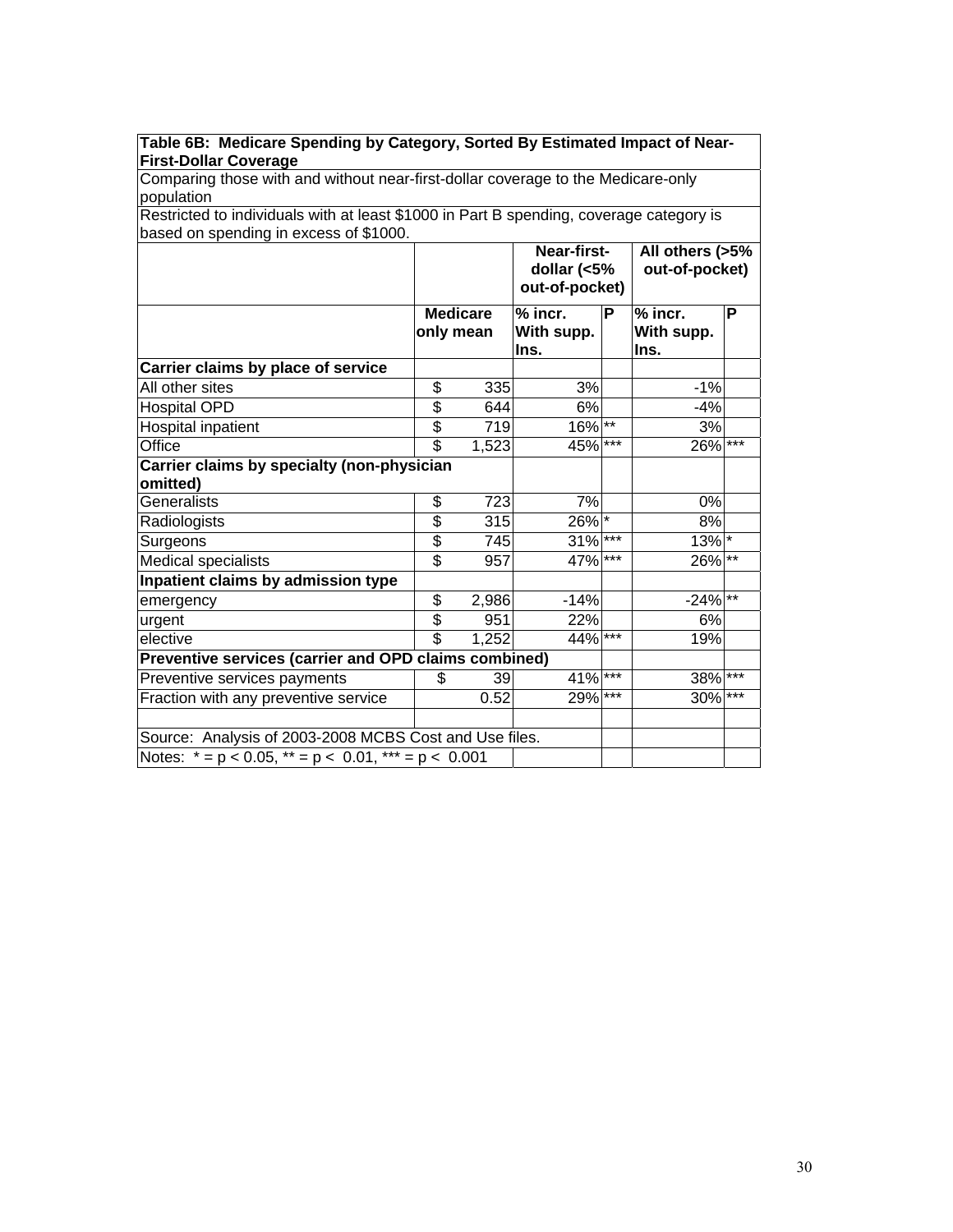**Table 6B: Medicare Spending by Category, Sorted By Estimated Impact of Near-First-Dollar Coverage**

Comparing those with and without near-first-dollar coverage to the Medicare-only population

Restricted to individuals with at least $1000 in Part B spending, coverage category is based on spending in excess of $1000.

| | | Near-first-dollar (<5% out-of-pocket) | | All others (>5% out-of-pocket) | |
|---|---|---|---|---|---|
| | Medicare only mean | % incr. With supp. Ins. | P | % incr. With supp. Ins. | P |
| **Carrier claims by place of service** | | | | | |
| All other sites | $ 335 | 3% | | -1% | |
| Hospital OPD | $ 644 | 6% | | -4% | |
| Hospital inpatient | $ 719 | 16% | ** | 3% | |
| Office | $ 1,523 | 45% | *** | 26% | *** |
| **Carrier claims by specialty (non-physician omitted)** | | | | | |
| Generalists | $ 723 | 7% | | 0% | |
| Radiologists | $ 315 | 26% | * | 8% | |
| Surgeons | $ 745 | 31% | *** | 13% | * |
| Medical specialists | $ 957 | 47% | *** | 26% | ** |
| **Inpatient claims by admission type** | | | | | |
| emergency | $ 2,986 | -14% | | -24% | ** |
| urgent | $ 951 | 22% | | 6% | |
| elective | $ 1,252 | 44% | *** | 19% | |
| **Preventive services (carrier and OPD claims combined)** | | | | | |
| Preventive services payments | $ 39 | 41% | *** | 38% | *** |
| Fraction with any preventive service | 0.52 | 29% | *** | 30% | *** |

Source: Analysis of 2003-2008 MCBS Cost and Use files.

Notes: * = p < 0.05, ** = p < 0.01, *** = p < 0.001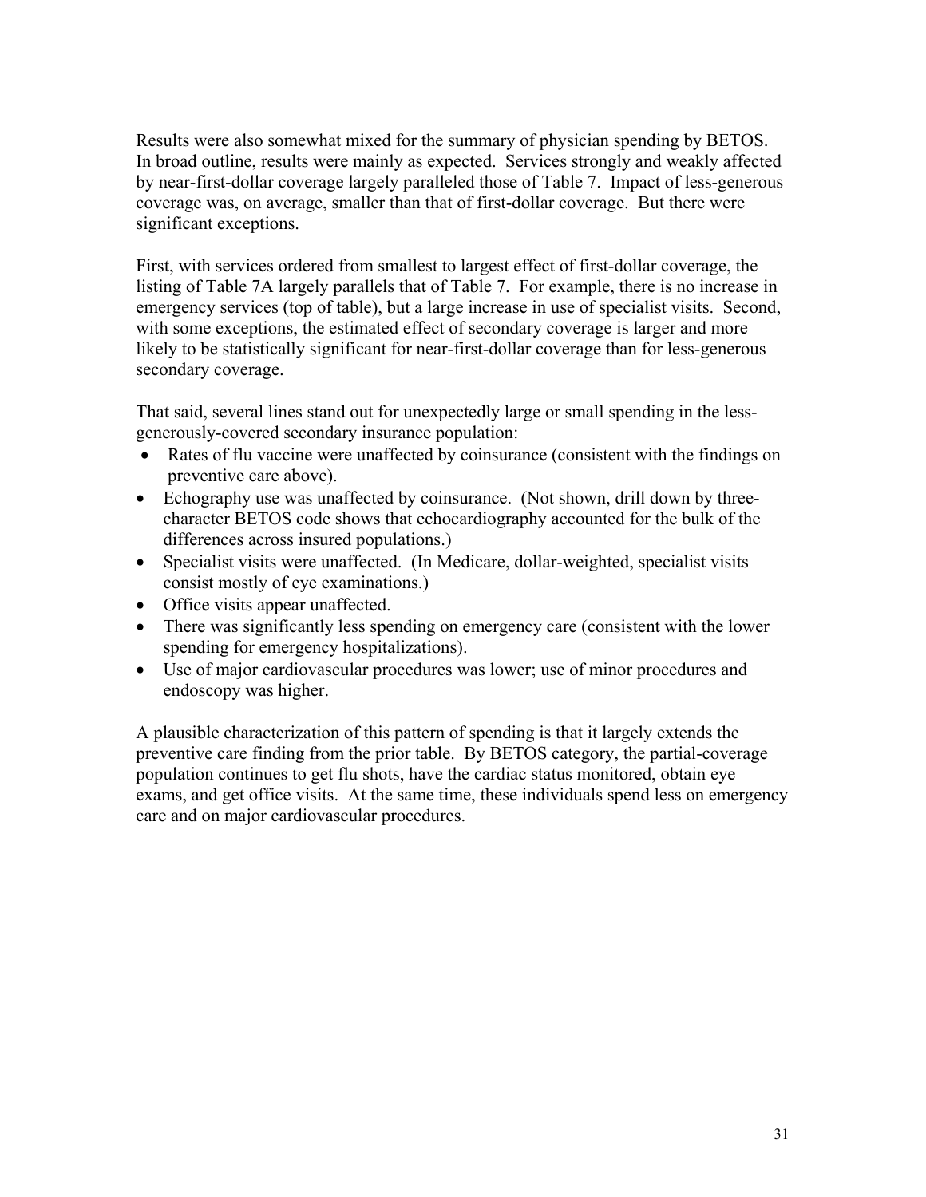Results were also somewhat mixed for the summary of physician spending by BETOS. In broad outline, results were mainly as expected. Services strongly and weakly affected by near-first-dollar coverage largely paralleled those of Table 7. Impact of less-generous coverage was, on average, smaller than that of first-dollar coverage. But there were significant exceptions.

First, with services ordered from smallest to largest effect of first-dollar coverage, the listing of Table 7A largely parallels that of Table 7. For example, there is no increase in emergency services (top of table), but a large increase in use of specialist visits. Second, with some exceptions, the estimated effect of secondary coverage is larger and more likely to be statistically significant for near-first-dollar coverage than for less-generous secondary coverage.

That said, several lines stand out for unexpectedly large or small spending in the less-generously-covered secondary insurance population:

- Rates of flu vaccine were unaffected by coinsurance (consistent with the findings on preventive care above).
- Echography use was unaffected by coinsurance. (Not shown, drill down by three-character BETOS code shows that echocardiography accounted for the bulk of the differences across insured populations.)
- Specialist visits were unaffected. (In Medicare, dollar-weighted, specialist visits consist mostly of eye examinations.)
- Office visits appear unaffected.
- There was significantly less spending on emergency care (consistent with the lower spending for emergency hospitalizations).
- Use of major cardiovascular procedures was lower; use of minor procedures and endoscopy was higher.

A plausible characterization of this pattern of spending is that it largely extends the preventive care finding from the prior table. By BETOS category, the partial-coverage population continues to get flu shots, have the cardiac status monitored, obtain eye exams, and get office visits. At the same time, these individuals spend less on emergency care and on major cardiovascular procedures.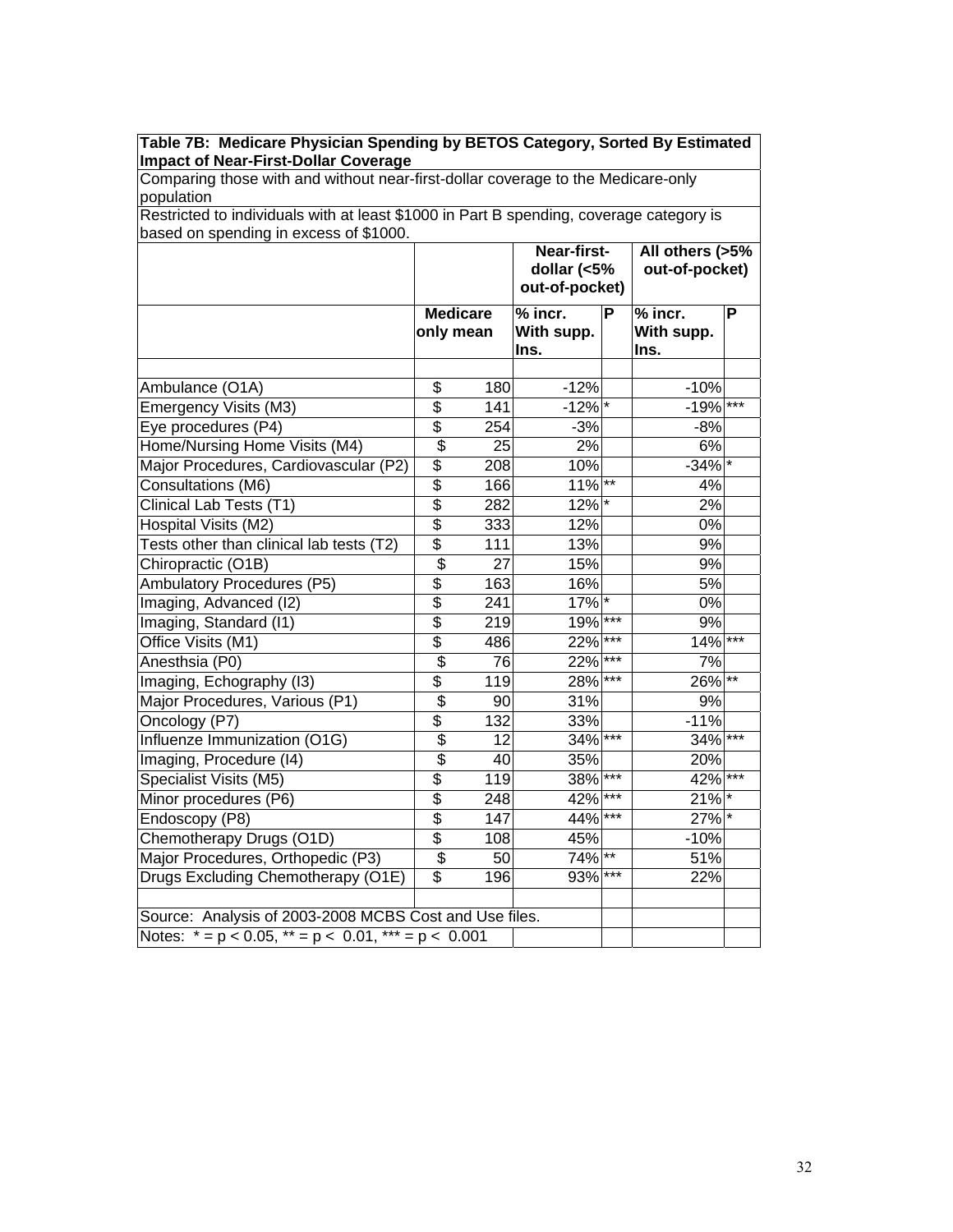**Table 7B: Medicare Physician Spending by BETOS Category, Sorted By Estimated Impact of Near-First-Dollar Coverage**

Comparing those with and without near-first-dollar coverage to the Medicare-only population

Restricted to individuals with at least $1000 in Part B spending, coverage category is based on spending in excess of $1000.

| | | Near-first-dollar (<5% out-of-pocket) | | All others (>5% out-of-pocket) | |
|---|---|---|---|---|---|
| | Medicare only mean | % incr. With supp. Ins. | P | % incr. With supp. Ins. | P |
| Ambulance (O1A) | $ 180 | -12% | | -10% | |
| Emergency Visits (M3) | $ 141 | -12% | * | -19% | *** |
| Eye procedures (P4) | $ 254 | -3% | | -8% | |
| Home/Nursing Home Visits (M4) | $ 25 | 2% | | 6% | |
| Major Procedures, Cardiovascular (P2) | $ 208 | 10% | | -34% | * |
| Consultations (M6) | $ 166 | 11% | ** | 4% | |
| Clinical Lab Tests (T1) | $ 282 | 12% | * | 2% | |
| Hospital Visits (M2) | $ 333 | 12% | | 0% | |
| Tests other than clinical lab tests (T2) | $ 111 | 13% | | 9% | |
| Chiropractic (O1B) | $ 27 | 15% | | 9% | |
| Ambulatory Procedures (P5) | $ 163 | 16% | | 5% | |
| Imaging, Advanced (I2) | $ 241 | 17% | * | 0% | |
| Imaging, Standard (I1) | $ 219 | 19% | *** | 9% | |
| Office Visits (M1) | $ 486 | 22% | *** | 14% | *** |
| Anesthsia (P0) | $ 76 | 22% | *** | 7% | |
| Imaging, Echography (I3) | $ 119 | 28% | *** | 26% | ** |
| Major Procedures, Various (P1) | $ 90 | 31% | | 9% | |
| Oncology (P7) | $ 132 | 33% | | -11% | |
| Influenze Immunization (O1G) | $ 12 | 34% | *** | 34% | *** |
| Imaging, Procedure (I4) | $ 40 | 35% | | 20% | |
| Specialist Visits (M5) | $ 119 | 38% | *** | 42% | *** |
| Minor procedures (P6) | $ 248 | 42% | *** | 21% | * |
| Endoscopy (P8) | $ 147 | 44% | *** | 27% | * |
| Chemotherapy Drugs (O1D) | $ 108 | 45% | | -10% | |
| Major Procedures, Orthopedic (P3) | $ 50 | 74% | ** | 51% | |
| Drugs Excluding Chemotherapy (O1E) | $ 196 | 93% | *** | 22% | |

Source: Analysis of 2003-2008 MCBS Cost and Use files.

Notes: * = $p < 0.05$, ** = $p < 0.01$, *** = $p < 0.001$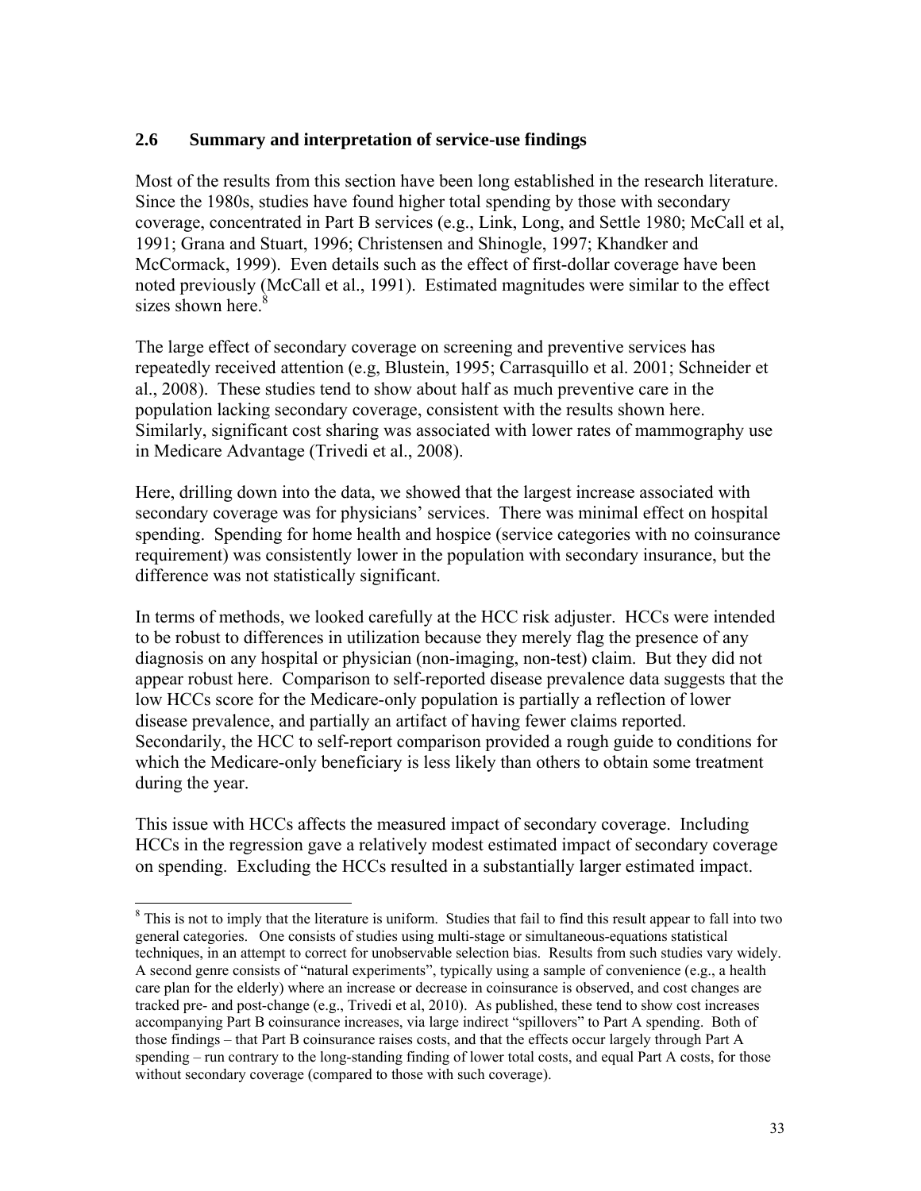## 2.6 Summary and interpretation of service-use findings

Most of the results from this section have been long established in the research literature. Since the 1980s, studies have found higher total spending by those with secondary coverage, concentrated in Part B services (e.g., Link, Long, and Settle 1980; McCall et al, 1991; Grana and Stuart, 1996; Christensen and Shinogle, 1997; Khandker and McCormack, 1999). Even details such as the effect of first-dollar coverage have been noted previously (McCall et al., 1991). Estimated magnitudes were similar to the effect sizes shown here.[8]

The large effect of secondary coverage on screening and preventive services has repeatedly received attention (e.g, Blustein, 1995; Carrasquillo et al. 2001; Schneider et al., 2008). These studies tend to show about half as much preventive care in the population lacking secondary coverage, consistent with the results shown here. Similarly, significant cost sharing was associated with lower rates of mammography use in Medicare Advantage (Trivedi et al., 2008).

Here, drilling down into the data, we showed that the largest increase associated with secondary coverage was for physicians' services. There was minimal effect on hospital spending. Spending for home health and hospice (service categories with no coinsurance requirement) was consistently lower in the population with secondary insurance, but the difference was not statistically significant.

In terms of methods, we looked carefully at the HCC risk adjuster. HCCs were intended to be robust to differences in utilization because they merely flag the presence of any diagnosis on any hospital or physician (non-imaging, non-test) claim. But they did not appear robust here. Comparison to self-reported disease prevalence data suggests that the low HCCs score for the Medicare-only population is partially a reflection of lower disease prevalence, and partially an artifact of having fewer claims reported. Secondarily, the HCC to self-report comparison provided a rough guide to conditions for which the Medicare-only beneficiary is less likely than others to obtain some treatment during the year.

This issue with HCCs affects the measured impact of secondary coverage. Including HCCs in the regression gave a relatively modest estimated impact of secondary coverage on spending. Excluding the HCCs resulted in a substantially larger estimated impact.

---

[8] This is not to imply that the literature is uniform. Studies that fail to find this result appear to fall into two general categories. One consists of studies using multi-stage or simultaneous-equations statistical techniques, in an attempt to correct for unobservable selection bias. Results from such studies vary widely. A second genre consists of "natural experiments", typically using a sample of convenience (e.g., a health care plan for the elderly) where an increase or decrease in coinsurance is observed, and cost changes are tracked pre- and post-change (e.g., Trivedi et al, 2010). As published, these tend to show cost increases accompanying Part B coinsurance increases, via large indirect "spillovers" to Part A spending. Both of those findings – that Part B coinsurance raises costs, and that the effects occur largely through Part A spending – run contrary to the long-standing finding of lower total costs, and equal Part A costs, for those without secondary coverage (compared to those with such coverage).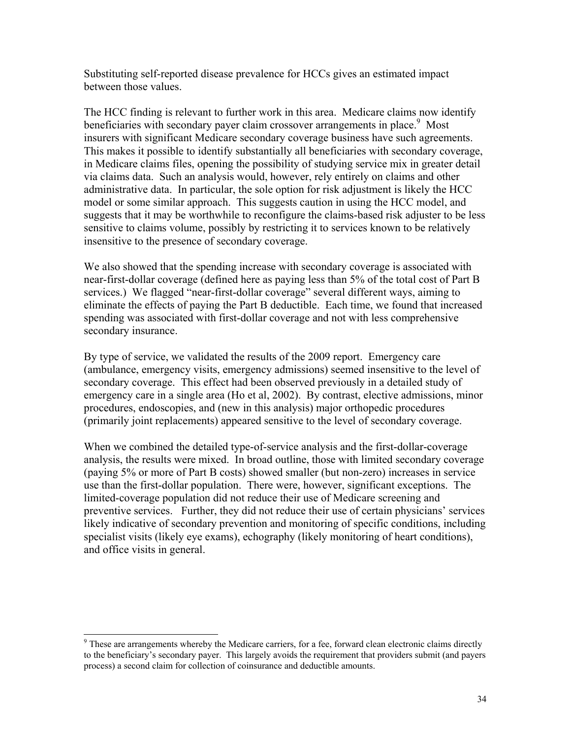Substituting self-reported disease prevalence for HCCs gives an estimated impact between those values.

The HCC finding is relevant to further work in this area. Medicare claims now identify beneficiaries with secondary payer claim crossover arrangements in place.[9] Most insurers with significant Medicare secondary coverage business have such agreements. This makes it possible to identify substantially all beneficiaries with secondary coverage, in Medicare claims files, opening the possibility of studying service mix in greater detail via claims data. Such an analysis would, however, rely entirely on claims and other administrative data. In particular, the sole option for risk adjustment is likely the HCC model or some similar approach. This suggests caution in using the HCC model, and suggests that it may be worthwhile to reconfigure the claims-based risk adjuster to be less sensitive to claims volume, possibly by restricting it to services known to be relatively insensitive to the presence of secondary coverage.

We also showed that the spending increase with secondary coverage is associated with near-first-dollar coverage (defined here as paying less than 5% of the total cost of Part B services.) We flagged "near-first-dollar coverage" several different ways, aiming to eliminate the effects of paying the Part B deductible. Each time, we found that increased spending was associated with first-dollar coverage and not with less comprehensive secondary insurance.

By type of service, we validated the results of the 2009 report. Emergency care (ambulance, emergency visits, emergency admissions) seemed insensitive to the level of secondary coverage. This effect had been observed previously in a detailed study of emergency care in a single area (Ho et al, 2002). By contrast, elective admissions, minor procedures, endoscopies, and (new in this analysis) major orthopedic procedures (primarily joint replacements) appeared sensitive to the level of secondary coverage.

When we combined the detailed type-of-service analysis and the first-dollar-coverage analysis, the results were mixed. In broad outline, those with limited secondary coverage (paying 5% or more of Part B costs) showed smaller (but non-zero) increases in service use than the first-dollar population. There were, however, significant exceptions. The limited-coverage population did not reduce their use of Medicare screening and preventive services. Further, they did not reduce their use of certain physicians' services likely indicative of secondary prevention and monitoring of specific conditions, including specialist visits (likely eye exams), echography (likely monitoring of heart conditions), and office visits in general.

---

[9] These are arrangements whereby the Medicare carriers, for a fee, forward clean electronic claims directly to the beneficiary's secondary payer. This largely avoids the requirement that providers submit (and payers process) a second claim for collection of coinsurance and deductible amounts.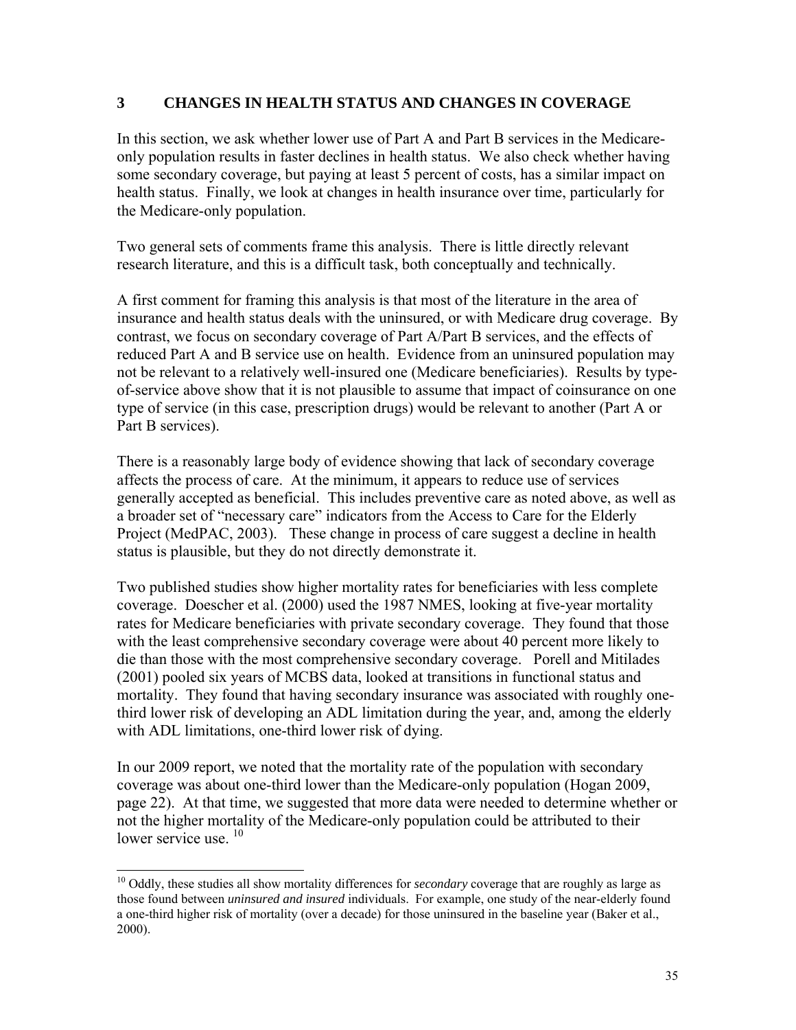## 3 CHANGES IN HEALTH STATUS AND CHANGES IN COVERAGE

In this section, we ask whether lower use of Part A and Part B services in the Medicare-only population results in faster declines in health status. We also check whether having some secondary coverage, but paying at least 5 percent of costs, has a similar impact on health status. Finally, we look at changes in health insurance over time, particularly for the Medicare-only population.

Two general sets of comments frame this analysis. There is little directly relevant research literature, and this is a difficult task, both conceptually and technically.

A first comment for framing this analysis is that most of the literature in the area of insurance and health status deals with the uninsured, or with Medicare drug coverage. By contrast, we focus on secondary coverage of Part A/Part B services, and the effects of reduced Part A and B service use on health. Evidence from an uninsured population may not be relevant to a relatively well-insured one (Medicare beneficiaries). Results by type-of-service above show that it is not plausible to assume that impact of coinsurance on one type of service (in this case, prescription drugs) would be relevant to another (Part A or Part B services).

There is a reasonably large body of evidence showing that lack of secondary coverage affects the process of care. At the minimum, it appears to reduce use of services generally accepted as beneficial. This includes preventive care as noted above, as well as a broader set of "necessary care" indicators from the Access to Care for the Elderly Project (MedPAC, 2003). These change in process of care suggest a decline in health status is plausible, but they do not directly demonstrate it.

Two published studies show higher mortality rates for beneficiaries with less complete coverage. Doescher et al. (2000) used the 1987 NMES, looking at five-year mortality rates for Medicare beneficiaries with private secondary coverage. They found that those with the least comprehensive secondary coverage were about 40 percent more likely to die than those with the most comprehensive secondary coverage. Porell and Mitilades (2001) pooled six years of MCBS data, looked at transitions in functional status and mortality. They found that having secondary insurance was associated with roughly one-third lower risk of developing an ADL limitation during the year, and, among the elderly with ADL limitations, one-third lower risk of dying.

In our 2009 report, we noted that the mortality rate of the population with secondary coverage was about one-third lower than the Medicare-only population (Hogan 2009, page 22). At that time, we suggested that more data were needed to determine whether or not the higher mortality of the Medicare-only population could be attributed to their lower service use. [10]

---

[10] Oddly, these studies all show mortality differences for *secondary* coverage that are roughly as large as those found between *uninsured and insured* individuals. For example, one study of the near-elderly found a one-third higher risk of mortality (over a decade) for those uninsured in the baseline year (Baker et al., 2000).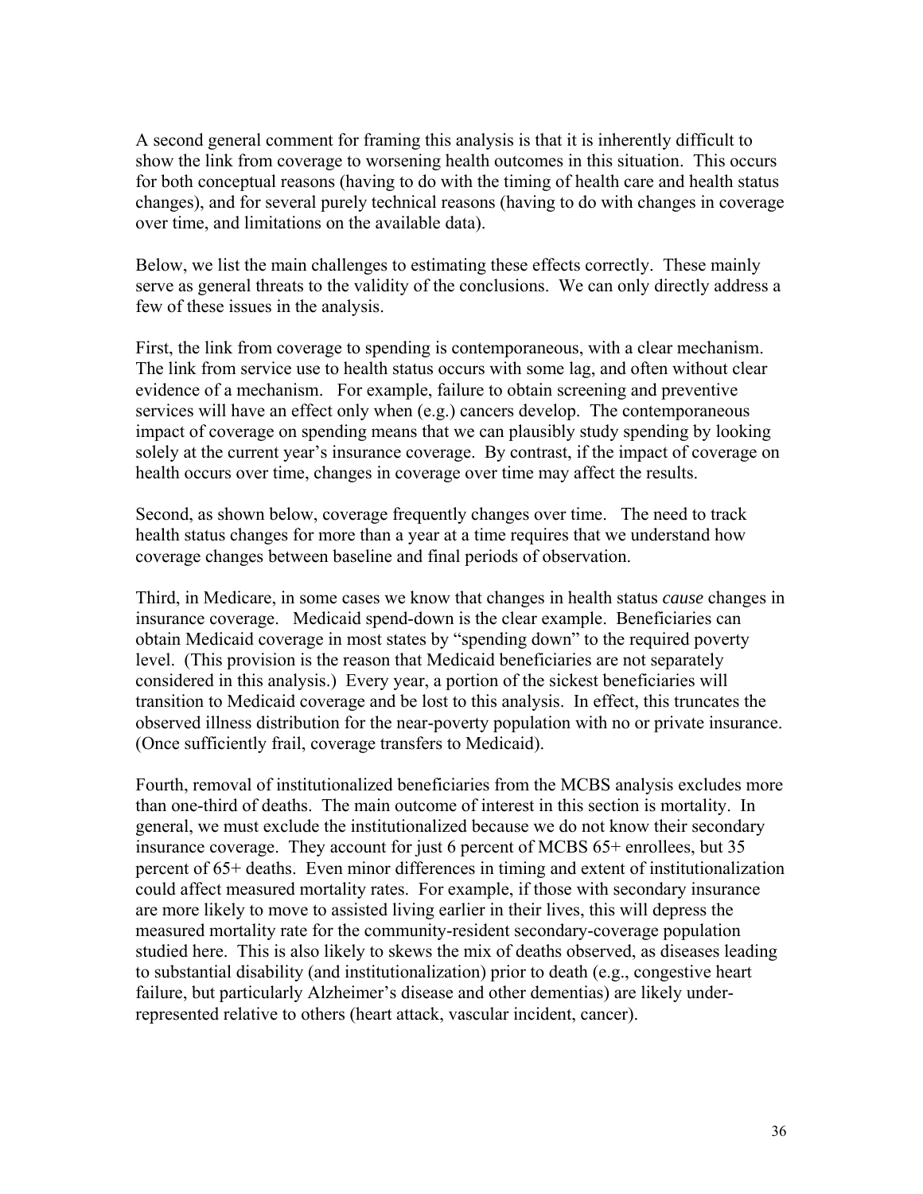A second general comment for framing this analysis is that it is inherently difficult to show the link from coverage to worsening health outcomes in this situation. This occurs for both conceptual reasons (having to do with the timing of health care and health status changes), and for several purely technical reasons (having to do with changes in coverage over time, and limitations on the available data).

Below, we list the main challenges to estimating these effects correctly. These mainly serve as general threats to the validity of the conclusions. We can only directly address a few of these issues in the analysis.

First, the link from coverage to spending is contemporaneous, with a clear mechanism. The link from service use to health status occurs with some lag, and often without clear evidence of a mechanism. For example, failure to obtain screening and preventive services will have an effect only when (e.g.) cancers develop. The contemporaneous impact of coverage on spending means that we can plausibly study spending by looking solely at the current year's insurance coverage. By contrast, if the impact of coverage on health occurs over time, changes in coverage over time may affect the results.

Second, as shown below, coverage frequently changes over time. The need to track health status changes for more than a year at a time requires that we understand how coverage changes between baseline and final periods of observation.

Third, in Medicare, in some cases we know that changes in health status *cause* changes in insurance coverage. Medicaid spend-down is the clear example. Beneficiaries can obtain Medicaid coverage in most states by "spending down" to the required poverty level. (This provision is the reason that Medicaid beneficiaries are not separately considered in this analysis.) Every year, a portion of the sickest beneficiaries will transition to Medicaid coverage and be lost to this analysis. In effect, this truncates the observed illness distribution for the near-poverty population with no or private insurance. (Once sufficiently frail, coverage transfers to Medicaid).

Fourth, removal of institutionalized beneficiaries from the MCBS analysis excludes more than one-third of deaths. The main outcome of interest in this section is mortality. In general, we must exclude the institutionalized because we do not know their secondary insurance coverage. They account for just 6 percent of MCBS 65+ enrollees, but 35 percent of 65+ deaths. Even minor differences in timing and extent of institutionalization could affect measured mortality rates. For example, if those with secondary insurance are more likely to move to assisted living earlier in their lives, this will depress the measured mortality rate for the community-resident secondary-coverage population studied here. This is also likely to skews the mix of deaths observed, as diseases leading to substantial disability (and institutionalization) prior to death (e.g., congestive heart failure, but particularly Alzheimer's disease and other dementias) are likely under-represented relative to others (heart attack, vascular incident, cancer).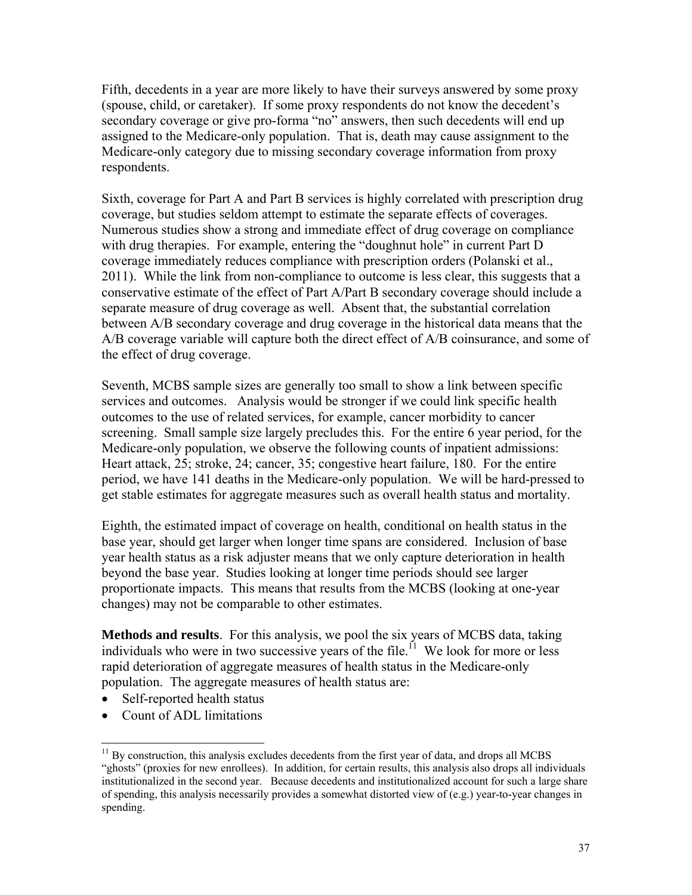Fifth, decedents in a year are more likely to have their surveys answered by some proxy (spouse, child, or caretaker). If some proxy respondents do not know the decedent's secondary coverage or give pro-forma "no" answers, then such decedents will end up assigned to the Medicare-only population. That is, death may cause assignment to the Medicare-only category due to missing secondary coverage information from proxy respondents.

Sixth, coverage for Part A and Part B services is highly correlated with prescription drug coverage, but studies seldom attempt to estimate the separate effects of coverages. Numerous studies show a strong and immediate effect of drug coverage on compliance with drug therapies. For example, entering the "doughnut hole" in current Part D coverage immediately reduces compliance with prescription orders (Polanski et al., 2011). While the link from non-compliance to outcome is less clear, this suggests that a conservative estimate of the effect of Part A/Part B secondary coverage should include a separate measure of drug coverage as well. Absent that, the substantial correlation between A/B secondary coverage and drug coverage in the historical data means that the A/B coverage variable will capture both the direct effect of A/B coinsurance, and some of the effect of drug coverage.

Seventh, MCBS sample sizes are generally too small to show a link between specific services and outcomes. Analysis would be stronger if we could link specific health outcomes to the use of related services, for example, cancer morbidity to cancer screening. Small sample size largely precludes this. For the entire 6 year period, for the Medicare-only population, we observe the following counts of inpatient admissions: Heart attack, 25; stroke, 24; cancer, 35; congestive heart failure, 180. For the entire period, we have 141 deaths in the Medicare-only population. We will be hard-pressed to get stable estimates for aggregate measures such as overall health status and mortality.

Eighth, the estimated impact of coverage on health, conditional on health status in the base year, should get larger when longer time spans are considered. Inclusion of base year health status as a risk adjuster means that we only capture deterioration in health beyond the base year. Studies looking at longer time periods should see larger proportionate impacts. This means that results from the MCBS (looking at one-year changes) may not be comparable to other estimates.

**Methods and results**. For this analysis, we pool the six years of MCBS data, taking individuals who were in two successive years of the file.[11] We look for more or less rapid deterioration of aggregate measures of health status in the Medicare-only population. The aggregate measures of health status are:

- Self-reported health status
- Count of ADL limitations

[11] By construction, this analysis excludes decedents from the first year of data, and drops all MCBS "ghosts" (proxies for new enrollees). In addition, for certain results, this analysis also drops all individuals institutionalized in the second year. Because decedents and institutionalized account for such a large share of spending, this analysis necessarily provides a somewhat distorted view of (e.g.) year-to-year changes in spending.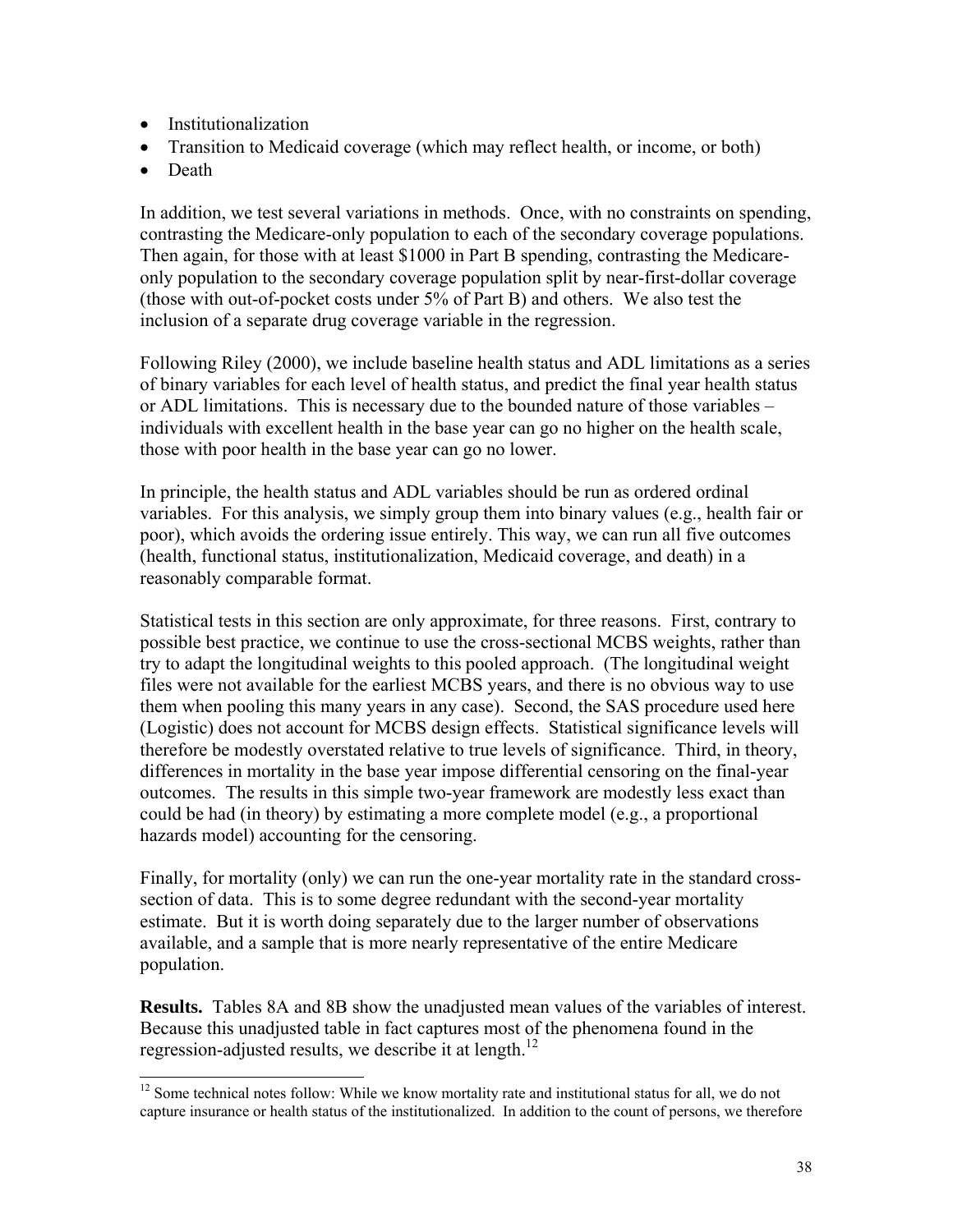- Institutionalization
- Transition to Medicaid coverage (which may reflect health, or income, or both)
- Death

In addition, we test several variations in methods. Once, with no constraints on spending, contrasting the Medicare-only population to each of the secondary coverage populations. Then again, for those with at least $1000 in Part B spending, contrasting the Medicare-only population to the secondary coverage population split by near-first-dollar coverage (those with out-of-pocket costs under 5% of Part B) and others. We also test the inclusion of a separate drug coverage variable in the regression.

Following Riley (2000), we include baseline health status and ADL limitations as a series of binary variables for each level of health status, and predict the final year health status or ADL limitations. This is necessary due to the bounded nature of those variables – individuals with excellent health in the base year can go no higher on the health scale, those with poor health in the base year can go no lower.

In principle, the health status and ADL variables should be run as ordered ordinal variables. For this analysis, we simply group them into binary values (e.g., health fair or poor), which avoids the ordering issue entirely. This way, we can run all five outcomes (health, functional status, institutionalization, Medicaid coverage, and death) in a reasonably comparable format.

Statistical tests in this section are only approximate, for three reasons. First, contrary to possible best practice, we continue to use the cross-sectional MCBS weights, rather than try to adapt the longitudinal weights to this pooled approach. (The longitudinal weight files were not available for the earliest MCBS years, and there is no obvious way to use them when pooling this many years in any case). Second, the SAS procedure used here (Logistic) does not account for MCBS design effects. Statistical significance levels will therefore be modestly overstated relative to true levels of significance. Third, in theory, differences in mortality in the base year impose differential censoring on the final-year outcomes. The results in this simple two-year framework are modestly less exact than could be had (in theory) by estimating a more complete model (e.g., a proportional hazards model) accounting for the censoring.

Finally, for mortality (only) we can run the one-year mortality rate in the standard cross-section of data. This is to some degree redundant with the second-year mortality estimate. But it is worth doing separately due to the larger number of observations available, and a sample that is more nearly representative of the entire Medicare population.

**Results.** Tables 8A and 8B show the unadjusted mean values of the variables of interest. Because this unadjusted table in fact captures most of the phenomena found in the regression-adjusted results, we describe it at length.[12]

[12] Some technical notes follow: While we know mortality rate and institutional status for all, we do not capture insurance or health status of the institutionalized. In addition to the count of persons, we therefore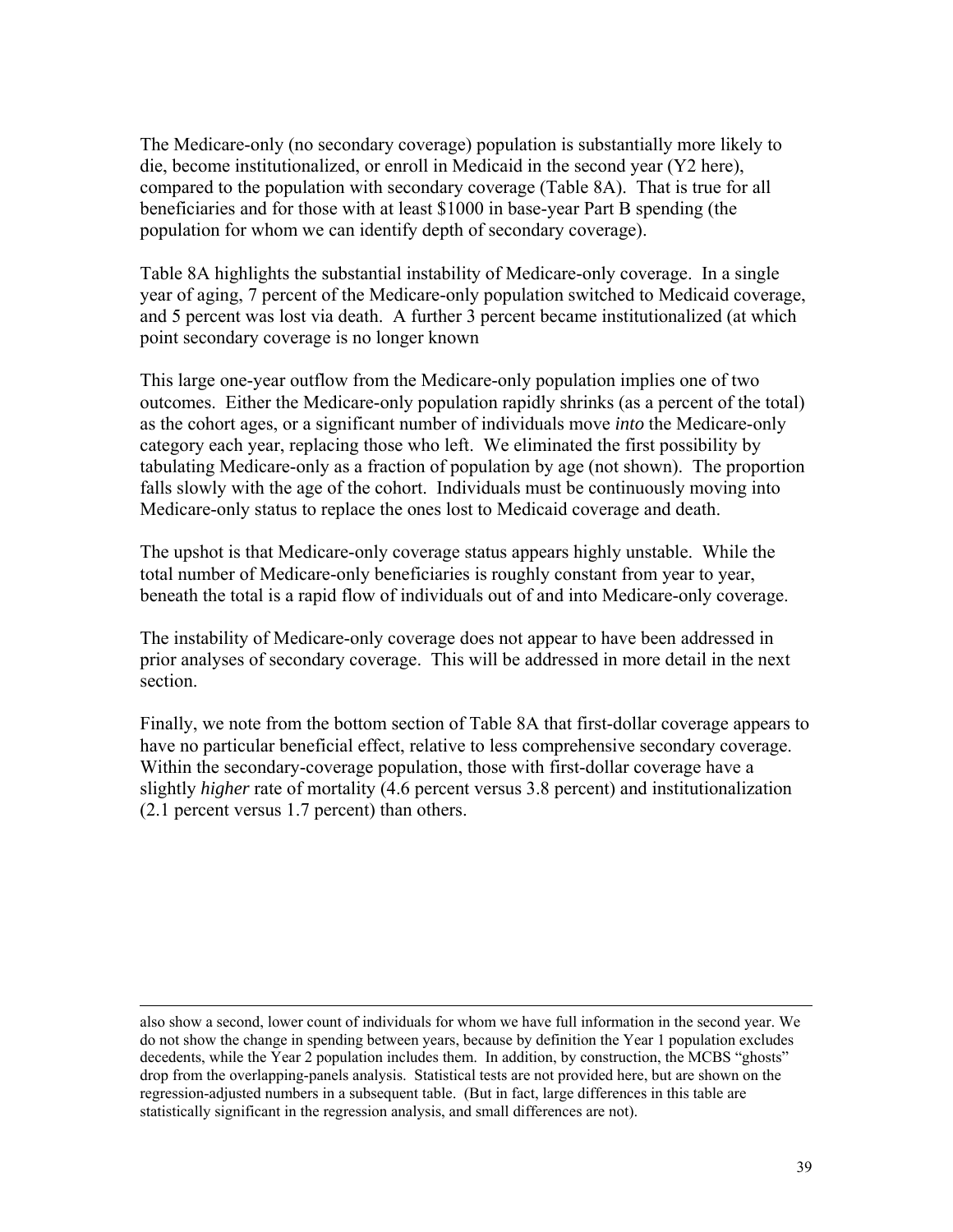The Medicare-only (no secondary coverage) population is substantially more likely to die, become institutionalized, or enroll in Medicaid in the second year (Y2 here), compared to the population with secondary coverage (Table 8A). That is true for all beneficiaries and for those with at least $1000 in base-year Part B spending (the population for whom we can identify depth of secondary coverage).

Table 8A highlights the substantial instability of Medicare-only coverage. In a single year of aging, 7 percent of the Medicare-only population switched to Medicaid coverage, and 5 percent was lost via death. A further 3 percent became institutionalized (at which point secondary coverage is no longer known

This large one-year outflow from the Medicare-only population implies one of two outcomes. Either the Medicare-only population rapidly shrinks (as a percent of the total) as the cohort ages, or a significant number of individuals move *into* the Medicare-only category each year, replacing those who left. We eliminated the first possibility by tabulating Medicare-only as a fraction of population by age (not shown). The proportion falls slowly with the age of the cohort. Individuals must be continuously moving into Medicare-only status to replace the ones lost to Medicaid coverage and death.

The upshot is that Medicare-only coverage status appears highly unstable. While the total number of Medicare-only beneficiaries is roughly constant from year to year, beneath the total is a rapid flow of individuals out of and into Medicare-only coverage.

The instability of Medicare-only coverage does not appear to have been addressed in prior analyses of secondary coverage. This will be addressed in more detail in the next section.

Finally, we note from the bottom section of Table 8A that first-dollar coverage appears to have no particular beneficial effect, relative to less comprehensive secondary coverage. Within the secondary-coverage population, those with first-dollar coverage have a slightly *higher* rate of mortality (4.6 percent versus 3.8 percent) and institutionalization (2.1 percent versus 1.7 percent) than others.

---

also show a second, lower count of individuals for whom we have full information in the second year. We do not show the change in spending between years, because by definition the Year 1 population excludes decedents, while the Year 2 population includes them. In addition, by construction, the MCBS "ghosts" drop from the overlapping-panels analysis. Statistical tests are not provided here, but are shown on the regression-adjusted numbers in a subsequent table. (But in fact, large differences in this table are statistically significant in the regression analysis, and small differences are not).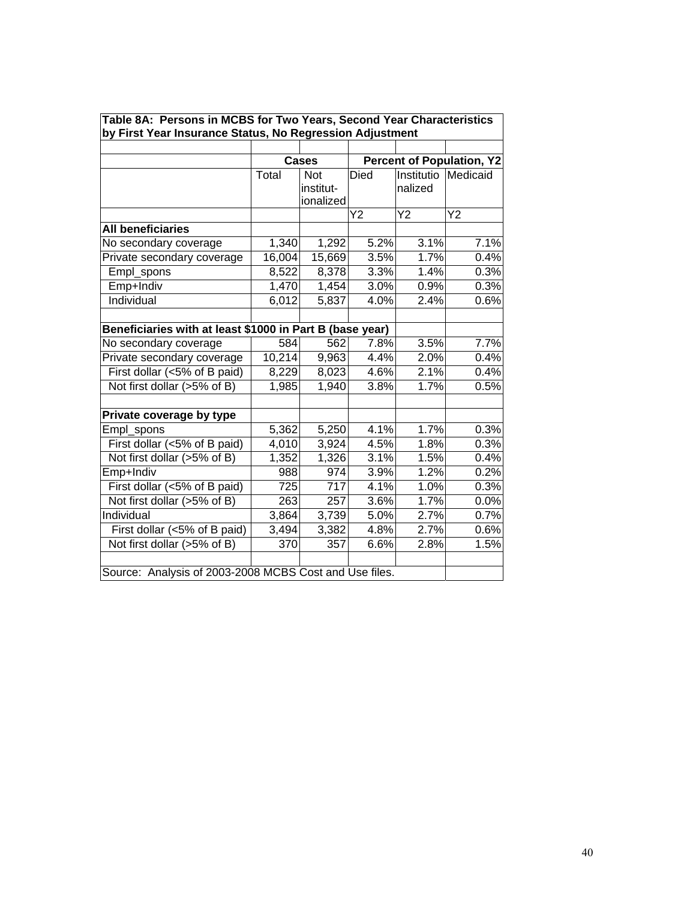**Table 8A: Persons in MCBS for Two Years, Second Year Characteristics by First Year Insurance Status, No Regression Adjustment**

| | Cases | | Percent of Population, Y2 | | |
|---|---|---|---|---|---|
| | Total | Not institut-ionalized | Died | Institutionalized | Medicaid |
| | | | Y2 | Y2 | Y2 |
| **All beneficiaries** | | | | | |
| No secondary coverage | 1,340 | 1,292 | 5.2% | 3.1% | 7.1% |
| Private secondary coverage | 16,004 | 15,669 | 3.5% | 1.7% | 0.4% |
| Empl_spons | 8,522 | 8,378 | 3.3% | 1.4% | 0.3% |
| Emp+Indiv | 1,470 | 1,454 | 3.0% | 0.9% | 0.3% |
| Individual | 6,012 | 5,837 | 4.0% | 2.4% | 0.6% |
| | | | | | |
| **Beneficiaries with at least $1000 in Part B (base year)** | | | | | |
| No secondary coverage | 584 | 562 | 7.8% | 3.5% | 7.7% |
| Private secondary coverage | 10,214 | 9,963 | 4.4% | 2.0% | 0.4% |
| First dollar (<5% of B paid) | 8,229 | 8,023 | 4.6% | 2.1% | 0.4% |
| Not first dollar (>5% of B) | 1,985 | 1,940 | 3.8% | 1.7% | 0.5% |
| | | | | | |
| **Private coverage by type** | | | | | |
| Empl_spons | 5,362 | 5,250 | 4.1% | 1.7% | 0.3% |
| First dollar (<5% of B paid) | 4,010 | 3,924 | 4.5% | 1.8% | 0.3% |
| Not first dollar (>5% of B) | 1,352 | 1,326 | 3.1% | 1.5% | 0.4% |
| Emp+Indiv | 988 | 974 | 3.9% | 1.2% | 0.2% |
| First dollar (<5% of B paid) | 725 | 717 | 4.1% | 1.0% | 0.3% |
| Not first dollar (>5% of B) | 263 | 257 | 3.6% | 1.7% | 0.0% |
| Individual | 3,864 | 3,739 | 5.0% | 2.7% | 0.7% |
| First dollar (<5% of B paid) | 3,494 | 3,382 | 4.8% | 2.7% | 0.6% |
| Not first dollar (>5% of B) | 370 | 357 | 6.6% | 2.8% | 1.5% |

Source: Analysis of 2003-2008 MCBS Cost and Use files.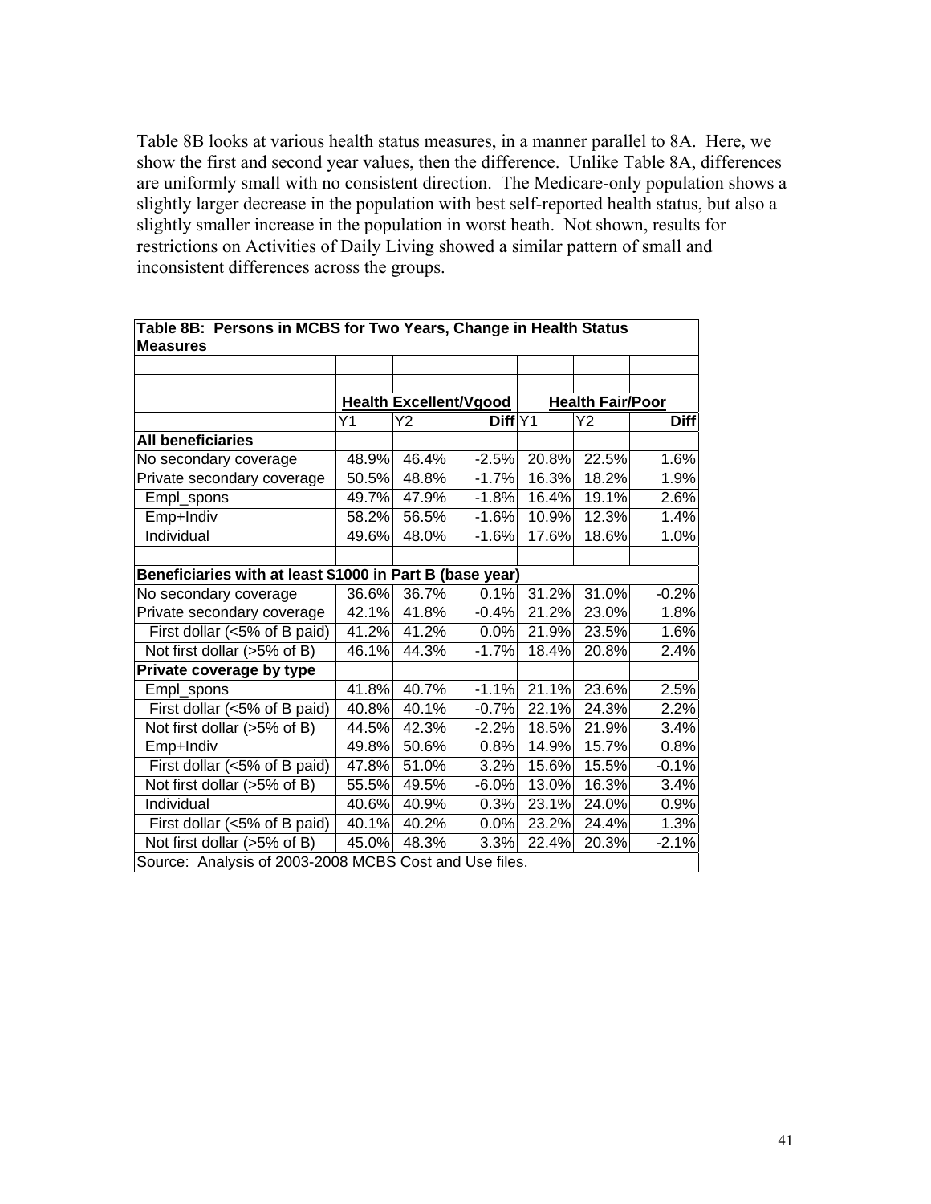Table 8B looks at various health status measures, in a manner parallel to 8A. Here, we show the first and second year values, then the difference. Unlike Table 8A, differences are uniformly small with no consistent direction. The Medicare-only population shows a slightly larger decrease in the population with best self-reported health status, but also a slightly smaller increase in the population in worst heath. Not shown, results for restrictions on Activities of Daily Living showed a similar pattern of small and inconsistent differences across the groups.

**Table 8B: Persons in MCBS for Two Years, Change in Health Status Measures**

| | Health Excellent/Vgood | | | Health Fair/Poor | | |
|---|---|---|---|---|---|---|
| | Y1 | Y2 | Diff | Y1 | Y2 | Diff |
| **All beneficiaries** | | | | | | |
| No secondary coverage | 48.9% | 46.4% | -2.5% | 20.8% | 22.5% | 1.6% |
| Private secondary coverage | 50.5% | 48.8% | -1.7% | 16.3% | 18.2% | 1.9% |
| Empl_spons | 49.7% | 47.9% | -1.8% | 16.4% | 19.1% | 2.6% |
| Emp+Indiv | 58.2% | 56.5% | -1.6% | 10.9% | 12.3% | 1.4% |
| Individual | 49.6% | 48.0% | -1.6% | 17.6% | 18.6% | 1.0% |
| | | | | | | |
| **Beneficiaries with at least $1000 in Part B (base year)** | | | | | | |
| No secondary coverage | 36.6% | 36.7% | 0.1% | 31.2% | 31.0% | -0.2% |
| Private secondary coverage | 42.1% | 41.8% | -0.4% | 21.2% | 23.0% | 1.8% |
| First dollar (<5% of B paid) | 41.2% | 41.2% | 0.0% | 21.9% | 23.5% | 1.6% |
| Not first dollar (>5% of B) | 46.1% | 44.3% | -1.7% | 18.4% | 20.8% | 2.4% |
| **Private coverage by type** | | | | | | |
| Empl_spons | 41.8% | 40.7% | -1.1% | 21.1% | 23.6% | 2.5% |
| First dollar (<5% of B paid) | 40.8% | 40.1% | -0.7% | 22.1% | 24.3% | 2.2% |
| Not first dollar (>5% of B) | 44.5% | 42.3% | -2.2% | 18.5% | 21.9% | 3.4% |
| Emp+Indiv | 49.8% | 50.6% | 0.8% | 14.9% | 15.7% | 0.8% |
| First dollar (<5% of B paid) | 47.8% | 51.0% | 3.2% | 15.6% | 15.5% | -0.1% |
| Not first dollar (>5% of B) | 55.5% | 49.5% | -6.0% | 13.0% | 16.3% | 3.4% |
| Individual | 40.6% | 40.9% | 0.3% | 23.1% | 24.0% | 0.9% |
| First dollar (<5% of B paid) | 40.1% | 40.2% | 0.0% | 23.2% | 24.4% | 1.3% |
| Not first dollar (>5% of B) | 45.0% | 48.3% | 3.3% | 22.4% | 20.3% | -2.1% |

Source: Analysis of 2003-2008 MCBS Cost and Use files.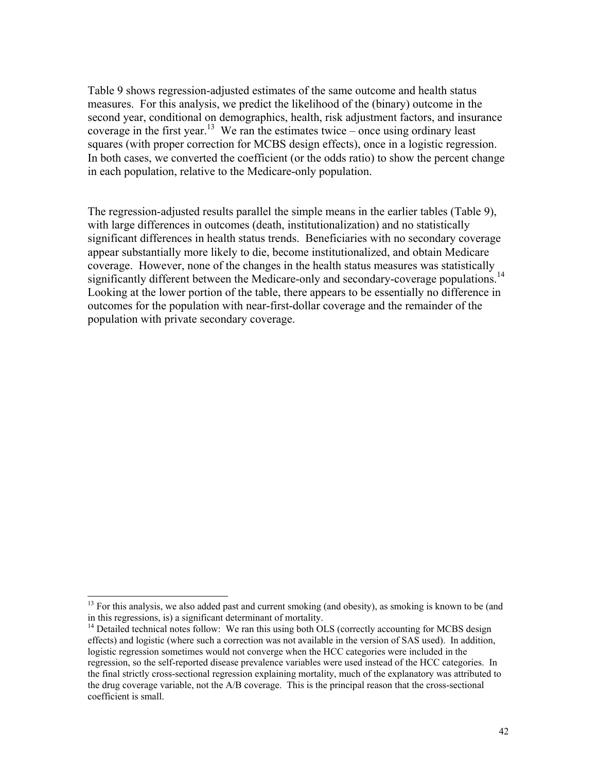Table 9 shows regression-adjusted estimates of the same outcome and health status measures. For this analysis, we predict the likelihood of the (binary) outcome in the second year, conditional on demographics, health, risk adjustment factors, and insurance coverage in the first year.[13] We ran the estimates twice – once using ordinary least squares (with proper correction for MCBS design effects), once in a logistic regression. In both cases, we converted the coefficient (or the odds ratio) to show the percent change in each population, relative to the Medicare-only population.

The regression-adjusted results parallel the simple means in the earlier tables (Table 9), with large differences in outcomes (death, institutionalization) and no statistically significant differences in health status trends. Beneficiaries with no secondary coverage appear substantially more likely to die, become institutionalized, and obtain Medicare coverage. However, none of the changes in the health status measures was statistically significantly different between the Medicare-only and secondary-coverage populations.[14] Looking at the lower portion of the table, there appears to be essentially no difference in outcomes for the population with near-first-dollar coverage and the remainder of the population with private secondary coverage.

---

[13] For this analysis, we also added past and current smoking (and obesity), as smoking is known to be (and in this regressions, is) a significant determinant of mortality.

[14] Detailed technical notes follow: We ran this using both OLS (correctly accounting for MCBS design effects) and logistic (where such a correction was not available in the version of SAS used). In addition, logistic regression sometimes would not converge when the HCC categories were included in the regression, so the self-reported disease prevalence variables were used instead of the HCC categories. In the final strictly cross-sectional regression explaining mortality, much of the explanatory was attributed to the drug coverage variable, not the A/B coverage. This is the principal reason that the cross-sectional coefficient is small.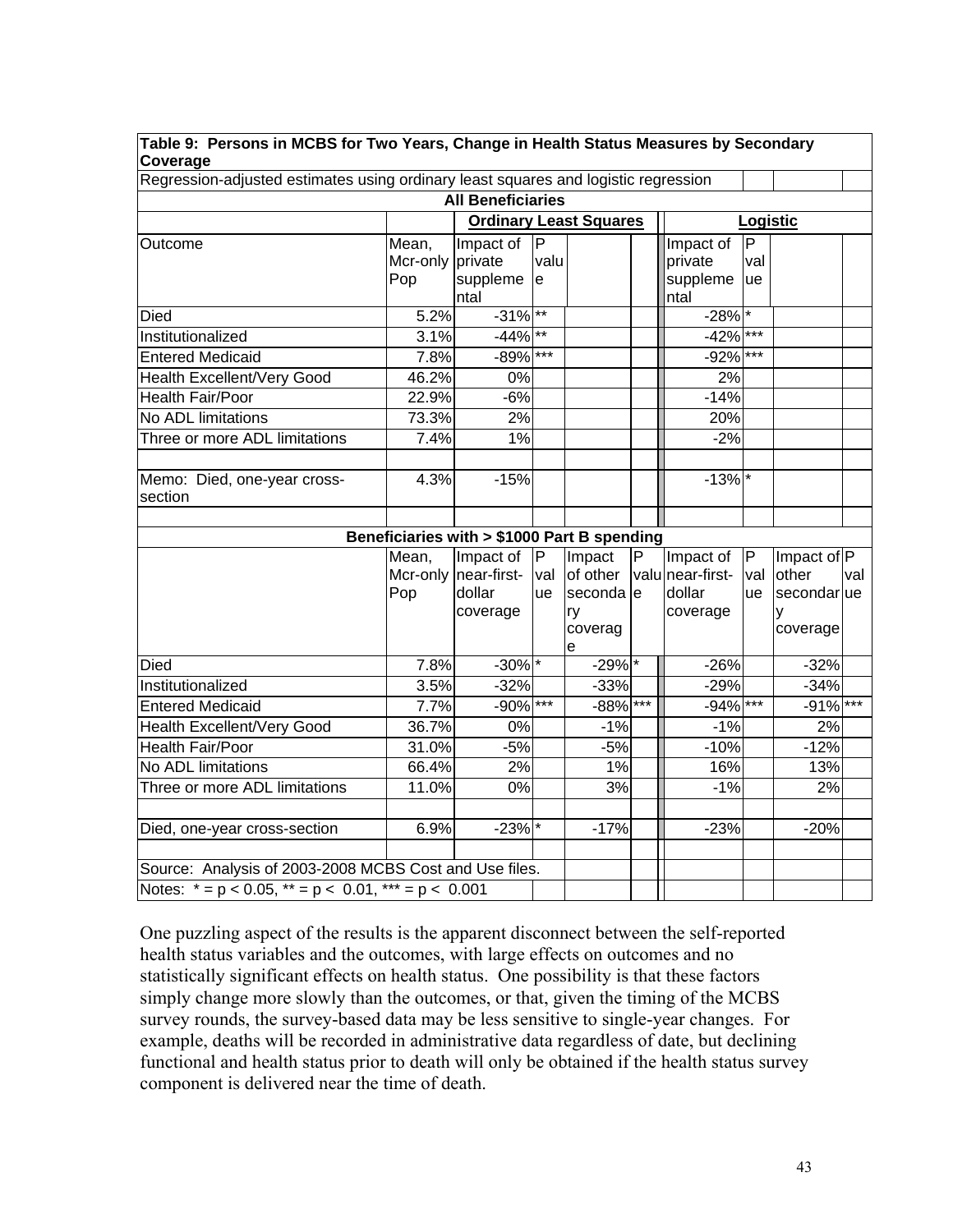**Table 9: Persons in MCBS for Two Years, Change in Health Status Measures by Secondary Coverage**

Regression-adjusted estimates using ordinary least squares and logistic regression

| All Beneficiaries | | | | | | | | | |
|---|---|---|---|---|---|---|---|---|---|
| | | **Ordinary Least Squares** | | | | **Logistic** | | | |
| Outcome | Mean, Mcr-only Pop | Impact of private supplemental | P value | | | Impact of private supplemental | P value | | |
| Died | 5.2% | -31% | ** | | | -28% | * | | |
| Institutionalized | 3.1% | -44% | ** | | | -42% | *** | | |
| Entered Medicaid | 7.8% | -89% | *** | | | -92% | *** | | |
| Health Excellent/Very Good | 46.2% | 0% | | | | 2% | | | |
| Health Fair/Poor | 22.9% | -6% | | | | -14% | | | |
| No ADL limitations | 73.3% | 2% | | | | 20% | | | |
| Three or more ADL limitations | 7.4% | 1% | | | | -2% | | | |
| Memo: Died, one-year cross-section | 4.3% | -15% | | | | -13% | * | | |

| Beneficiaries with > $1000 Part B spending | | | | | | | | | |
|---|---|---|---|---|---|---|---|---|---|
| | Mean, Mcr-only Pop | Impact of near-first-dollar coverage | P value | Impact of other secondary coverage | P value | Impact of near-first-dollar coverage | P value | Impact of other secondary coverage | P value |
| Died | 7.8% | -30% | * | -29% | * | -26% | | -32% | |
| Institutionalized | 3.5% | -32% | | -33% | | -29% | | -34% | |
| Entered Medicaid | 7.7% | -90% | *** | -88% | *** | -94% | *** | -91% | *** |
| Health Excellent/Very Good | 36.7% | 0% | | -1% | | -1% | | 2% | |
| Health Fair/Poor | 31.0% | -5% | | -5% | | -10% | | -12% | |
| No ADL limitations | 66.4% | 2% | | 1% | | 16% | | 13% | |
| Three or more ADL limitations | 11.0% | 0% | | 3% | | -1% | | 2% | |
| Died, one-year cross-section | 6.9% | -23% | * | -17% | | -23% | | -20% | |

Source: Analysis of 2003-2008 MCBS Cost and Use files.

Notes: * = $p < 0.05$, ** = $p < 0.01$, *** = $p < 0.001$

One puzzling aspect of the results is the apparent disconnect between the self-reported health status variables and the outcomes, with large effects on outcomes and no statistically significant effects on health status. One possibility is that these factors simply change more slowly than the outcomes, or that, given the timing of the MCBS survey rounds, the survey-based data may be less sensitive to single-year changes. For example, deaths will be recorded in administrative data regardless of date, but declining functional and health status prior to death will only be obtained if the health status survey component is delivered near the time of death.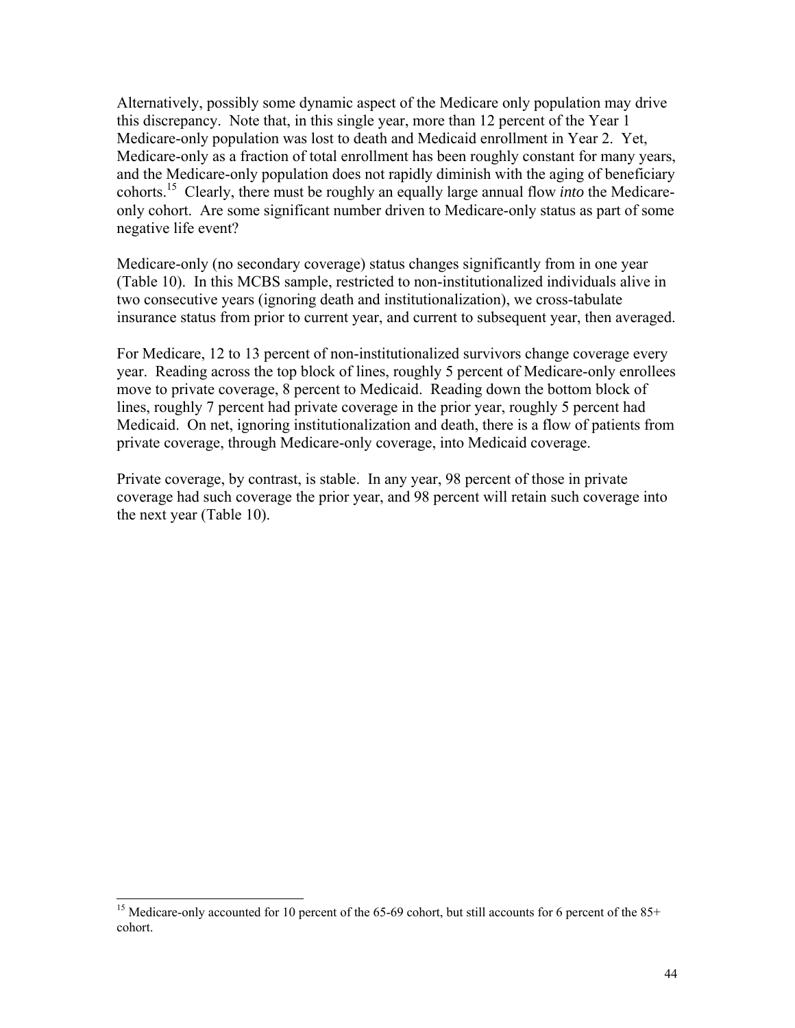Alternatively, possibly some dynamic aspect of the Medicare only population may drive this discrepancy. Note that, in this single year, more than 12 percent of the Year 1 Medicare-only population was lost to death and Medicaid enrollment in Year 2. Yet, Medicare-only as a fraction of total enrollment has been roughly constant for many years, and the Medicare-only population does not rapidly diminish with the aging of beneficiary cohorts.[15] Clearly, there must be roughly an equally large annual flow *into* the Medicare-only cohort. Are some significant number driven to Medicare-only status as part of some negative life event?

Medicare-only (no secondary coverage) status changes significantly from in one year (Table 10). In this MCBS sample, restricted to non-institutionalized individuals alive in two consecutive years (ignoring death and institutionalization), we cross-tabulate insurance status from prior to current year, and current to subsequent year, then averaged.

For Medicare, 12 to 13 percent of non-institutionalized survivors change coverage every year. Reading across the top block of lines, roughly 5 percent of Medicare-only enrollees move to private coverage, 8 percent to Medicaid. Reading down the bottom block of lines, roughly 7 percent had private coverage in the prior year, roughly 5 percent had Medicaid. On net, ignoring institutionalization and death, there is a flow of patients from private coverage, through Medicare-only coverage, into Medicaid coverage.

Private coverage, by contrast, is stable. In any year, 98 percent of those in private coverage had such coverage the prior year, and 98 percent will retain such coverage into the next year (Table 10).

[15] Medicare-only accounted for 10 percent of the 65-69 cohort, but still accounts for 6 percent of the 85+ cohort.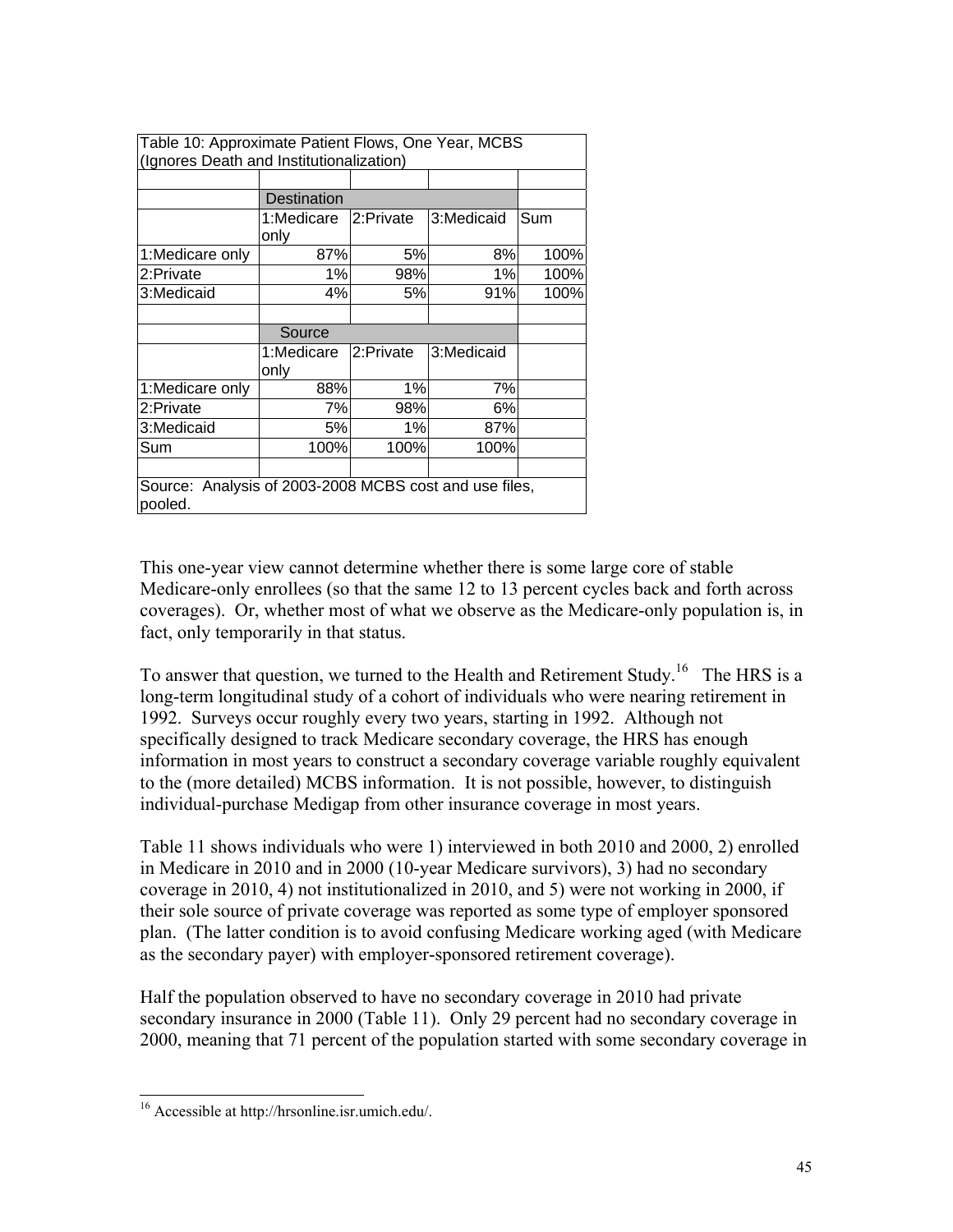| Table 10: Approximate Patient Flows, One Year, MCBS (Ignores Death and Institutionalization) | | | | |
|---|---|---|---|---|
| | | | | |
| | Destination | | | |
| | 1:Medicare only | 2:Private | 3:Medicaid | Sum |
| 1:Medicare only | 87% | 5% | 8% | 100% |
| 2:Private | 1% | 98% | 1% | 100% |
| 3:Medicaid | 4% | 5% | 91% | 100% |
| | | | | |
| | Source | | | |
| | 1:Medicare only | 2:Private | 3:Medicaid | |
| 1:Medicare only | 88% | 1% | 7% | |
| 2:Private | 7% | 98% | 6% | |
| 3:Medicaid | 5% | 1% | 87% | |
| Sum | 100% | 100% | 100% | |
| | | | | |
| Source: Analysis of 2003-2008 MCBS cost and use files, pooled. | | | | |

This one-year view cannot determine whether there is some large core of stable Medicare-only enrollees (so that the same 12 to 13 percent cycles back and forth across coverages). Or, whether most of what we observe as the Medicare-only population is, in fact, only temporarily in that status.

To answer that question, we turned to the Health and Retirement Study.[16] The HRS is a long-term longitudinal study of a cohort of individuals who were nearing retirement in 1992. Surveys occur roughly every two years, starting in 1992. Although not specifically designed to track Medicare secondary coverage, the HRS has enough information in most years to construct a secondary coverage variable roughly equivalent to the (more detailed) MCBS information. It is not possible, however, to distinguish individual-purchase Medigap from other insurance coverage in most years.

Table 11 shows individuals who were 1) interviewed in both 2010 and 2000, 2) enrolled in Medicare in 2010 and in 2000 (10-year Medicare survivors), 3) had no secondary coverage in 2010, 4) not institutionalized in 2010, and 5) were not working in 2000, if their sole source of private coverage was reported as some type of employer sponsored plan. (The latter condition is to avoid confusing Medicare working aged (with Medicare as the secondary payer) with employer-sponsored retirement coverage).

Half the population observed to have no secondary coverage in 2010 had private secondary insurance in 2000 (Table 11). Only 29 percent had no secondary coverage in 2000, meaning that 71 percent of the population started with some secondary coverage in

[16] Accessible at http://hrsonline.isr.umich.edu/.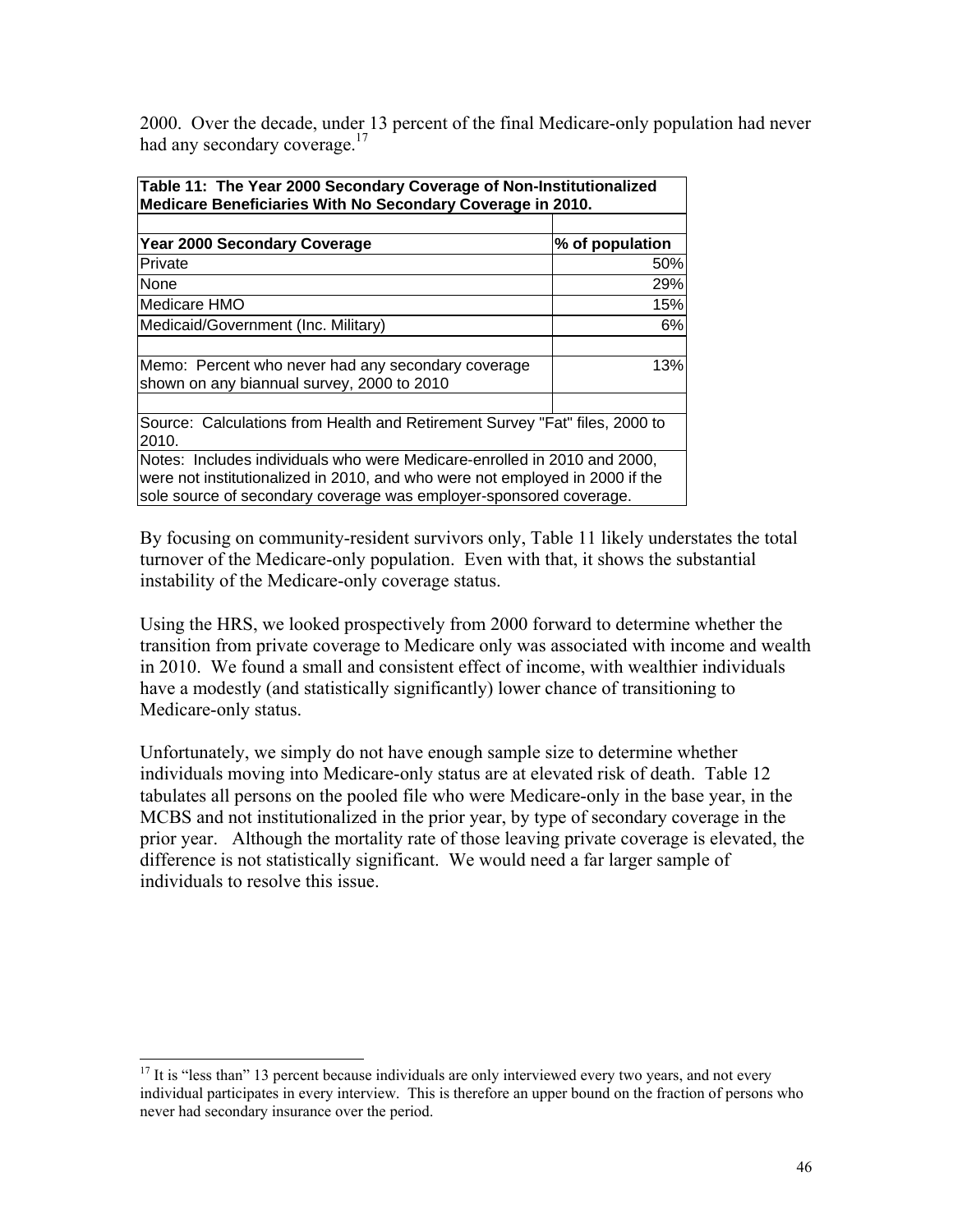2000. Over the decade, under 13 percent of the final Medicare-only population had never had any secondary coverage.[17]

| **Table 11: The Year 2000 Secondary Coverage of Non-Institutionalized Medicare Beneficiaries With No Secondary Coverage in 2010.** | |
|---|---|
| **Year 2000 Secondary Coverage** | **% of population** |
| Private | 50% |
| None | 29% |
| Medicare HMO | 15% |
| Medicaid/Government (Inc. Military) | 6% |
| | |
| Memo: Percent who never had any secondary coverage shown on any biannual survey, 2000 to 2010 | 13% |
| | |
| Source: Calculations from Health and Retirement Survey "Fat" files, 2000 to 2010. | |
| Notes: Includes individuals who were Medicare-enrolled in 2010 and 2000, were not institutionalized in 2010, and who were not employed in 2000 if the sole source of secondary coverage was employer-sponsored coverage. | |

By focusing on community-resident survivors only, Table 11 likely understates the total turnover of the Medicare-only population. Even with that, it shows the substantial instability of the Medicare-only coverage status.

Using the HRS, we looked prospectively from 2000 forward to determine whether the transition from private coverage to Medicare only was associated with income and wealth in 2010. We found a small and consistent effect of income, with wealthier individuals have a modestly (and statistically significantly) lower chance of transitioning to Medicare-only status.

Unfortunately, we simply do not have enough sample size to determine whether individuals moving into Medicare-only status are at elevated risk of death. Table 12 tabulates all persons on the pooled file who were Medicare-only in the base year, in the MCBS and not institutionalized in the prior year, by type of secondary coverage in the prior year. Although the mortality rate of those leaving private coverage is elevated, the difference is not statistically significant. We would need a far larger sample of individuals to resolve this issue.

[17] It is "less than" 13 percent because individuals are only interviewed every two years, and not every individual participates in every interview. This is therefore an upper bound on the fraction of persons who never had secondary insurance over the period.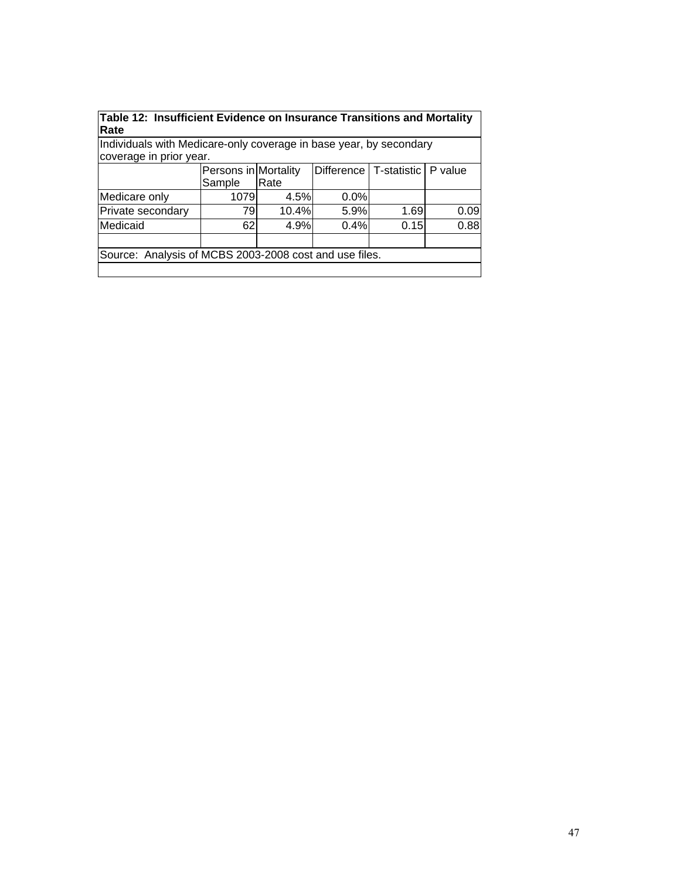**Table 12: Insufficient Evidence on Insurance Transitions and Mortality Rate**

Individuals with Medicare-only coverage in base year, by secondary coverage in prior year.

| | Persons in Sample | Mortality Rate | Difference | T-statistic | P value |
|---|---|---|---|---|---|
| Medicare only | 1079 | 4.5% | 0.0% | | |
| Private secondary | 79 | 10.4% | 5.9% | 1.69 | 0.09 |
| Medicaid | 62 | 4.9% | 0.4% | 0.15 | 0.88 |

Source: Analysis of MCBS 2003-2008 cost and use files.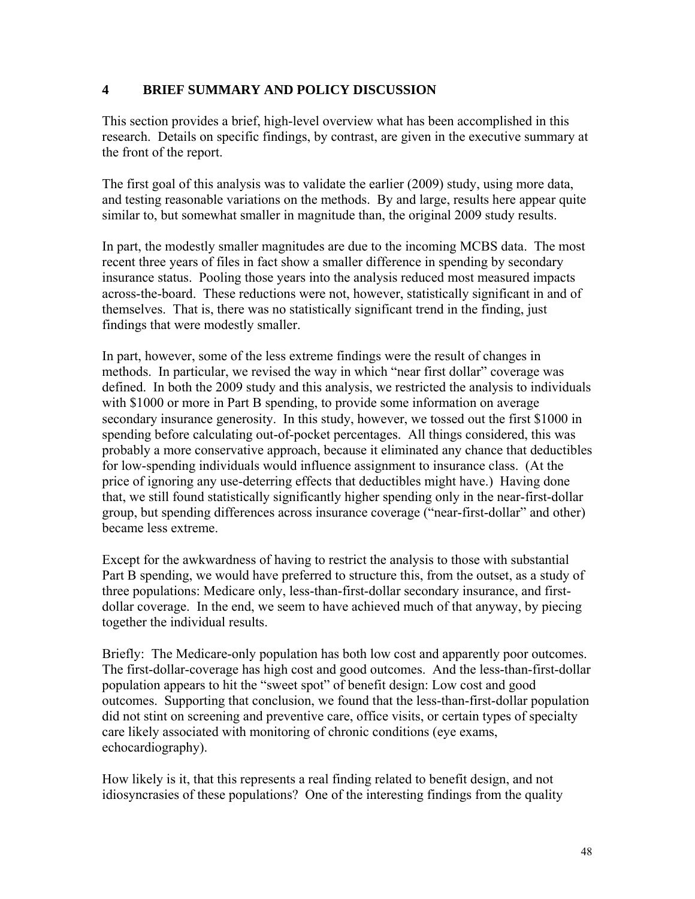## 4 BRIEF SUMMARY AND POLICY DISCUSSION

This section provides a brief, high-level overview what has been accomplished in this research. Details on specific findings, by contrast, are given in the executive summary at the front of the report.

The first goal of this analysis was to validate the earlier (2009) study, using more data, and testing reasonable variations on the methods. By and large, results here appear quite similar to, but somewhat smaller in magnitude than, the original 2009 study results.

In part, the modestly smaller magnitudes are due to the incoming MCBS data. The most recent three years of files in fact show a smaller difference in spending by secondary insurance status. Pooling those years into the analysis reduced most measured impacts across-the-board. These reductions were not, however, statistically significant in and of themselves. That is, there was no statistically significant trend in the finding, just findings that were modestly smaller.

In part, however, some of the less extreme findings were the result of changes in methods. In particular, we revised the way in which "near first dollar" coverage was defined. In both the 2009 study and this analysis, we restricted the analysis to individuals with $1000 or more in Part B spending, to provide some information on average secondary insurance generosity. In this study, however, we tossed out the first $1000 in spending before calculating out-of-pocket percentages. All things considered, this was probably a more conservative approach, because it eliminated any chance that deductibles for low-spending individuals would influence assignment to insurance class. (At the price of ignoring any use-deterring effects that deductibles might have.) Having done that, we still found statistically significantly higher spending only in the near-first-dollar group, but spending differences across insurance coverage ("near-first-dollar" and other) became less extreme.

Except for the awkwardness of having to restrict the analysis to those with substantial Part B spending, we would have preferred to structure this, from the outset, as a study of three populations: Medicare only, less-than-first-dollar secondary insurance, and first-dollar coverage. In the end, we seem to have achieved much of that anyway, by piecing together the individual results.

Briefly: The Medicare-only population has both low cost and apparently poor outcomes. The first-dollar-coverage has high cost and good outcomes. And the less-than-first-dollar population appears to hit the "sweet spot" of benefit design: Low cost and good outcomes. Supporting that conclusion, we found that the less-than-first-dollar population did not stint on screening and preventive care, office visits, or certain types of specialty care likely associated with monitoring of chronic conditions (eye exams, echocardiography).

How likely is it, that this represents a real finding related to benefit design, and not idiosyncrasies of these populations? One of the interesting findings from the quality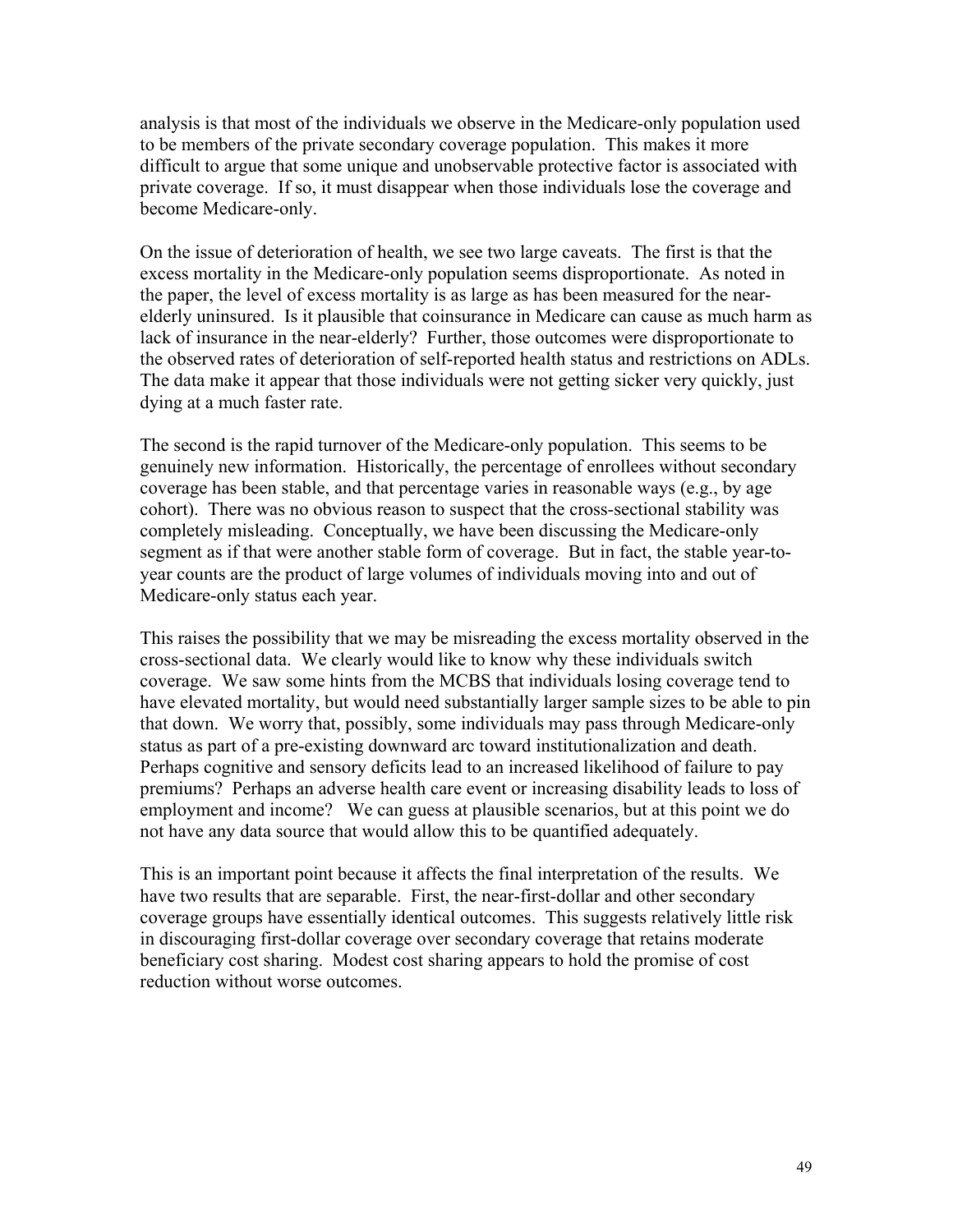analysis is that most of the individuals we observe in the Medicare-only population used to be members of the private secondary coverage population. This makes it more difficult to argue that some unique and unobservable protective factor is associated with private coverage. If so, it must disappear when those individuals lose the coverage and become Medicare-only.

On the issue of deterioration of health, we see two large caveats. The first is that the excess mortality in the Medicare-only population seems disproportionate. As noted in the paper, the level of excess mortality is as large as has been measured for the near-elderly uninsured. Is it plausible that coinsurance in Medicare can cause as much harm as lack of insurance in the near-elderly? Further, those outcomes were disproportionate to the observed rates of deterioration of self-reported health status and restrictions on ADLs. The data make it appear that those individuals were not getting sicker very quickly, just dying at a much faster rate.

The second is the rapid turnover of the Medicare-only population. This seems to be genuinely new information. Historically, the percentage of enrollees without secondary coverage has been stable, and that percentage varies in reasonable ways (e.g., by age cohort). There was no obvious reason to suspect that the cross-sectional stability was completely misleading. Conceptually, we have been discussing the Medicare-only segment as if that were another stable form of coverage. But in fact, the stable year-to-year counts are the product of large volumes of individuals moving into and out of Medicare-only status each year.

This raises the possibility that we may be misreading the excess mortality observed in the cross-sectional data. We clearly would like to know why these individuals switch coverage. We saw some hints from the MCBS that individuals losing coverage tend to have elevated mortality, but would need substantially larger sample sizes to be able to pin that down. We worry that, possibly, some individuals may pass through Medicare-only status as part of a pre-existing downward arc toward institutionalization and death. Perhaps cognitive and sensory deficits lead to an increased likelihood of failure to pay premiums? Perhaps an adverse health care event or increasing disability leads to loss of employment and income? We can guess at plausible scenarios, but at this point we do not have any data source that would allow this to be quantified adequately.

This is an important point because it affects the final interpretation of the results. We have two results that are separable. First, the near-first-dollar and other secondary coverage groups have essentially identical outcomes. This suggests relatively little risk in discouraging first-dollar coverage over secondary coverage that retains moderate beneficiary cost sharing. Modest cost sharing appears to hold the promise of cost reduction without worse outcomes.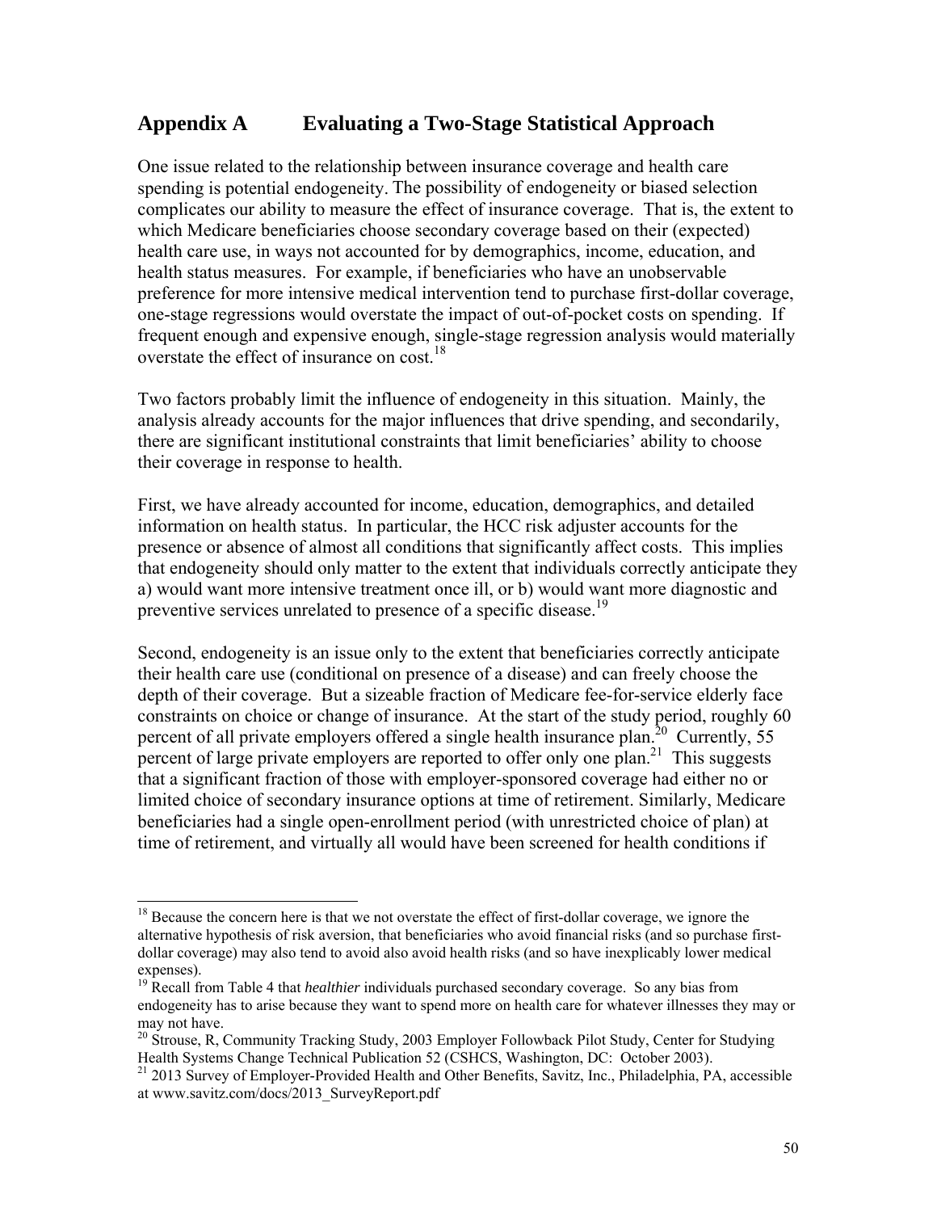## Appendix A Evaluating a Two-Stage Statistical Approach

One issue related to the relationship between insurance coverage and health care spending is potential endogeneity. The possibility of endogeneity or biased selection complicates our ability to measure the effect of insurance coverage. That is, the extent to which Medicare beneficiaries choose secondary coverage based on their (expected) health care use, in ways not accounted for by demographics, income, education, and health status measures. For example, if beneficiaries who have an unobservable preference for more intensive medical intervention tend to purchase first-dollar coverage, one-stage regressions would overstate the impact of out-of-pocket costs on spending. If frequent enough and expensive enough, single-stage regression analysis would materially overstate the effect of insurance on cost.[18]

Two factors probably limit the influence of endogeneity in this situation. Mainly, the analysis already accounts for the major influences that drive spending, and secondarily, there are significant institutional constraints that limit beneficiaries' ability to choose their coverage in response to health.

First, we have already accounted for income, education, demographics, and detailed information on health status. In particular, the HCC risk adjuster accounts for the presence or absence of almost all conditions that significantly affect costs. This implies that endogeneity should only matter to the extent that individuals correctly anticipate they a) would want more intensive treatment once ill, or b) would want more diagnostic and preventive services unrelated to presence of a specific disease.[19]

Second, endogeneity is an issue only to the extent that beneficiaries correctly anticipate their health care use (conditional on presence of a disease) and can freely choose the depth of their coverage. But a sizeable fraction of Medicare fee-for-service elderly face constraints on choice or change of insurance. At the start of the study period, roughly 60 percent of all private employers offered a single health insurance plan.[20] Currently, 55 percent of large private employers are reported to offer only one plan.[21] This suggests that a significant fraction of those with employer-sponsored coverage had either no or limited choice of secondary insurance options at time of retirement. Similarly, Medicare beneficiaries had a single open-enrollment period (with unrestricted choice of plan) at time of retirement, and virtually all would have been screened for health conditions if

---

[18] Because the concern here is that we not overstate the effect of first-dollar coverage, we ignore the alternative hypothesis of risk aversion, that beneficiaries who avoid financial risks (and so purchase first-dollar coverage) may also tend to avoid also avoid health risks (and so have inexplicably lower medical expenses).

[19] Recall from Table 4 that *healthier* individuals purchased secondary coverage. So any bias from endogeneity has to arise because they want to spend more on health care for whatever illnesses they may or may not have.

[20] Strouse, R, Community Tracking Study, 2003 Employer Followback Pilot Study, Center for Studying Health Systems Change Technical Publication 52 (CSHCS, Washington, DC: October 2003).

[21] 2013 Survey of Employer-Provided Health and Other Benefits, Savitz, Inc., Philadelphia, PA, accessible at www.savitz.com/docs/2013_SurveyReport.pdf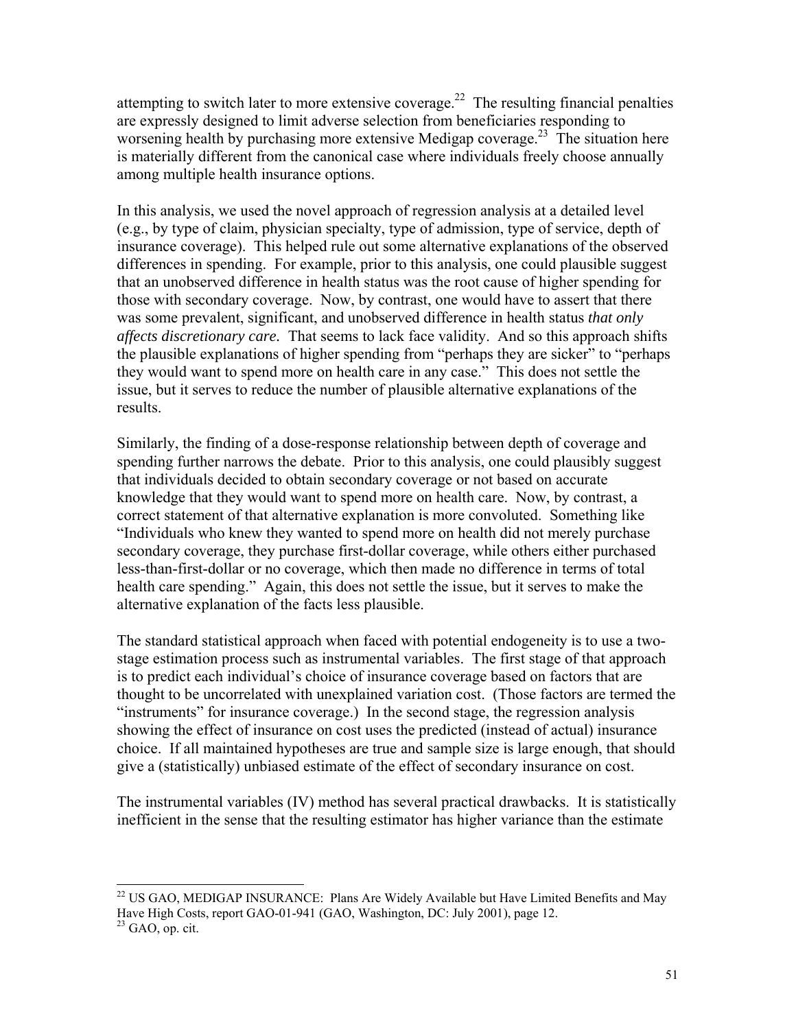attempting to switch later to more extensive coverage.[22] The resulting financial penalties are expressly designed to limit adverse selection from beneficiaries responding to worsening health by purchasing more extensive Medigap coverage.[23] The situation here is materially different from the canonical case where individuals freely choose annually among multiple health insurance options.

In this analysis, we used the novel approach of regression analysis at a detailed level (e.g., by type of claim, physician specialty, type of admission, type of service, depth of insurance coverage). This helped rule out some alternative explanations of the observed differences in spending. For example, prior to this analysis, one could plausible suggest that an unobserved difference in health status was the root cause of higher spending for those with secondary coverage. Now, by contrast, one would have to assert that there was some prevalent, significant, and unobserved difference in health status *that only affects discretionary care.* That seems to lack face validity. And so this approach shifts the plausible explanations of higher spending from "perhaps they are sicker" to "perhaps they would want to spend more on health care in any case." This does not settle the issue, but it serves to reduce the number of plausible alternative explanations of the results.

Similarly, the finding of a dose-response relationship between depth of coverage and spending further narrows the debate. Prior to this analysis, one could plausibly suggest that individuals decided to obtain secondary coverage or not based on accurate knowledge that they would want to spend more on health care. Now, by contrast, a correct statement of that alternative explanation is more convoluted. Something like "Individuals who knew they wanted to spend more on health did not merely purchase secondary coverage, they purchase first-dollar coverage, while others either purchased less-than-first-dollar or no coverage, which then made no difference in terms of total health care spending." Again, this does not settle the issue, but it serves to make the alternative explanation of the facts less plausible.

The standard statistical approach when faced with potential endogeneity is to use a two-stage estimation process such as instrumental variables. The first stage of that approach is to predict each individual's choice of insurance coverage based on factors that are thought to be uncorrelated with unexplained variation cost. (Those factors are termed the "instruments" for insurance coverage.) In the second stage, the regression analysis showing the effect of insurance on cost uses the predicted (instead of actual) insurance choice. If all maintained hypotheses are true and sample size is large enough, that should give a (statistically) unbiased estimate of the effect of secondary insurance on cost.

The instrumental variables (IV) method has several practical drawbacks. It is statistically inefficient in the sense that the resulting estimator has higher variance than the estimate

---

[22] US GAO, MEDIGAP INSURANCE: Plans Are Widely Available but Have Limited Benefits and May Have High Costs, report GAO-01-941 (GAO, Washington, DC: July 2001), page 12.

[23] GAO, op. cit.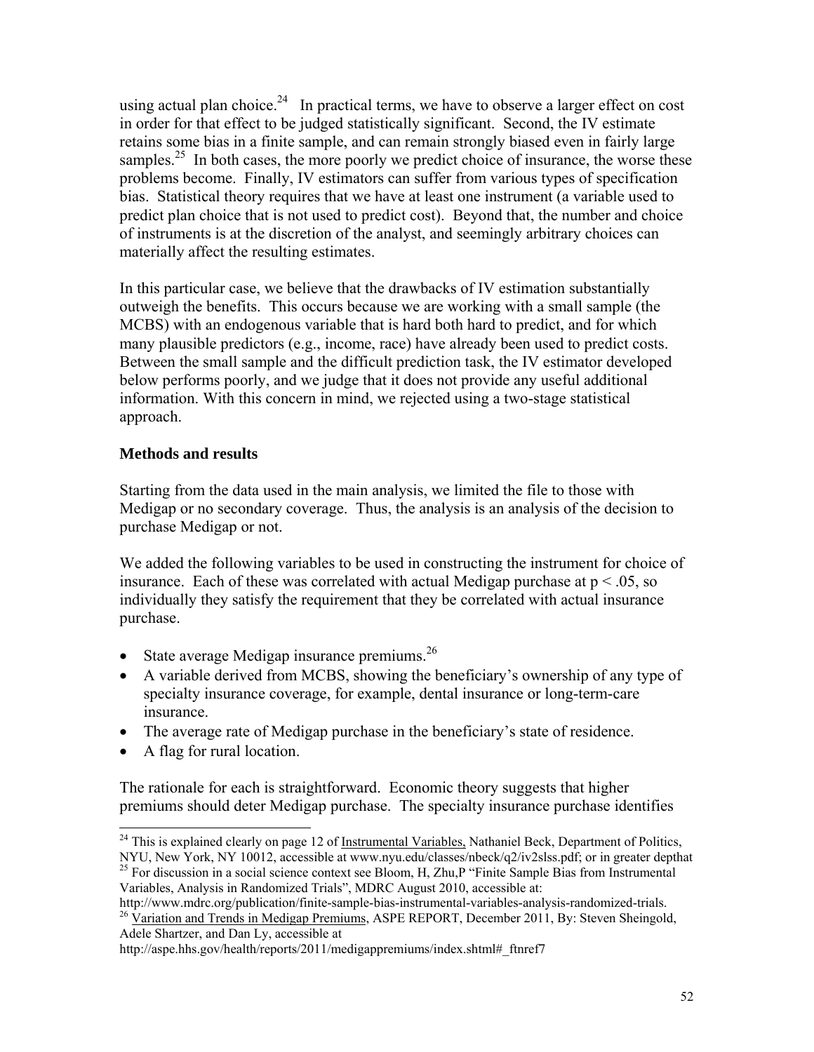using actual plan choice.[24] In practical terms, we have to observe a larger effect on cost in order for that effect to be judged statistically significant. Second, the IV estimate retains some bias in a finite sample, and can remain strongly biased even in fairly large samples.[25] In both cases, the more poorly we predict choice of insurance, the worse these problems become. Finally, IV estimators can suffer from various types of specification bias. Statistical theory requires that we have at least one instrument (a variable used to predict plan choice that is not used to predict cost). Beyond that, the number and choice of instruments is at the discretion of the analyst, and seemingly arbitrary choices can materially affect the resulting estimates.

In this particular case, we believe that the drawbacks of IV estimation substantially outweigh the benefits. This occurs because we are working with a small sample (the MCBS) with an endogenous variable that is hard both hard to predict, and for which many plausible predictors (e.g., income, race) have already been used to predict costs. Between the small sample and the difficult prediction task, the IV estimator developed below performs poorly, and we judge that it does not provide any useful additional information. With this concern in mind, we rejected using a two-stage statistical approach.

**Methods and results**

Starting from the data used in the main analysis, we limited the file to those with Medigap or no secondary coverage. Thus, the analysis is an analysis of the decision to purchase Medigap or not.

We added the following variables to be used in constructing the instrument for choice of insurance. Each of these was correlated with actual Medigap purchase at $p < .05$, so individually they satisfy the requirement that they be correlated with actual insurance purchase.

- State average Medigap insurance premiums.[26]
- A variable derived from MCBS, showing the beneficiary's ownership of any type of specialty insurance coverage, for example, dental insurance or long-term-care insurance.
- The average rate of Medigap purchase in the beneficiary's state of residence.
- A flag for rural location.

The rationale for each is straightforward. Economic theory suggests that higher premiums should deter Medigap purchase. The specialty insurance purchase identifies

[24] This is explained clearly on page 12 of Instrumental Variables, Nathaniel Beck, Department of Politics, NYU, New York, NY 10012, accessible at www.nyu.edu/classes/nbeck/q2/iv2slss.pdf; or in greater depthat

[25] For discussion in a social science context see Bloom, H, Zhu,P "Finite Sample Bias from Instrumental Variables, Analysis in Randomized Trials", MDRC August 2010, accessible at: http://www.mdrc.org/publication/finite-sample-bias-instrumental-variables-analysis-randomized-trials.

[26] Variation and Trends in Medigap Premiums, ASPE REPORT, December 2011, By: Steven Sheingold, Adele Shartzer, and Dan Ly, accessible at http://aspe.hhs.gov/health/reports/2011/medigappremiums/index.shtml#_ftnref7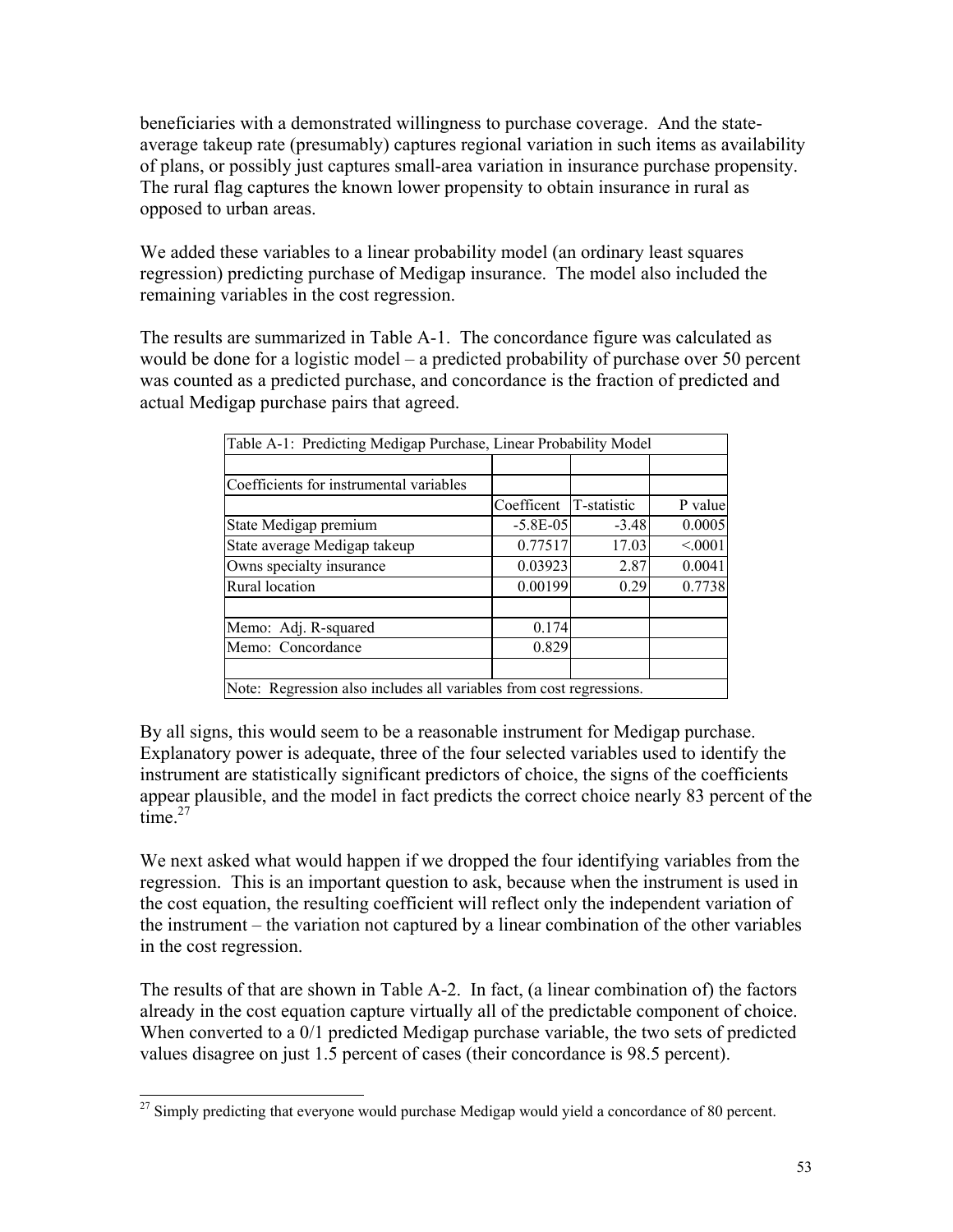beneficiaries with a demonstrated willingness to purchase coverage. And the state-average takeup rate (presumably) captures regional variation in such items as availability of plans, or possibly just captures small-area variation in insurance purchase propensity. The rural flag captures the known lower propensity to obtain insurance in rural as opposed to urban areas.

We added these variables to a linear probability model (an ordinary least squares regression) predicting purchase of Medigap insurance. The model also included the remaining variables in the cost regression.

The results are summarized in Table A-1. The concordance figure was calculated as would be done for a logistic model – a predicted probability of purchase over 50 percent was counted as a predicted purchase, and concordance is the fraction of predicted and actual Medigap purchase pairs that agreed.

| Table A-1: Predicting Medigap Purchase, Linear Probability Model | | | |
|---|---|---|---|
| | | | |
| Coefficients for instrumental variables | | | |
| | Coefficent | T-statistic | P value |
| State Medigap premium | -5.8E-05 | -3.48 | 0.0005 |
| State average Medigap takeup | 0.77517 | 17.03 | <.0001 |
| Owns specialty insurance | 0.03923 | 2.87 | 0.0041 |
| Rural location | 0.00199 | 0.29 | 0.7738 |
| | | | |
| Memo: Adj. R-squared | 0.174 | | |
| Memo: Concordance | 0.829 | | |
| | | | |
| Note: Regression also includes all variables from cost regressions. | | | |

By all signs, this would seem to be a reasonable instrument for Medigap purchase. Explanatory power is adequate, three of the four selected variables used to identify the instrument are statistically significant predictors of choice, the signs of the coefficients appear plausible, and the model in fact predicts the correct choice nearly 83 percent of the time.[27]

We next asked what would happen if we dropped the four identifying variables from the regression. This is an important question to ask, because when the instrument is used in the cost equation, the resulting coefficient will reflect only the independent variation of the instrument – the variation not captured by a linear combination of the other variables in the cost regression.

The results of that are shown in Table A-2. In fact, (a linear combination of) the factors already in the cost equation capture virtually all of the predictable component of choice. When converted to a 0/1 predicted Medigap purchase variable, the two sets of predicted values disagree on just 1.5 percent of cases (their concordance is 98.5 percent).

[27] Simply predicting that everyone would purchase Medigap would yield a concordance of 80 percent.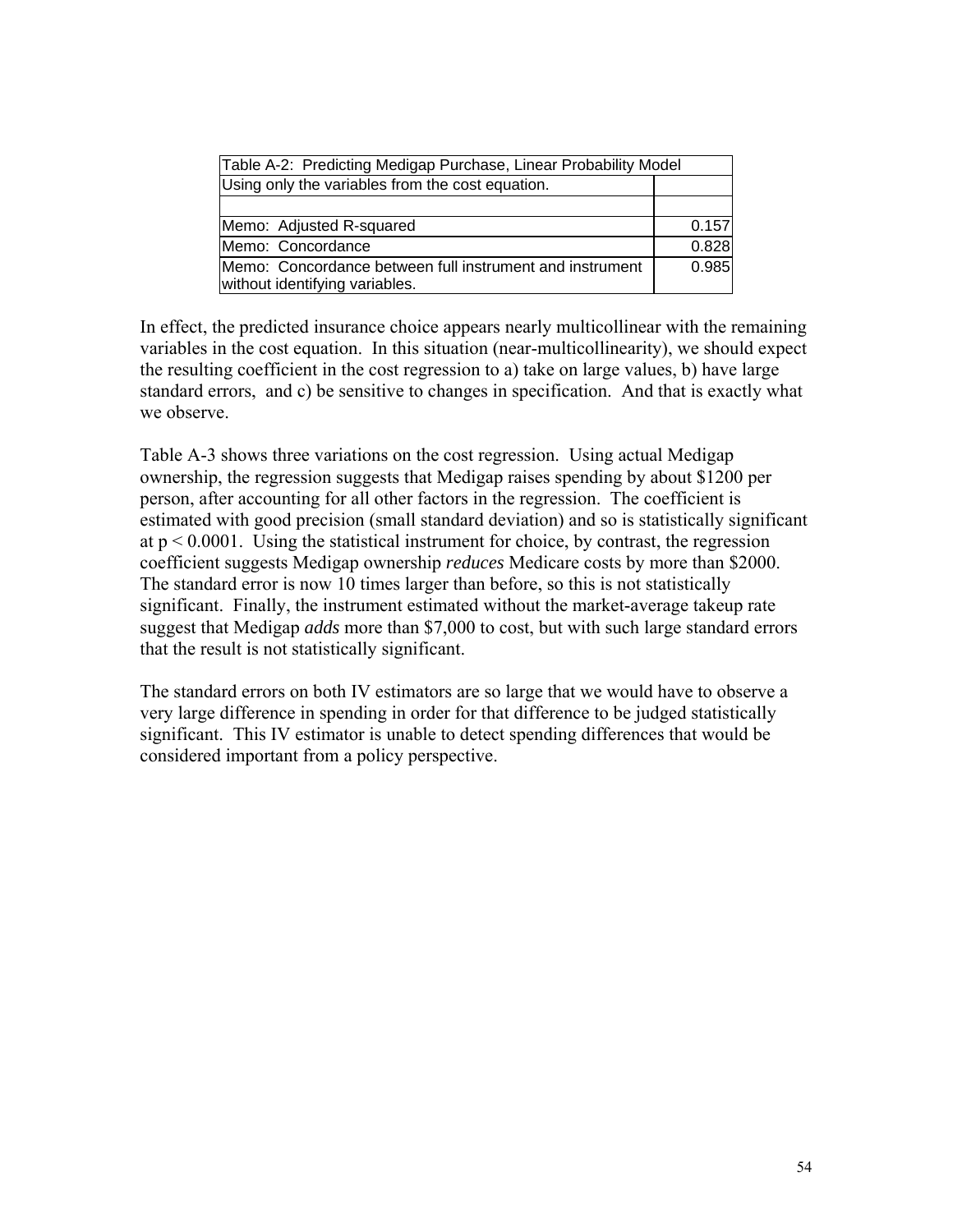| Table A-2: Predicting Medigap Purchase, Linear Probability Model | |
|---|---|
| Using only the variables from the cost equation. | |
| | |
| Memo: Adjusted R-squared | 0.157 |
| Memo: Concordance | 0.828 |
| Memo: Concordance between full instrument and instrument without identifying variables. | 0.985 |

In effect, the predicted insurance choice appears nearly multicollinear with the remaining variables in the cost equation. In this situation (near-multicollinearity), we should expect the resulting coefficient in the cost regression to a) take on large values, b) have large standard errors, and c) be sensitive to changes in specification. And that is exactly what we observe.

Table A-3 shows three variations on the cost regression. Using actual Medigap ownership, the regression suggests that Medigap raises spending by about $1200 per person, after accounting for all other factors in the regression. The coefficient is estimated with good precision (small standard deviation) and so is statistically significant at $p < 0.0001$. Using the statistical instrument for choice, by contrast, the regression coefficient suggests Medigap ownership *reduces* Medicare costs by more than $2000. The standard error is now 10 times larger than before, so this is not statistically significant. Finally, the instrument estimated without the market-average takeup rate suggest that Medigap *adds* more than $7,000 to cost, but with such large standard errors that the result is not statistically significant.

The standard errors on both IV estimators are so large that we would have to observe a very large difference in spending in order for that difference to be judged statistically significant. This IV estimator is unable to detect spending differences that would be considered important from a policy perspective.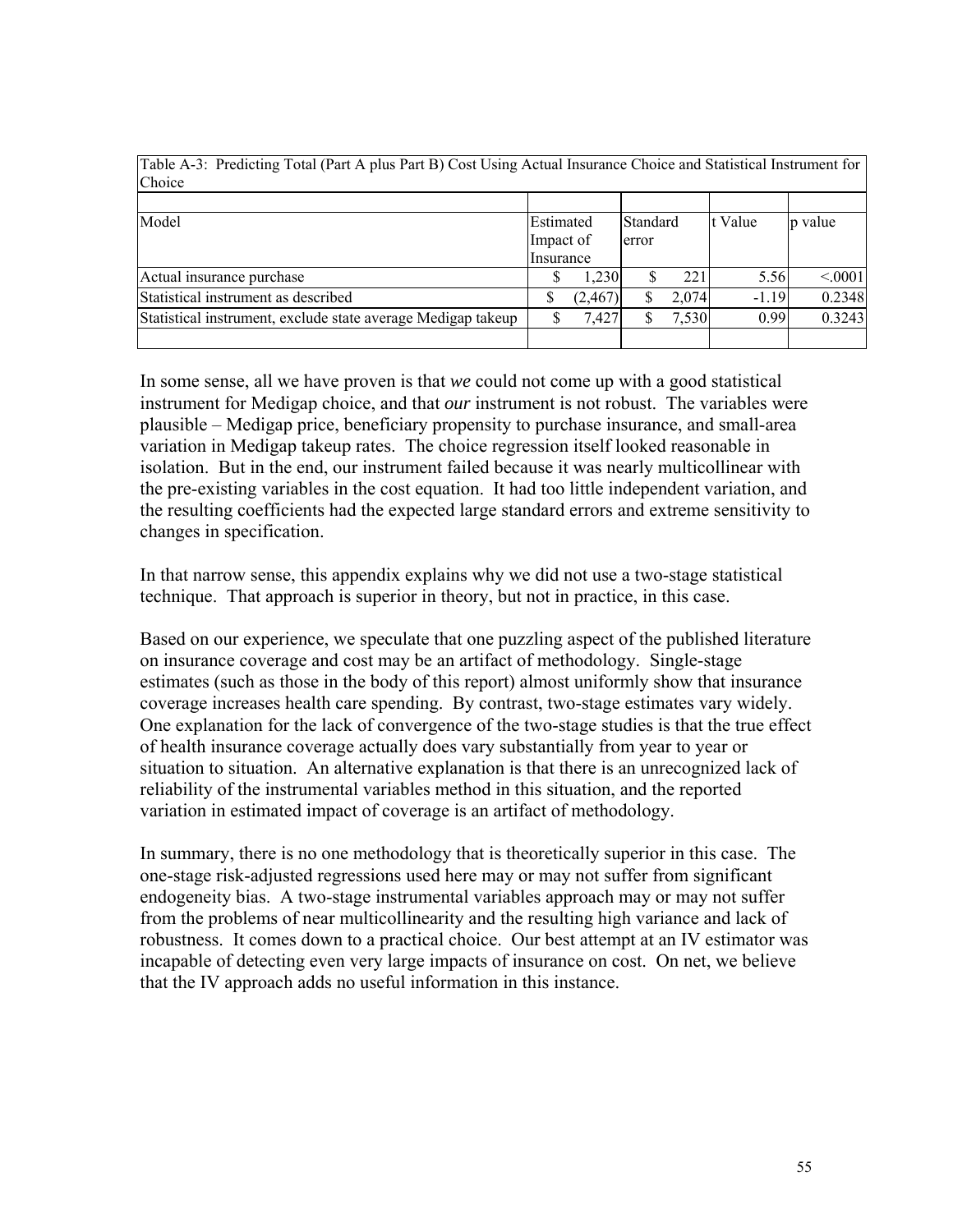Table A-3: Predicting Total (Part A plus Part B) Cost Using Actual Insurance Choice and Statistical Instrument for Choice

| Model | Estimated Impact of Insurance | Standard error | t Value | p value |
|---|---|---|---|---|
| Actual insurance purchase | $ 1,230 | $ 221 | 5.56 | <.0001 |
| Statistical instrument as described | $ (2,467) | $ 2,074 | -1.19 | 0.2348 |
| Statistical instrument, exclude state average Medigap takeup | $ 7,427 | $ 7,530 | 0.99 | 0.3243 |

In some sense, all we have proven is that *we* could not come up with a good statistical instrument for Medigap choice, and that *our* instrument is not robust. The variables were plausible – Medigap price, beneficiary propensity to purchase insurance, and small-area variation in Medigap takeup rates. The choice regression itself looked reasonable in isolation. But in the end, our instrument failed because it was nearly multicollinear with the pre-existing variables in the cost equation. It had too little independent variation, and the resulting coefficients had the expected large standard errors and extreme sensitivity to changes in specification.

In that narrow sense, this appendix explains why we did not use a two-stage statistical technique. That approach is superior in theory, but not in practice, in this case.

Based on our experience, we speculate that one puzzling aspect of the published literature on insurance coverage and cost may be an artifact of methodology. Single-stage estimates (such as those in the body of this report) almost uniformly show that insurance coverage increases health care spending. By contrast, two-stage estimates vary widely. One explanation for the lack of convergence of the two-stage studies is that the true effect of health insurance coverage actually does vary substantially from year to year or situation to situation. An alternative explanation is that there is an unrecognized lack of reliability of the instrumental variables method in this situation, and the reported variation in estimated impact of coverage is an artifact of methodology.

In summary, there is no one methodology that is theoretically superior in this case. The one-stage risk-adjusted regressions used here may or may not suffer from significant endogeneity bias. A two-stage instrumental variables approach may or may not suffer from the problems of near multicollinearity and the resulting high variance and lack of robustness. It comes down to a practical choice. Our best attempt at an IV estimator was incapable of detecting even very large impacts of insurance on cost. On net, we believe that the IV approach adds no useful information in this instance.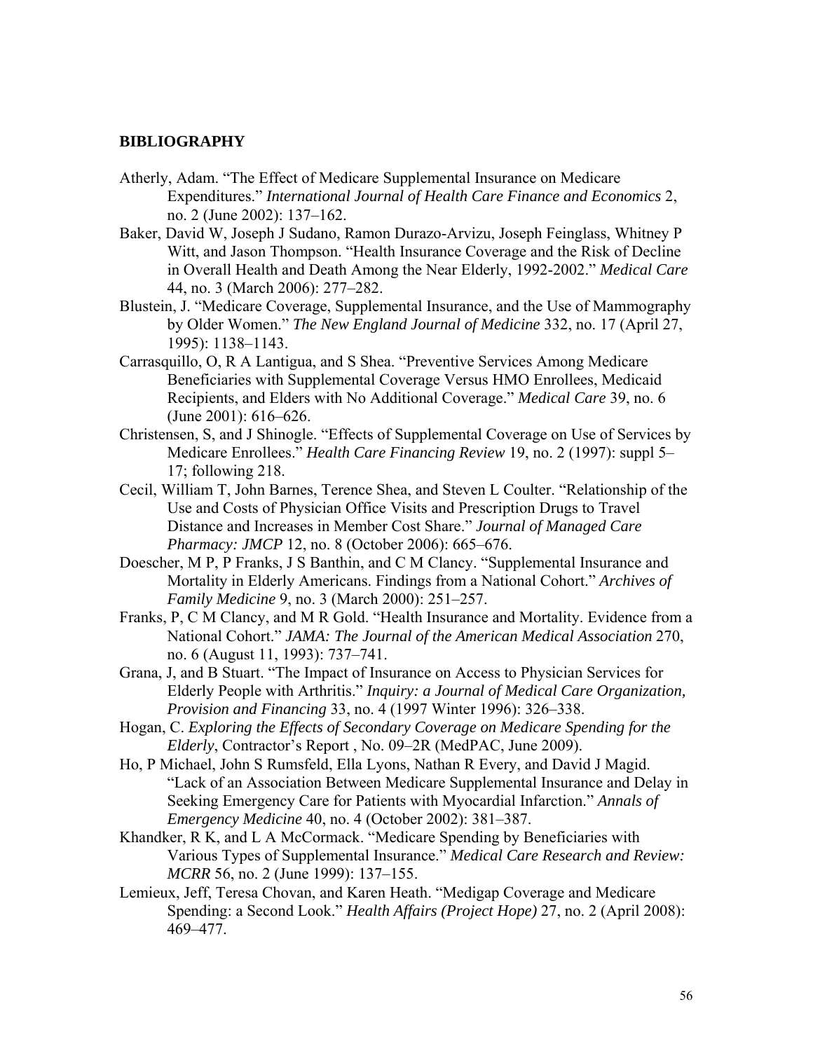**BIBLIOGRAPHY**

Atherly, Adam. "The Effect of Medicare Supplemental Insurance on Medicare Expenditures." *International Journal of Health Care Finance and Economics* 2, no. 2 (June 2002): 137–162.

Baker, David W, Joseph J Sudano, Ramon Durazo-Arvizu, Joseph Feinglass, Whitney P Witt, and Jason Thompson. "Health Insurance Coverage and the Risk of Decline in Overall Health and Death Among the Near Elderly, 1992-2002." *Medical Care* 44, no. 3 (March 2006): 277–282.

Blustein, J. "Medicare Coverage, Supplemental Insurance, and the Use of Mammography by Older Women." *The New England Journal of Medicine* 332, no. 17 (April 27, 1995): 1138–1143.

Carrasquillo, O, R A Lantigua, and S Shea. "Preventive Services Among Medicare Beneficiaries with Supplemental Coverage Versus HMO Enrollees, Medicaid Recipients, and Elders with No Additional Coverage." *Medical Care* 39, no. 6 (June 2001): 616–626.

Christensen, S, and J Shinogle. "Effects of Supplemental Coverage on Use of Services by Medicare Enrollees." *Health Care Financing Review* 19, no. 2 (1997): suppl 5–17; following 218.

Cecil, William T, John Barnes, Terence Shea, and Steven L Coulter. "Relationship of the Use and Costs of Physician Office Visits and Prescription Drugs to Travel Distance and Increases in Member Cost Share." *Journal of Managed Care Pharmacy: JMCP* 12, no. 8 (October 2006): 665–676.

Doescher, M P, P Franks, J S Banthin, and C M Clancy. "Supplemental Insurance and Mortality in Elderly Americans. Findings from a National Cohort." *Archives of Family Medicine* 9, no. 3 (March 2000): 251–257.

Franks, P, C M Clancy, and M R Gold. "Health Insurance and Mortality. Evidence from a National Cohort." *JAMA: The Journal of the American Medical Association* 270, no. 6 (August 11, 1993): 737–741.

Grana, J, and B Stuart. "The Impact of Insurance on Access to Physician Services for Elderly People with Arthritis." *Inquiry: a Journal of Medical Care Organization, Provision and Financing* 33, no. 4 (1997 Winter 1996): 326–338.

Hogan, C. *Exploring the Effects of Secondary Coverage on Medicare Spending for the Elderly*, Contractor's Report , No. 09–2R (MedPAC, June 2009).

Ho, P Michael, John S Rumsfeld, Ella Lyons, Nathan R Every, and David J Magid. "Lack of an Association Between Medicare Supplemental Insurance and Delay in Seeking Emergency Care for Patients with Myocardial Infarction." *Annals of Emergency Medicine* 40, no. 4 (October 2002): 381–387.

Khandker, R K, and L A McCormack. "Medicare Spending by Beneficiaries with Various Types of Supplemental Insurance." *Medical Care Research and Review: MCRR* 56, no. 2 (June 1999): 137–155.

Lemieux, Jeff, Teresa Chovan, and Karen Heath. "Medigap Coverage and Medicare Spending: a Second Look." *Health Affairs (Project Hope)* 27, no. 2 (April 2008): 469–477.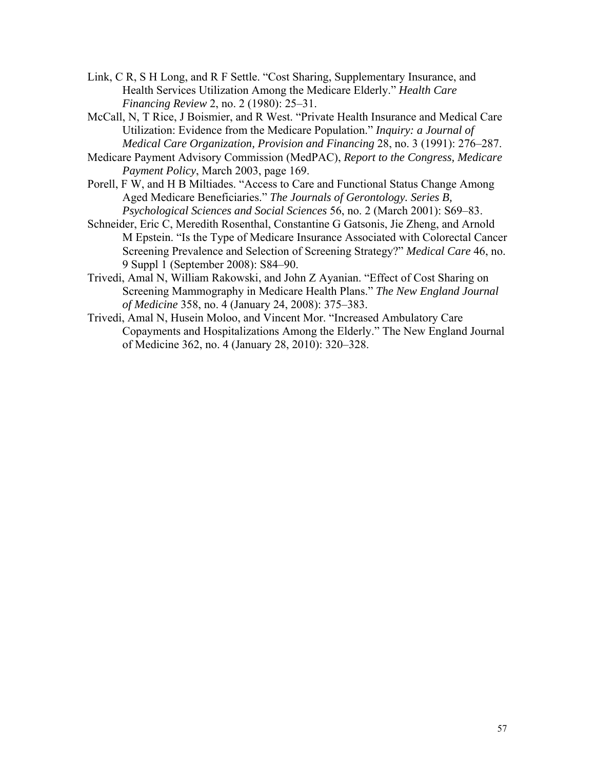Link, C R, S H Long, and R F Settle. "Cost Sharing, Supplementary Insurance, and Health Services Utilization Among the Medicare Elderly." *Health Care Financing Review* 2, no. 2 (1980): 25–31.

McCall, N, T Rice, J Boismier, and R West. "Private Health Insurance and Medical Care Utilization: Evidence from the Medicare Population." *Inquiry: a Journal of Medical Care Organization, Provision and Financing* 28, no. 3 (1991): 276–287.

Medicare Payment Advisory Commission (MedPAC), *Report to the Congress, Medicare Payment Policy*, March 2003, page 169.

Porell, F W, and H B Miltiades. "Access to Care and Functional Status Change Among Aged Medicare Beneficiaries." *The Journals of Gerontology. Series B, Psychological Sciences and Social Sciences* 56, no. 2 (March 2001): S69–83.

Schneider, Eric C, Meredith Rosenthal, Constantine G Gatsonis, Jie Zheng, and Arnold M Epstein. "Is the Type of Medicare Insurance Associated with Colorectal Cancer Screening Prevalence and Selection of Screening Strategy?" *Medical Care* 46, no. 9 Suppl 1 (September 2008): S84–90.

Trivedi, Amal N, William Rakowski, and John Z Ayanian. "Effect of Cost Sharing on Screening Mammography in Medicare Health Plans." *The New England Journal of Medicine* 358, no. 4 (January 24, 2008): 375–383.

Trivedi, Amal N, Husein Moloo, and Vincent Mor. "Increased Ambulatory Care Copayments and Hospitalizations Among the Elderly." The New England Journal of Medicine 362, no. 4 (January 28, 2010): 320–328.